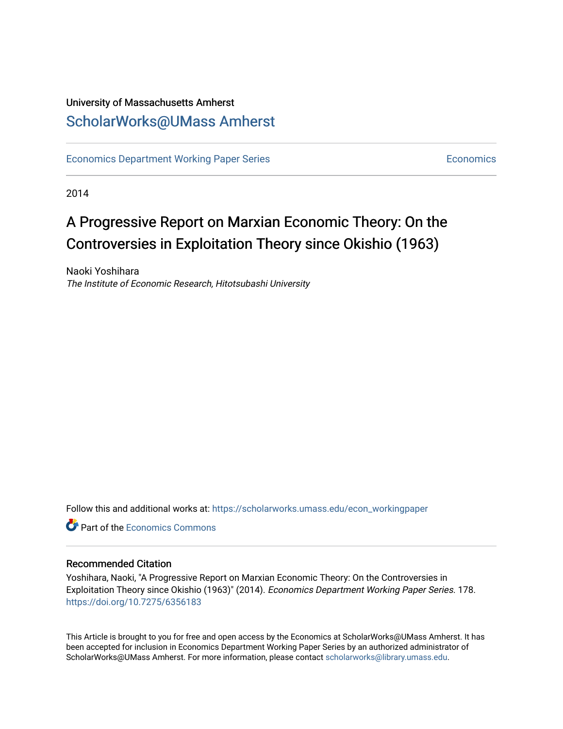University of Massachusetts Amherst

ScholarWorks@UMass Amherst

Economics Department Working Paper Series

Economics

2014

# A Progressive Report on Marxian Economic Theory: On the Controversies in Exploitation Theory since Okishio (1963)

Naoki Yoshihara

*The Institute of Economic Research, Hitotsubashi University*

Follow this and additional works at: https://scholarworks.umass.edu/econ_workingpaper

Part of the Economics Commons

## Recommended Citation

Yoshihara, Naoki, "A Progressive Report on Marxian Economic Theory: On the Controversies in Exploitation Theory since Okishio (1963)" (2014). *Economics Department Working Paper Series*. 178.
https://doi.org/10.7275/6356183

This Article is brought to you for free and open access by the Economics at ScholarWorks@UMass Amherst. It has been accepted for inclusion in Economics Department Working Paper Series by an authorized administrator of ScholarWorks@UMass Amherst. For more information, please contact scholarworks@library.umass.edu.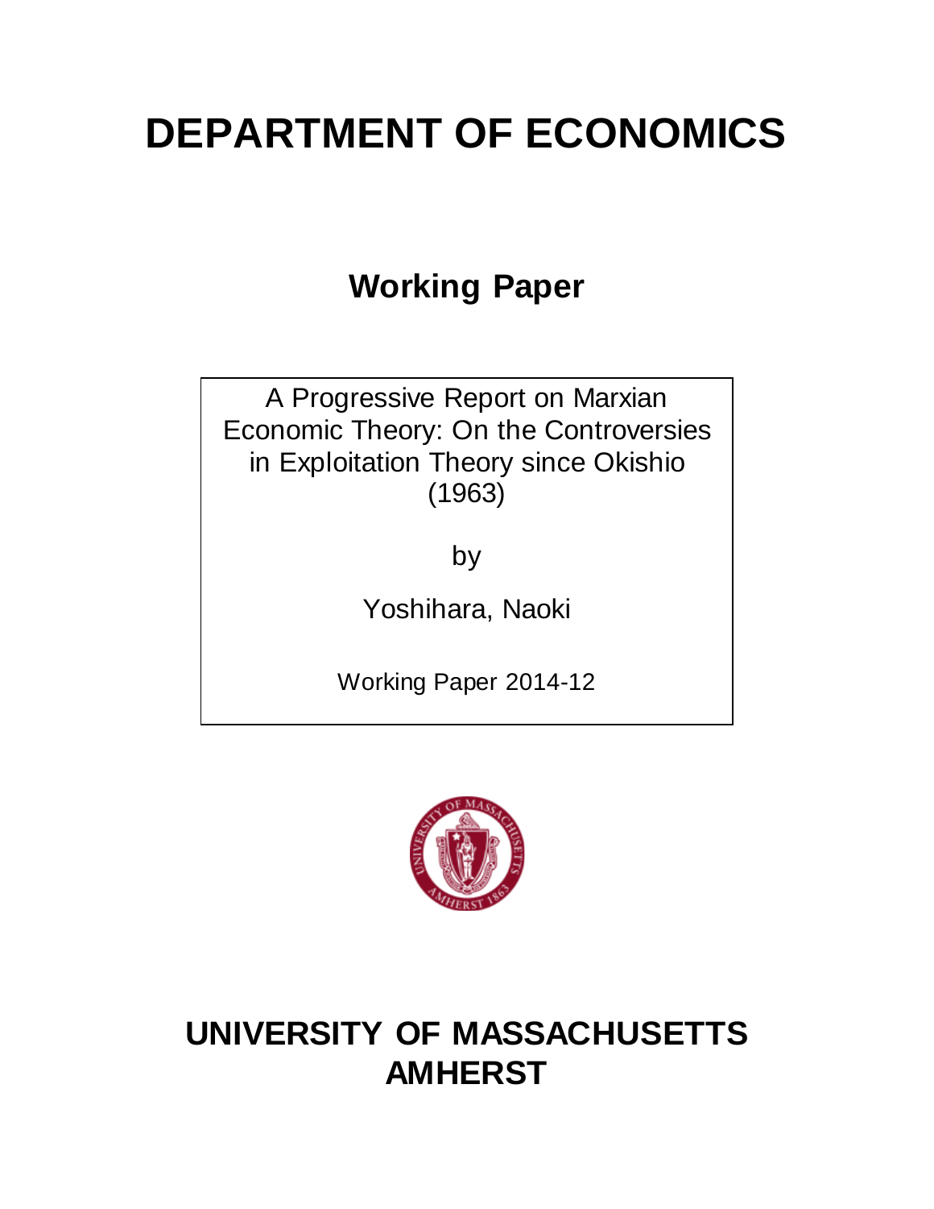# DEPARTMENT OF ECONOMICS

## Working Paper

A Progressive Report on Marxian Economic Theory: On the Controversies in Exploitation Theory since Okishio (1963)

by

Yoshihara, Naoki

Working Paper 2014-12

## UNIVERSITY OF MASSACHUSETTS AMHERST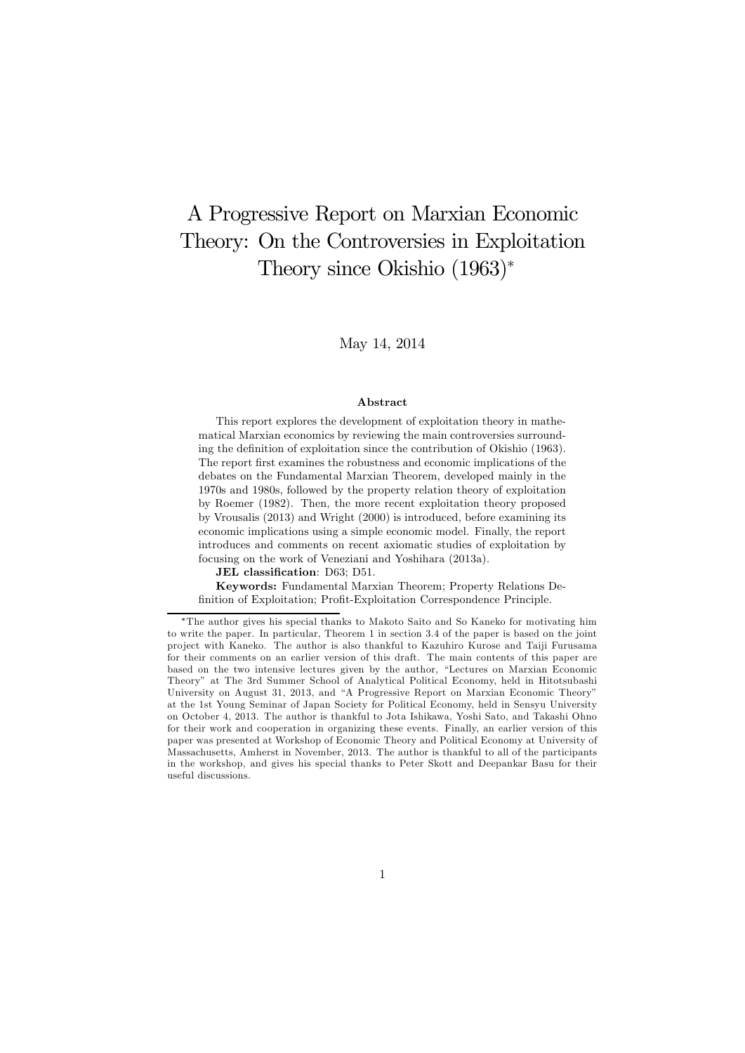# A Progressive Report on Marxian Economic Theory: On the Controversies in Exploitation Theory since Okishio (1963)*

May 14, 2014

### Abstract

This report explores the development of exploitation theory in mathematical Marxian economics by reviewing the main controversies surrounding the definition of exploitation since the contribution of Okishio (1963). The report first examines the robustness and economic implications of the debates on the Fundamental Marxian Theorem, developed mainly in the 1970s and 1980s, followed by the property relation theory of exploitation by Roemer (1982). Then, the more recent exploitation theory proposed by Vrousalis (2013) and Wright (2000) is introduced, before examining its economic implications using a simple economic model. Finally, the report introduces and comments on recent axiomatic studies of exploitation by focusing on the work of Veneziani and Yoshihara (2013a).

**JEL classification**: D63; D51.

**Keywords:** Fundamental Marxian Theorem; Property Relations Definition of Exploitation; Profit-Exploitation Correspondence Principle.

---

*The author gives his special thanks to Makoto Saito and So Kaneko for motivating him to write the paper. In particular, Theorem 1 in section 3.4 of the paper is based on the joint project with Kaneko. The author is also thankful to Kazuhiro Kurose and Taiji Furusama for their comments on an earlier version of this draft. The main contents of this paper are based on the two intensive lectures given by the author, "Lectures on Marxian Economic Theory" at The 3rd Summer School of Analytical Political Economy, held in Hitotsubashi University on August 31, 2013, and "A Progressive Report on Marxian Economic Theory" at the 1st Young Seminar of Japan Society for Political Economy, held in Sensyu University on October 4, 2013. The author is thankful to Jota Ishikawa, Yoshi Sato, and Takashi Ohno for their work and cooperation in organizing these events. Finally, an earlier version of this paper was presented at Workshop of Economic Theory and Political Economy at University of Massachusetts, Amherst in November, 2013. The author is thankful to all of the participants in the workshop, and gives his special thanks to Peter Skott and Deepankar Basu for their useful discussions.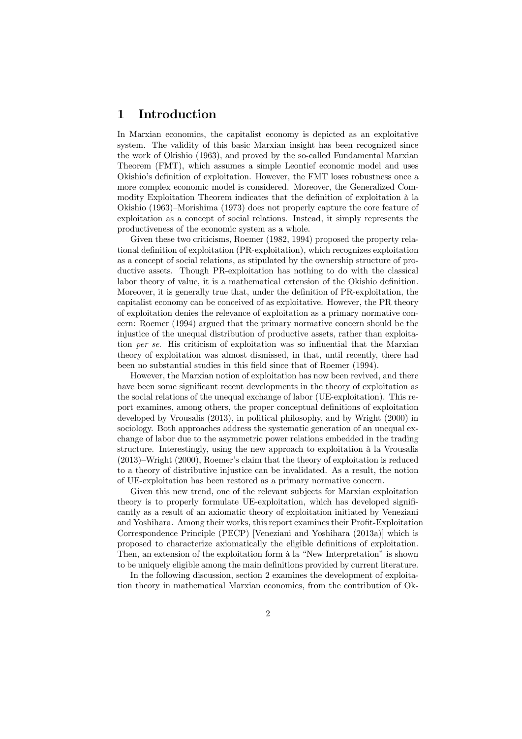# 1 Introduction

In Marxian economics, the capitalist economy is depicted as an exploitative system. The validity of this basic Marxian insight has been recognized since the work of Okishio (1963), and proved by the so-called Fundamental Marxian Theorem (FMT), which assumes a simple Leontief economic model and uses Okishio's definition of exploitation. However, the FMT loses robustness once a more complex economic model is considered. Moreover, the Generalized Commodity Exploitation Theorem indicates that the definition of exploitation à la Okishio (1963)–Morishima (1973) does not properly capture the core feature of exploitation as a concept of social relations. Instead, it simply represents the productiveness of the economic system as a whole.

Given these two criticisms, Roemer (1982, 1994) proposed the property relational definition of exploitation (PR-exploitation), which recognizes exploitation as a concept of social relations, as stipulated by the ownership structure of productive assets. Though PR-exploitation has nothing to do with the classical labor theory of value, it is a mathematical extension of the Okishio definition. Moreover, it is generally true that, under the definition of PR-exploitation, the capitalist economy can be conceived of as exploitative. However, the PR theory of exploitation denies the relevance of exploitation as a primary normative concern: Roemer (1994) argued that the primary normative concern should be the injustice of the unequal distribution of productive assets, rather than exploitation *per se*. His criticism of exploitation was so influential that the Marxian theory of exploitation was almost dismissed, in that, until recently, there had been no substantial studies in this field since that of Roemer (1994).

However, the Marxian notion of exploitation has now been revived, and there have been some significant recent developments in the theory of exploitation as the social relations of the unequal exchange of labor (UE-exploitation). This report examines, among others, the proper conceptual definitions of exploitation developed by Vrousalis (2013), in political philosophy, and by Wright (2000) in sociology. Both approaches address the systematic generation of an unequal exchange of labor due to the asymmetric power relations embedded in the trading structure. Interestingly, using the new approach to exploitation à la Vrousalis (2013)–Wright (2000), Roemer's claim that the theory of exploitation is reduced to a theory of distributive injustice can be invalidated. As a result, the notion of UE-exploitation has been restored as a primary normative concern.

Given this new trend, one of the relevant subjects for Marxian exploitation theory is to properly formulate UE-exploitation, which has developed significantly as a result of an axiomatic theory of exploitation initiated by Veneziani and Yoshihara. Among their works, this report examines their Profit-Exploitation Correspondence Principle (PECP) [Veneziani and Yoshihara (2013a)] which is proposed to characterize axiomatically the eligible definitions of exploitation. Then, an extension of the exploitation form à la "New Interpretation" is shown to be uniquely eligible among the main definitions provided by current literature.

In the following discussion, section 2 examines the development of exploitation theory in mathematical Marxian economics, from the contribution of Ok-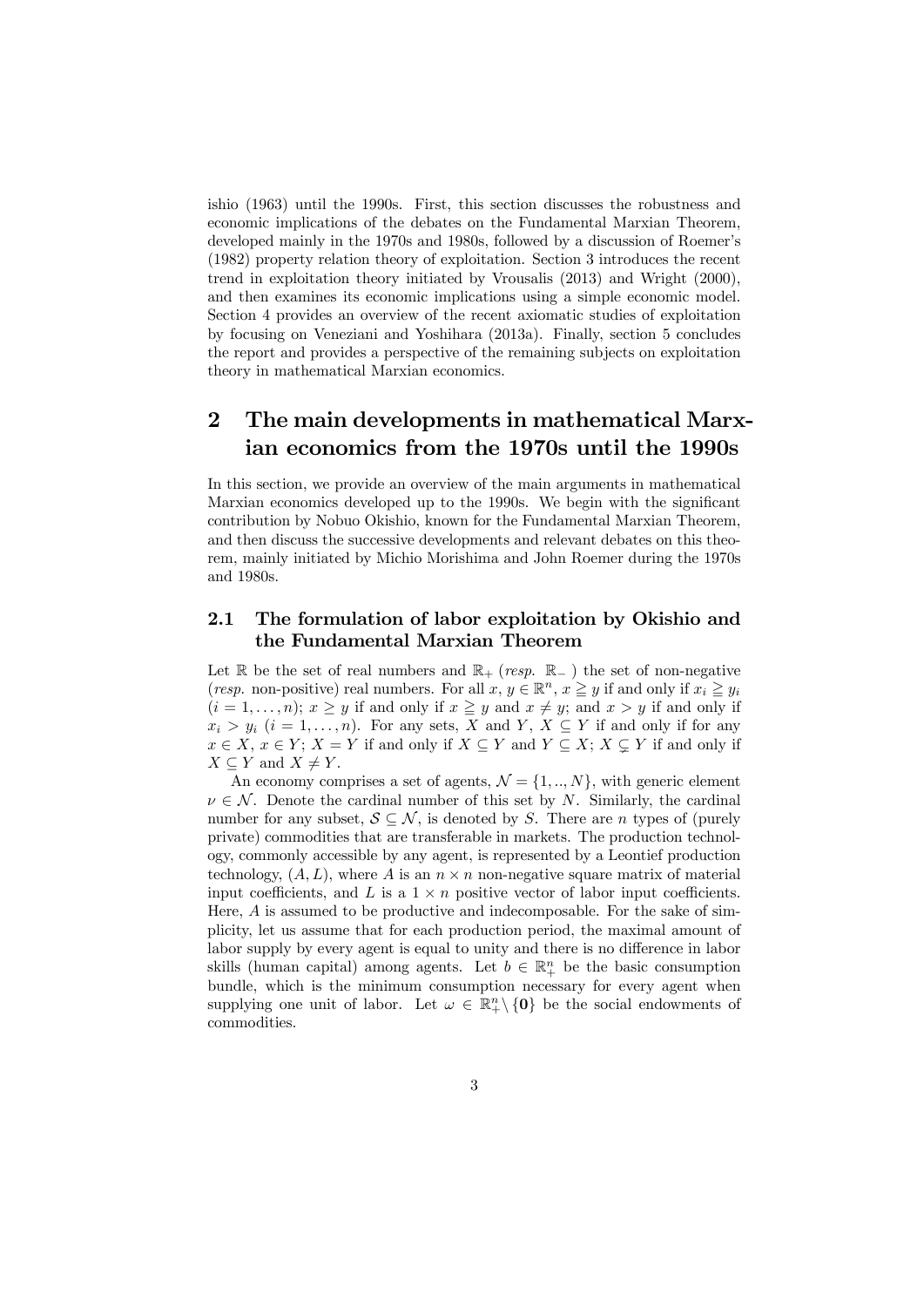ishio (1963) until the 1990s. First, this section discusses the robustness and economic implications of the debates on the Fundamental Marxian Theorem, developed mainly in the 1970s and 1980s, followed by a discussion of Roemer's (1982) property relation theory of exploitation. Section 3 introduces the recent trend in exploitation theory initiated by Vrousalis (2013) and Wright (2000), and then examines its economic implications using a simple economic model. Section 4 provides an overview of the recent axiomatic studies of exploitation by focusing on Veneziani and Yoshihara (2013a). Finally, section 5 concludes the report and provides a perspective of the remaining subjects on exploitation theory in mathematical Marxian economics.

## 2 The main developments in mathematical Marxian economics from the 1970s until the 1990s

In this section, we provide an overview of the main arguments in mathematical Marxian economics developed up to the 1990s. We begin with the significant contribution by Nobuo Okishio, known for the Fundamental Marxian Theorem, and then discuss the successive developments and relevant debates on this theorem, mainly initiated by Michio Morishima and John Roemer during the 1970s and 1980s.

### 2.1 The formulation of labor exploitation by Okishio and the Fundamental Marxian Theorem

Let $\mathbb{R}$ be the set of real numbers and $\mathbb{R}_+$ (*resp.* $\mathbb{R}_-$ ) the set of non-negative (*resp.* non-positive) real numbers. For all $x, y \in \mathbb{R}^n$, $x \geqq y$ if and only if $x_i \geqq y_i$ $(i = 1, \ldots, n)$; $x \geq y$ if and only if $x \geqq y$ and $x \neq y$; and $x > y$ if and only if $x_i > y_i$ $(i = 1, \ldots, n)$. For any sets, $X$ and $Y$, $X \subseteq Y$ if and only if for any $x \in X$, $x \in Y$; $X = Y$ if and only if $X \subseteq Y$ and $Y \subseteq X$; $X \subsetneq Y$ if and only if $X \subseteq Y$ and $X \neq Y$.

An economy comprises a set of agents, $\mathcal{N} = \{1, .., N\}$, with generic element $\nu \in \mathcal{N}$. Denote the cardinal number of this set by $N$. Similarly, the cardinal number for any subset, $\mathcal{S} \subseteq \mathcal{N}$, is denoted by $S$. There are $n$ types of (purely private) commodities that are transferable in markets. The production technology, commonly accessible by any agent, is represented by a Leontief production technology, $(A, L)$, where $A$ is an $n \times n$ non-negative square matrix of material input coefficients, and $L$ is a $1 \times n$ positive vector of labor input coefficients. Here, $A$ is assumed to be productive and indecomposable. For the sake of simplicity, let us assume that for each production period, the maximal amount of labor supply by every agent is equal to unity and there is no difference in labor skills (human capital) among agents. Let $b \in \mathbb{R}^n_+$ be the basic consumption bundle, which is the minimum consumption necessary for every agent when supplying one unit of labor. Let $\omega \in \mathbb{R}^n_+ \backslash \{\mathbf{0}\}$ be the social endowments of commodities.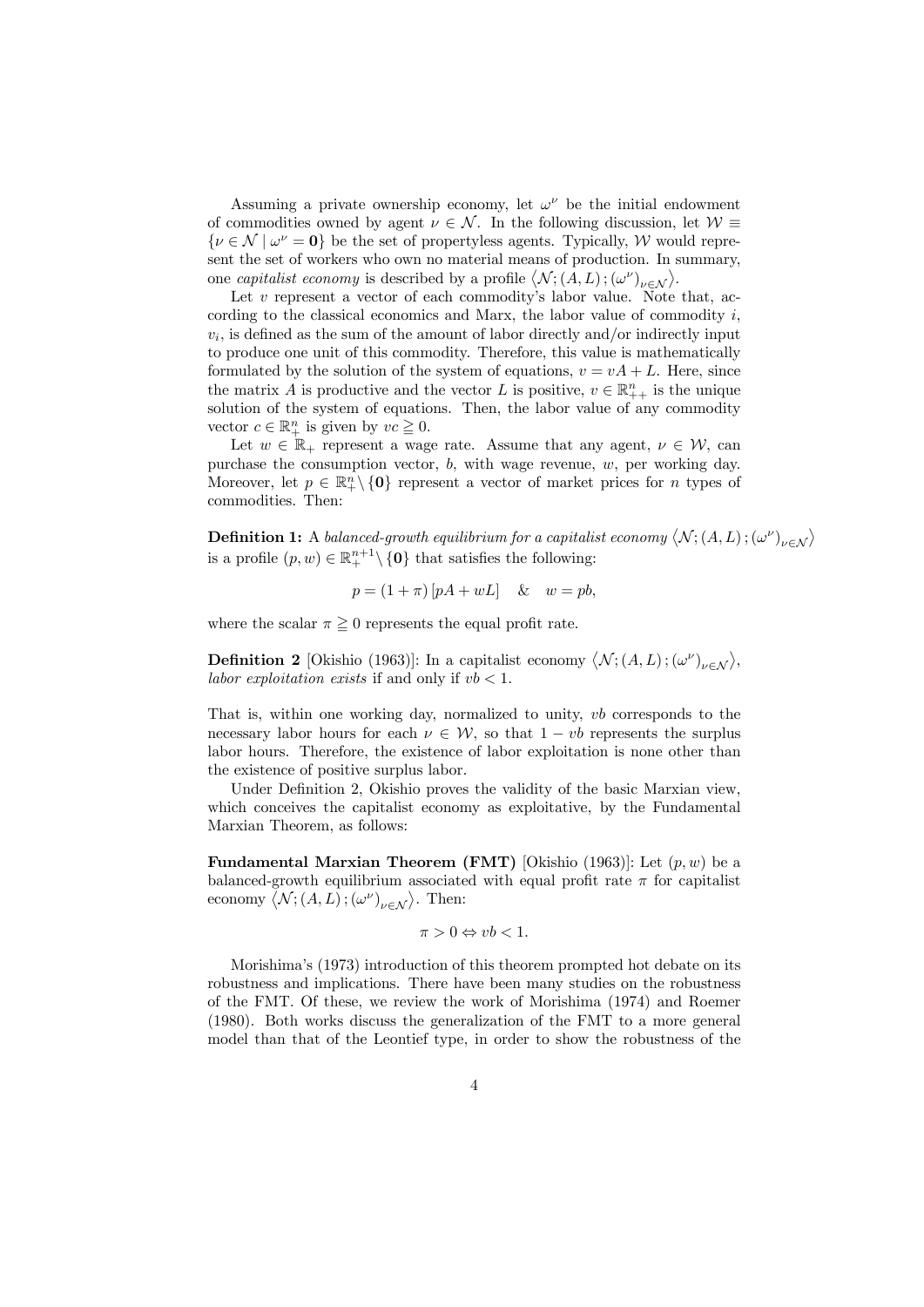Assuming a private ownership economy, let $\omega^{\nu}$ be the initial endowment of commodities owned by agent $\nu \in \mathcal{N}$. In the following discussion, let $\mathcal{W} \equiv \{\nu \in \mathcal{N} \mid \omega^{\nu} = \mathbf{0}\}$ be the set of propertyless agents. Typically, $\mathcal{W}$ would represent the set of workers who own no material means of production. In summary, one *capitalist economy* is described by a profile $\left\langle \mathcal{N}; (A, L); (\omega^{\nu})_{\nu \in \mathcal{N}} \right\rangle$.

Let $v$ represent a vector of each commodity's labor value. Note that, according to the classical economics and Marx, the labor value of commodity $i$, $v_i$, is defined as the sum of the amount of labor directly and/or indirectly input to produce one unit of this commodity. Therefore, this value is mathematically formulated by the solution of the system of equations, $v = vA + L$. Here, since the matrix $A$ is productive and the vector $L$ is positive, $v \in \mathbb{R}^n_{++}$ is the unique solution of the system of equations. Then, the labor value of any commodity vector $c \in \mathbb{R}^n_+$ is given by $vc \geqq 0$.

Let $w \in \mathbb{R}_+$ represent a wage rate. Assume that any agent, $\nu \in \mathcal{W}$, can purchase the consumption vector, $b$, with wage revenue, $w$, per working day. Moreover, let $p \in \mathbb{R}^n_+ \backslash \{\mathbf{0}\}$ represent a vector of market prices for $n$ types of commodities. Then:

**Definition 1:** A *balanced-growth equilibrium for a capitalist economy* $\left\langle \mathcal{N}; (A, L); (\omega^{\nu})_{\nu \in \mathcal{N}} \right\rangle$ is a profile $(p, w) \in \mathbb{R}^{n+1}_+ \backslash \{\mathbf{0}\}$ that satisfies the following:

$$p = (1 + \pi)[pA + wL] \quad \& \quad w = pb,$$

where the scalar $\pi \geqq 0$ represents the equal profit rate.

**Definition 2** [Okishio (1963)]: In a capitalist economy $\left\langle \mathcal{N}; (A, L); (\omega^{\nu})_{\nu \in \mathcal{N}} \right\rangle$, *labor exploitation exists* if and only if $vb < 1$.

That is, within one working day, normalized to unity, $vb$ corresponds to the necessary labor hours for each $\nu \in \mathcal{W}$, so that $1 - vb$ represents the surplus labor hours. Therefore, the existence of labor exploitation is none other than the existence of positive surplus labor.

Under Definition 2, Okishio proves the validity of the basic Marxian view, which conceives the capitalist economy as exploitative, by the Fundamental Marxian Theorem, as follows:

**Fundamental Marxian Theorem (FMT)** [Okishio (1963)]: Let $(p, w)$ be a balanced-growth equilibrium associated with equal profit rate $\pi$ for capitalist economy $\left\langle \mathcal{N}; (A, L); (\omega^{\nu})_{\nu \in \mathcal{N}} \right\rangle$. Then:

$$\pi > 0 \Leftrightarrow vb < 1.$$

Morishima's (1973) introduction of this theorem prompted hot debate on its robustness and implications. There have been many studies on the robustness of the FMT. Of these, we review the work of Morishima (1974) and Roemer (1980). Both works discuss the generalization of the FMT to a more general model than that of the Leontief type, in order to show the robustness of the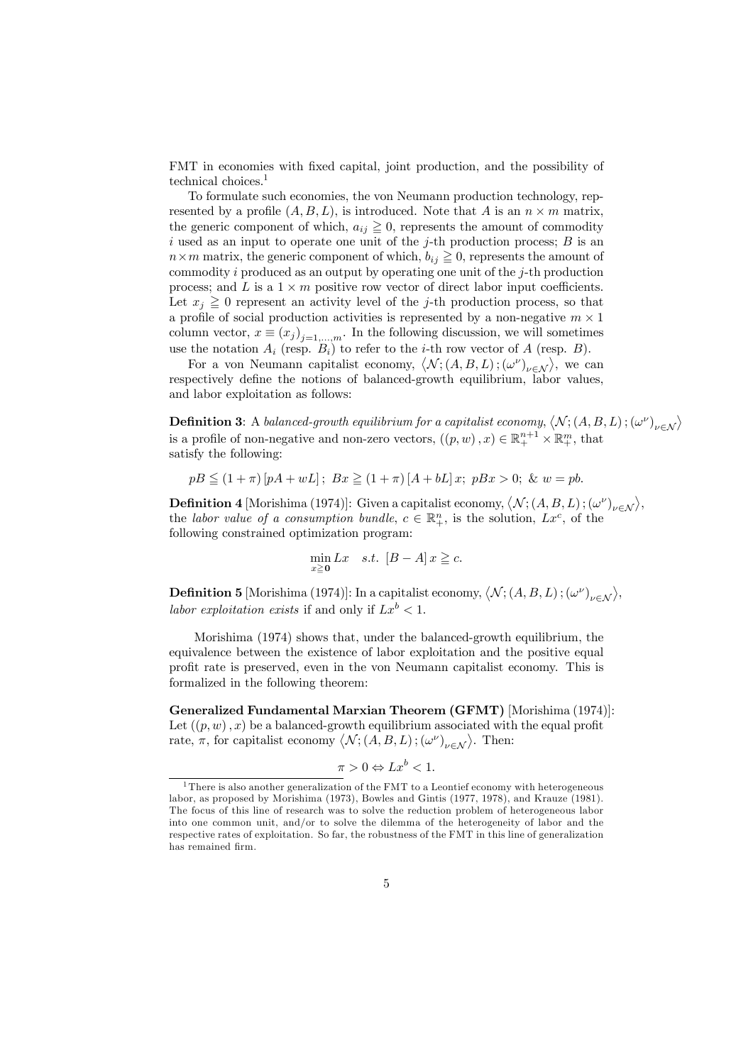FMT in economies with fixed capital, joint production, and the possibility of technical choices.[1]

To formulate such economies, the von Neumann production technology, represented by a profile $(A, B, L)$, is introduced. Note that $A$ is an $n \times m$ matrix, the generic component of which, $a_{ij} \geqq 0$, represents the amount of commodity $i$ used as an input to operate one unit of the $j$-th production process; $B$ is an $n \times m$ matrix, the generic component of which, $b_{ij} \geqq 0$, represents the amount of commodity $i$ produced as an output by operating one unit of the $j$-th production process; and $L$ is a $1 \times m$ positive row vector of direct labor input coefficients. Let $x_j \geqq 0$ represent an activity level of the $j$-th production process, so that a profile of social production activities is represented by a non-negative $m \times 1$ column vector, $x \equiv (x_j)_{j=1,\ldots,m}$. In the following discussion, we will sometimes use the notation $A_i$ (resp. $B_i$) to refer to the $i$-th row vector of $A$ (resp. $B$).

For a von Neumann capitalist economy, $\langle \mathcal{N}; (A, B, L); (\omega^\nu)_{\nu \in \mathcal{N}} \rangle$, we can respectively define the notions of balanced-growth equilibrium, labor values, and labor exploitation as follows:

**Definition 3**: A *balanced-growth equilibrium for a capitalist economy,* $\langle \mathcal{N}; (A, B, L); (\omega^\nu)_{\nu \in \mathcal{N}} \rangle$ is a profile of non-negative and non-zero vectors, $((p, w), x) \in \mathbb{R}^{n+1}_+ \times \mathbb{R}^m_+$, that satisfy the following:

$$pB \leqq (1 + \pi)[pA + wL]; \; Bx \geqq (1 + \pi)[A + bL]x; \; pBx > 0; \; \& \; w = pb.$$

**Definition 4** [Morishima (1974)]: Given a capitalist economy, $\langle \mathcal{N}; (A, B, L); (\omega^\nu)_{\nu \in \mathcal{N}} \rangle$, the *labor value of a consumption bundle,* $c \in \mathbb{R}^n_+$, is the solution, $Lx^c$, of the following constrained optimization program:

$$\min_{x \geqq \mathbf{0}} Lx \quad s.t. \; [B - A]x \geqq c.$$

**Definition 5** [Morishima (1974)]: In a capitalist economy, $\langle \mathcal{N}; (A, B, L); (\omega^\nu)_{\nu \in \mathcal{N}} \rangle$, *labor exploitation exists* if and only if $Lx^b < 1$.

Morishima (1974) shows that, under the balanced-growth equilibrium, the equivalence between the existence of labor exploitation and the positive equal profit rate is preserved, even in the von Neumann capitalist economy. This is formalized in the following theorem:

**Generalized Fundamental Marxian Theorem (GFMT)** [Morishima (1974)]: Let $((p, w), x)$ be a balanced-growth equilibrium associated with the equal profit rate, $\pi$, for capitalist economy $\langle \mathcal{N}; (A, B, L); (\omega^\nu)_{\nu \in \mathcal{N}} \rangle$. Then:

$$\pi > 0 \Leftrightarrow Lx^b < 1.$$

[1] There is also another generalization of the FMT to a Leontief economy with heterogeneous labor, as proposed by Morishima (1973), Bowles and Gintis (1977, 1978), and Krauze (1981). The focus of this line of research was to solve the reduction problem of heterogeneous labor into one common unit, and/or to solve the dilemma of the heterogeneity of labor and the respective rates of exploitation. So far, the robustness of the FMT in this line of generalization has remained firm.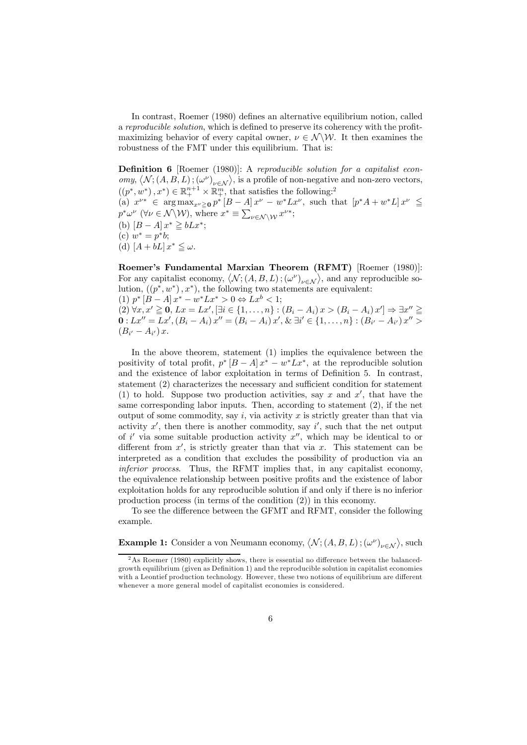In contrast, Roemer (1980) defines an alternative equilibrium notion, called a *reproducible solution*, which is defined to preserve its coherency with the profit-maximizing behavior of every capital owner, $\nu \in \mathcal{N} \backslash \mathcal{W}$. It then examines the robustness of the FMT under this equilibrium. That is:

**Definition 6** [Roemer (1980)]: A *reproducible solution for a capitalist economy*, $\langle \mathcal{N}; (A, B, L); (\omega^{\nu})_{\nu \in \mathcal{N}} \rangle$, is a profile of non-negative and non-zero vectors, $((p^*, w^*), x^*) \in \mathbb{R}_+^{n+1} \times \mathbb{R}_+^m$, that satisfies the following:[2]
(a) $x^{\nu *} \in \arg\max_{x^{\nu} \geqq \mathbf{0}} p^* [B - A] x^{\nu} - w^* L x^{\nu}$, such that $[p^* A + w^* L] x^{\nu} \leqq p^* \omega^{\nu}$ $(\forall \nu \in \mathcal{N} \backslash \mathcal{W})$, where $x^* \equiv \sum_{\nu \in \mathcal{N} \backslash \mathcal{W}} x^{\nu *}$;
(b) $[B - A] x^* \geqq b L x^*$;
(c) $w^* = p^* b$;
(d) $[A + bL] x^* \leqq \omega$.

**Roemer's Fundamental Marxian Theorem (RFMT)** [Roemer (1980)]: For any capitalist economy, $\langle \mathcal{N}; (A, B, L); (\omega^{\nu})_{\nu \in \mathcal{N}} \rangle$, and any reproducible solution, $((p^*, w^*), x^*)$, the following two statements are equivalent:
(1) $p^* [B - A] x^* - w^* L x^* > 0 \Leftrightarrow L x^b < 1$;
(2) $\forall x, x' \geqq \mathbf{0}$, $Lx = Lx'$, $[\exists i \in \{1, \ldots, n\} : (B_i - A_i) x > (B_i - A_i) x'] \Rightarrow \exists x'' \geqq \mathbf{0} : Lx'' = Lx', (B_i - A_i) x'' = (B_i - A_i) x', \& \; \exists i' \in \{1, \ldots, n\} : (B_{i'} - A_{i'}) x'' > (B_{i'} - A_{i'}) x$.

In the above theorem, statement (1) implies the equivalence between the positivity of total profit, $p^* [B - A] x^* - w^* L x^*$, at the reproducible solution and the existence of labor exploitation in terms of Definition 5. In contrast, statement (2) characterizes the necessary and sufficient condition for statement (1) to hold. Suppose two production activities, say $x$ and $x'$, that have the same corresponding labor inputs. Then, according to statement (2), if the net output of some commodity, say $i$, via activity $x$ is strictly greater than that via activity $x'$, then there is another commodity, say $i'$, such that the net output of $i'$ via some suitable production activity $x''$, which may be identical to or different from $x'$, is strictly greater than that via $x$. This statement can be interpreted as a condition that excludes the possibility of production via an *inferior process*. Thus, the RFMT implies that, in any capitalist economy, the equivalence relationship between positive profits and the existence of labor exploitation holds for any reproducible solution if and only if there is no inferior production process (in terms of the condition (2)) in this economy.

To see the difference between the GFMT and RFMT, consider the following example.

**Example 1:** Consider a von Neumann economy, $\langle \mathcal{N}; (A, B, L); (\omega^{\nu})_{\nu \in \mathcal{N}} \rangle$, such

[2] As Roemer (1980) explicitly shows, there is essential no difference between the balanced-growth equilibrium (given as Definition 1) and the reproducible solution in capitalist economies with a Leontief production technology. However, these two notions of equilibrium are different whenever a more general model of capitalist economies is considered.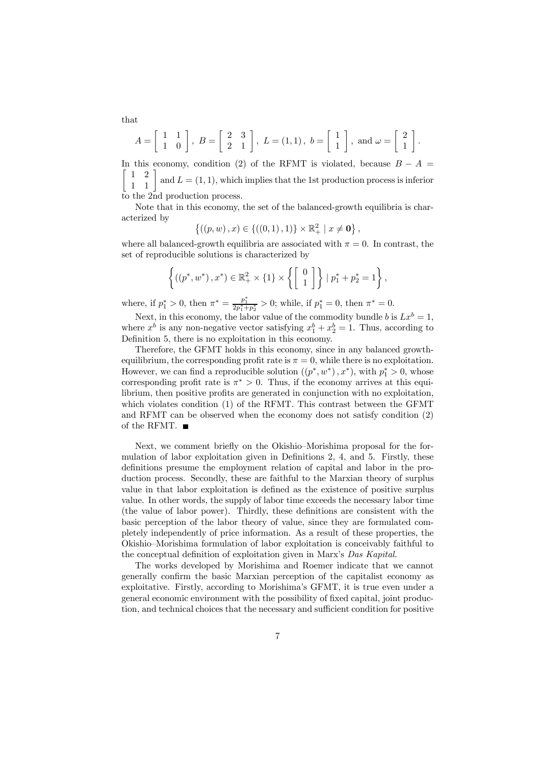that

$$A = \begin{bmatrix} 1 & 1 \\ 1 & 0 \end{bmatrix},\ B = \begin{bmatrix} 2 & 3 \\ 2 & 1 \end{bmatrix},\ L = (1,1),\ b = \begin{bmatrix} 1 \\ 1 \end{bmatrix},\ \text{and } \omega = \begin{bmatrix} 2 \\ 1 \end{bmatrix}.$$

In this economy, condition (2) of the RFMT is violated, because $B - A = \begin{bmatrix} 1 & 2 \\ 1 & 1 \end{bmatrix}$ and $L = (1,1)$, which implies that the 1st production process is inferior to the 2nd production process.

Note that in this economy, the set of the balanced-growth equilibria is characterized by

$$\left\{((p,w),x) \in \{((0,1),1)\} \times \mathbb{R}^2_+ \mid x \neq \mathbf{0}\right\},$$

where all balanced-growth equilibria are associated with $\pi = 0$. In contrast, the set of reproducible solutions is characterized by

$$\left\{((p^*,w^*),x^*) \in \mathbb{R}^2_+ \times \{1\} \times \left\{\begin{bmatrix} 0 \\ 1 \end{bmatrix}\right\} \mid p^*_1 + p^*_2 = 1\right\},$$

where, if $p^*_1 > 0$, then $\pi^* = \frac{p^*_1}{2p^*_1 + p^*_2} > 0$; while, if $p^*_1 = 0$, then $\pi^* = 0$.

Next, in this economy, the labor value of the commodity bundle $b$ is $Lx^b = 1$, where $x^b$ is any non-negative vector satisfying $x^b_1 + x^b_2 = 1$. Thus, according to Definition 5, there is no exploitation in this economy.

Therefore, the GFMT holds in this economy, since in any balanced growth-equilibrium, the corresponding profit rate is $\pi = 0$, while there is no exploitation. However, we can find a reproducible solution $((p^*,w^*),x^*)$, with $p^*_1 > 0$, whose corresponding profit rate is $\pi^* > 0$. Thus, if the economy arrives at this equilibrium, then positive profits are generated in conjunction with no exploitation, which violates condition (1) of the RFMT. This contrast between the GFMT and RFMT can be observed when the economy does not satisfy condition (2) of the RFMT. ∎

Next, we comment briefly on the Okishio–Morishima proposal for the formulation of labor exploitation given in Definitions 2, 4, and 5. Firstly, these definitions presume the employment relation of capital and labor in the production process. Secondly, these are faithful to the Marxian theory of surplus value in that labor exploitation is defined as the existence of positive surplus value. In other words, the supply of labor time exceeds the necessary labor time (the value of labor power). Thirdly, these definitions are consistent with the basic perception of the labor theory of value, since they are formulated completely independently of price information. As a result of these properties, the Okishio–Morishima formulation of labor exploitation is conceivably faithful to the conceptual definition of exploitation given in Marx's *Das Kapital*.

The works developed by Morishima and Roemer indicate that we cannot generally confirm the basic Marxian perception of the capitalist economy as exploitative. Firstly, according to Morishima's GFMT, it is true even under a general economic environment with the possibility of fixed capital, joint production, and technical choices that the necessary and sufficient condition for positive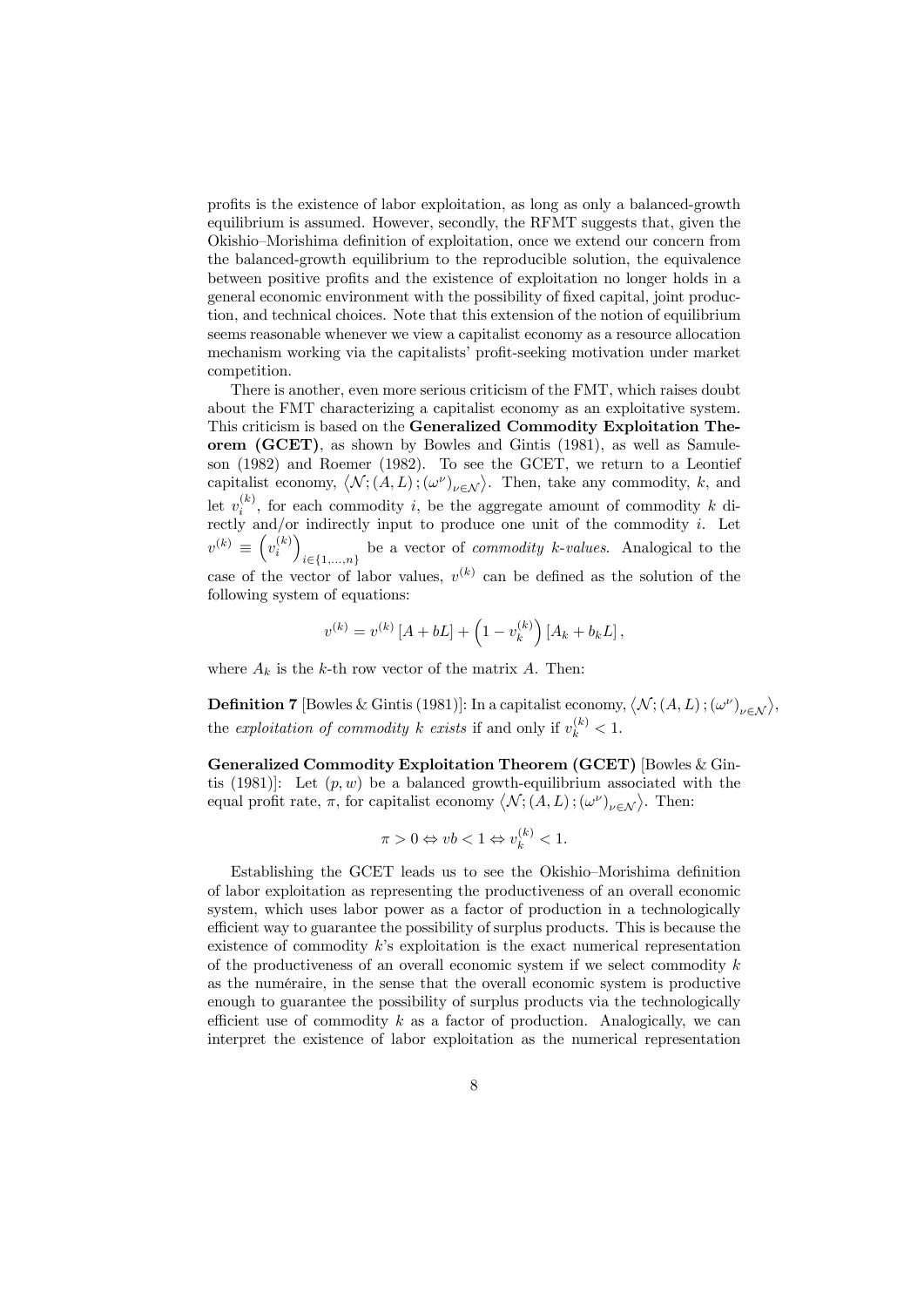profits is the existence of labor exploitation, as long as only a balanced-growth equilibrium is assumed. However, secondly, the RFMT suggests that, given the Okishio–Morishima definition of exploitation, once we extend our concern from the balanced-growth equilibrium to the reproducible solution, the equivalence between positive profits and the existence of exploitation no longer holds in a general economic environment with the possibility of fixed capital, joint production, and technical choices. Note that this extension of the notion of equilibrium seems reasonable whenever we view a capitalist economy as a resource allocation mechanism working via the capitalists' profit-seeking motivation under market competition.

There is another, even more serious criticism of the FMT, which raises doubt about the FMT characterizing a capitalist economy as an exploitative system. This criticism is based on the **Generalized Commodity Exploitation Theorem (GCET)**, as shown by Bowles and Gintis (1981), as well as Samuelson (1982) and Roemer (1982). To see the GCET, we return to a Leontief capitalist economy, $\left\langle \mathcal{N}; (A, L); (\omega^{\nu})_{\nu \in \mathcal{N}} \right\rangle$. Then, take any commodity, $k$, and let $v_i^{(k)}$, for each commodity $i$, be the aggregate amount of commodity $k$ directly and/or indirectly input to produce one unit of the commodity $i$. Let $v^{(k)} \equiv \left( v_i^{(k)} \right)_{i \in \{1, \ldots, n\}}$ be a vector of *commodity k-values*. Analogical to the case of the vector of labor values, $v^{(k)}$ can be defined as the solution of the following system of equations:

$$v^{(k)} = v^{(k)} [A + bL] + \left( 1 - v_k^{(k)} \right) [A_k + b_k L],$$

where $A_k$ is the $k$-th row vector of the matrix $A$. Then:

**Definition 7** [Bowles & Gintis (1981)]: In a capitalist economy, $\left\langle \mathcal{N}; (A, L); (\omega^{\nu})_{\nu \in \mathcal{N}} \right\rangle$, the *exploitation of commodity k exists* if and only if $v_k^{(k)} < 1$.

**Generalized Commodity Exploitation Theorem (GCET)** [Bowles & Gintis (1981)]: Let $(p, w)$ be a balanced growth-equilibrium associated with the equal profit rate, $\pi$, for capitalist economy $\left\langle \mathcal{N}; (A, L); (\omega^{\nu})_{\nu \in \mathcal{N}} \right\rangle$. Then:

$$\pi > 0 \Leftrightarrow vb < 1 \Leftrightarrow v_k^{(k)} < 1.$$

Establishing the GCET leads us to see the Okishio–Morishima definition of labor exploitation as representing the productiveness of an overall economic system, which uses labor power as a factor of production in a technologically efficient way to guarantee the possibility of surplus products. This is because the existence of commodity $k$'s exploitation is the exact numerical representation of the productiveness of an overall economic system if we select commodity $k$ as the numéraire, in the sense that the overall economic system is productive enough to guarantee the possibility of surplus products via the technologically efficient use of commodity $k$ as a factor of production. Analogically, we can interpret the existence of labor exploitation as the numerical representation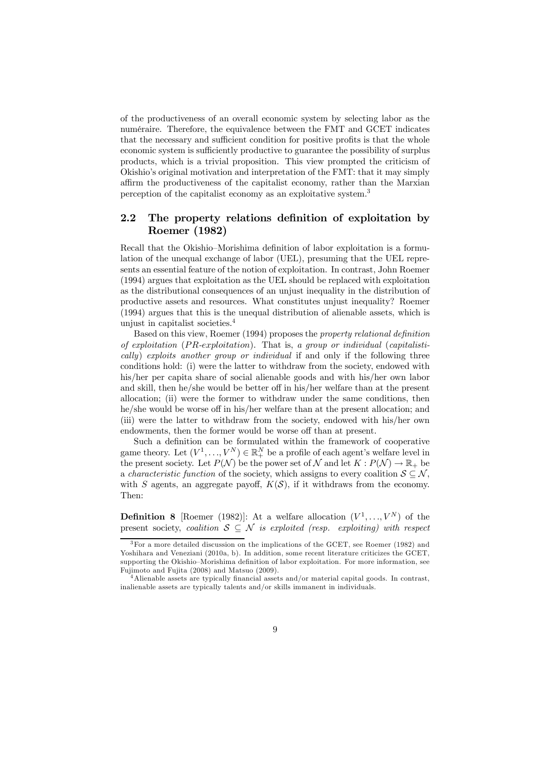of the productiveness of an overall economic system by selecting labor as the numéraire. Therefore, the equivalence between the FMT and GCET indicates that the necessary and sufficient condition for positive profits is that the whole economic system is sufficiently productive to guarantee the possibility of surplus products, which is a trivial proposition. This view prompted the criticism of Okishio's original motivation and interpretation of the FMT: that it may simply affirm the productiveness of the capitalist economy, rather than the Marxian perception of the capitalist economy as an exploitative system.[3]

## 2.2 The property relations definition of exploitation by Roemer (1982)

Recall that the Okishio–Morishima definition of labor exploitation is a formulation of the unequal exchange of labor (UEL), presuming that the UEL represents an essential feature of the notion of exploitation. In contrast, John Roemer (1994) argues that exploitation as the UEL should be replaced with exploitation as the distributional consequences of an unjust inequality in the distribution of productive assets and resources. What constitutes unjust inequality? Roemer (1994) argues that this is the unequal distribution of alienable assets, which is unjust in capitalist societies.[4]

Based on this view, Roemer (1994) proposes the *property relational definition of exploitation* (*PR-exploitation*). That is, *a group or individual* (*capitalistically*) *exploits another group or individual* if and only if the following three conditions hold: (i) were the latter to withdraw from the society, endowed with his/her per capita share of social alienable goods and with his/her own labor and skill, then he/she would be better off in his/her welfare than at the present allocation; (ii) were the former to withdraw under the same conditions, then he/she would be worse off in his/her welfare than at the present allocation; and (iii) were the latter to withdraw from the society, endowed with his/her own endowments, then the former would be worse off than at present.

Such a definition can be formulated within the framework of cooperative game theory. Let $(V^1, \ldots, V^N) \in \mathbb{R}_+^N$ be a profile of each agent's welfare level in the present society. Let $P(\mathcal{N})$ be the power set of $\mathcal{N}$ and let $K : P(\mathcal{N}) \to \mathbb{R}_+$ be a *characteristic function* of the society, which assigns to every coalition $\mathcal{S} \subseteq \mathcal{N}$, with $S$ agents, an aggregate payoff, $K(\mathcal{S})$, if it withdraws from the economy. Then:

**Definition 8** [Roemer (1982)]: At a welfare allocation $(V^1, \ldots, V^N)$ of the present society, *coalition* $\mathcal{S} \subseteq \mathcal{N}$ *is exploited (resp. exploiting) with respect*

---

[3] For a more detailed discussion on the implications of the GCET, see Roemer (1982) and Yoshihara and Veneziani (2010a, b). In addition, some recent literature criticizes the GCET, supporting the Okishio–Morishima definition of labor exploitation. For more information, see Fujimoto and Fujita (2008) and Matsuo (2009).

[4] Alienable assets are typically financial assets and/or material capital goods. In contrast, inalienable assets are typically talents and/or skills immanent in individuals.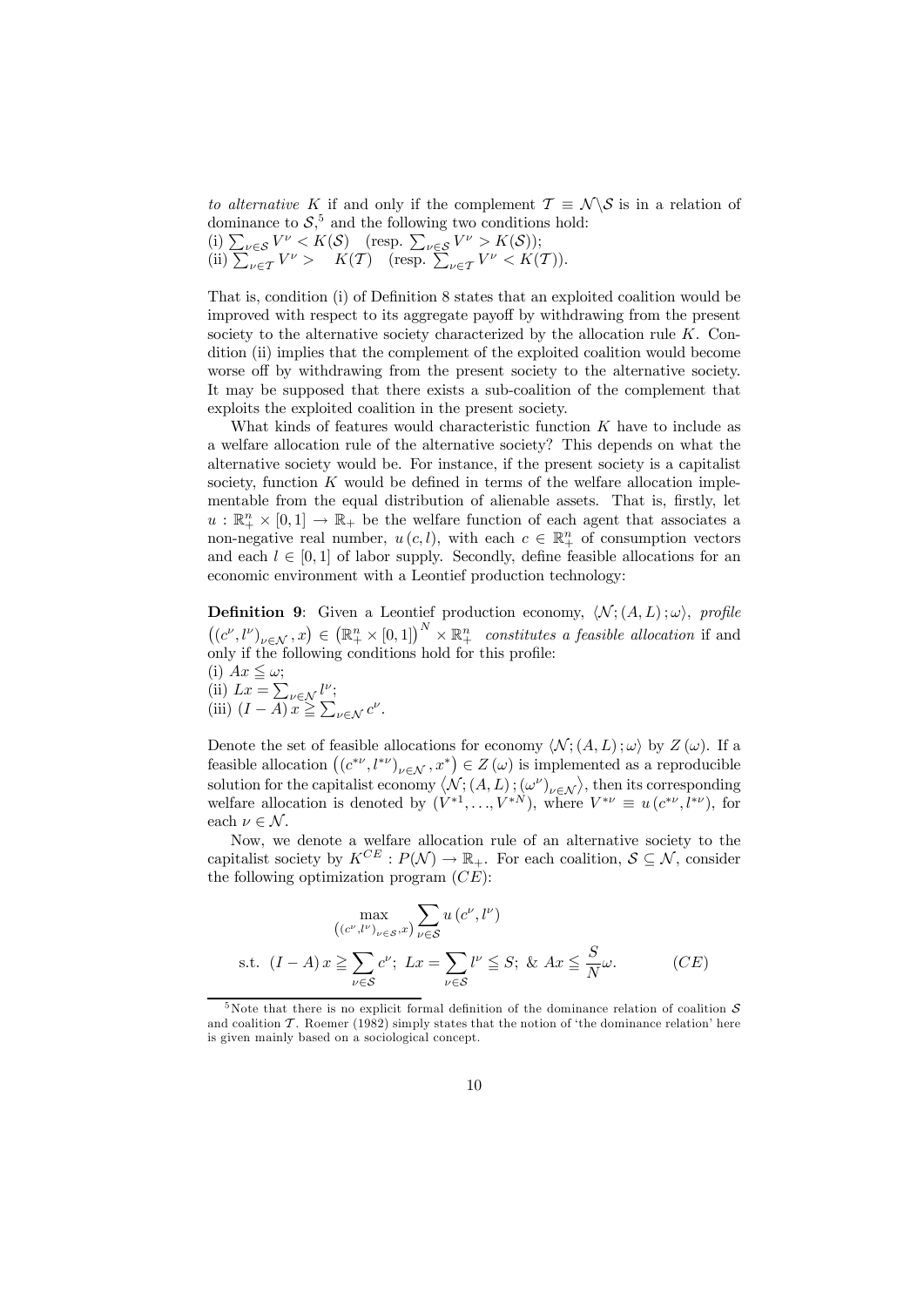*to alternative* $K$ if and only if the complement $\mathcal{T} \equiv \mathcal{N} \backslash \mathcal{S}$ is in a relation of dominance to $\mathcal{S}$,[5] and the following two conditions hold:
(i) $\sum_{\nu \in \mathcal{S}} V^{\nu} < K(\mathcal{S})$ (resp. $\sum_{\nu \in \mathcal{S}} V^{\nu} > K(\mathcal{S})$);
(ii) $\sum_{\nu \in \mathcal{T}} V^{\nu} > K(\mathcal{T})$ (resp. $\sum_{\nu \in \mathcal{T}} V^{\nu} < K(\mathcal{T})$).

That is, condition (i) of Definition 8 states that an exploited coalition would be improved with respect to its aggregate payoff by withdrawing from the present society to the alternative society characterized by the allocation rule $K$. Condition (ii) implies that the complement of the exploited coalition would become worse off by withdrawing from the present society to the alternative society. It may be supposed that there exists a sub-coalition of the complement that exploits the exploited coalition in the present society.

What kinds of features would characteristic function $K$ have to include as a welfare allocation rule of the alternative society? This depends on what the alternative society would be. For instance, if the present society is a capitalist society, function $K$ would be defined in terms of the welfare allocation implementable from the equal distribution of alienable assets. That is, firstly, let $u : \mathbb{R}^n_+ \times [0,1] \to \mathbb{R}_+$ be the welfare function of each agent that associates a non-negative real number, $u(c, l)$, with each $c \in \mathbb{R}^n_+$ of consumption vectors and each $l \in [0,1]$ of labor supply. Secondly, define feasible allocations for an economic environment with a Leontief production technology:

**Definition 9**: Given a Leontief production economy, $\langle \mathcal{N}; (A, L); \omega \rangle$, *profile* $\left((c^{\nu}, l^{\nu})_{\nu \in \mathcal{N}}, x\right) \in \left(\mathbb{R}^n_+ \times [0,1]\right)^N \times \mathbb{R}^n_+$ *constitutes a feasible allocation* if and only if the following conditions hold for this profile:
(i) $Ax \leqq \omega$;
(ii) $Lx = \sum_{\nu \in \mathcal{N}} l^{\nu}$;
(iii) $(I - A)x \geqq \sum_{\nu \in \mathcal{N}} c^{\nu}$.

Denote the set of feasible allocations for economy $\langle \mathcal{N}; (A, L); \omega \rangle$ by $Z(\omega)$. If a feasible allocation $\left((c^{*\nu}, l^{*\nu})_{\nu \in \mathcal{N}}, x^*\right) \in Z(\omega)$ is implemented as a reproducible solution for the capitalist economy $\left\langle \mathcal{N}; (A, L); (\omega^{\nu})_{\nu \in \mathcal{N}} \right\rangle$, then its corresponding welfare allocation is denoted by $(V^{*1}, \ldots, V^{*N})$, where $V^{*\nu} \equiv u(c^{*\nu}, l^{*\nu})$, for each $\nu \in \mathcal{N}$.

Now, we denote a welfare allocation rule of an alternative society to the capitalist society by $K^{CE} : P(\mathcal{N}) \to \mathbb{R}_+$. For each coalition, $\mathcal{S} \subseteq \mathcal{N}$, consider the following optimization program $(CE)$:

$$\max_{\left((c^{\nu}, l^{\nu})_{\nu \in \mathcal{S}}, x\right)} \sum_{\nu \in \mathcal{S}} u(c^{\nu}, l^{\nu})$$

$$\text{s.t. } (I - A)x \geqq \sum_{\nu \in \mathcal{S}} c^{\nu};\ Lx = \sum_{\nu \in \mathcal{S}} l^{\nu} \leqq S;\ \&\ Ax \leqq \frac{S}{N}\omega. \qquad (CE)$$

[5] Note that there is no explicit formal definition of the dominance relation of coalition $\mathcal{S}$ and coalition $\mathcal{T}$. Roemer (1982) simply states that the notion of 'the dominance relation' here is given mainly based on a sociological concept.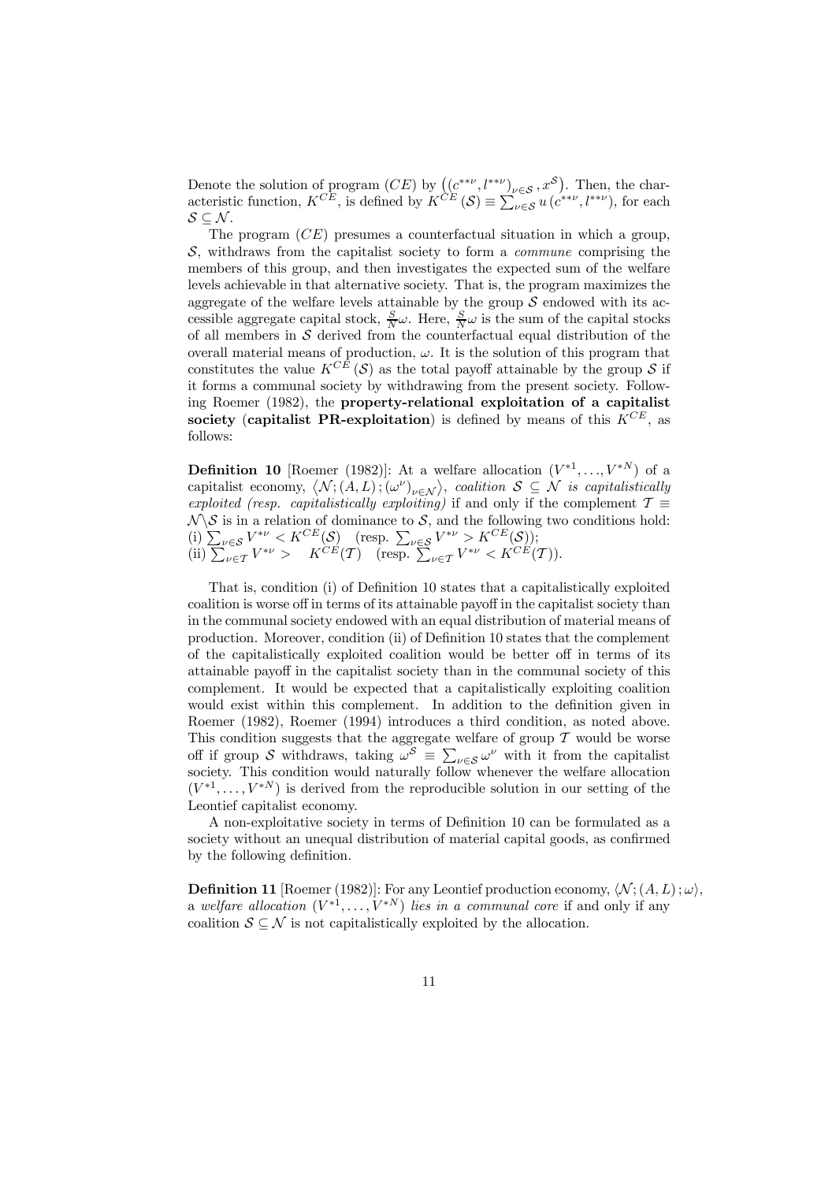Denote the solution of program $(CE)$ by $\left( (c^{**\nu}, l^{**\nu})_{\nu \in \mathcal{S}}, x^{\mathcal{S}} \right)$. Then, the characteristic function, $K^{CE}$, is defined by $K^{CE}(\mathcal{S}) \equiv \sum_{\nu \in \mathcal{S}} u(c^{**\nu}, l^{**\nu})$, for each $\mathcal{S} \subseteq \mathcal{N}$.

The program $(CE)$ presumes a counterfactual situation in which a group, $\mathcal{S}$, withdraws from the capitalist society to form a *commune* comprising the members of this group, and then investigates the expected sum of the welfare levels achievable in that alternative society. That is, the program maximizes the aggregate of the welfare levels attainable by the group $\mathcal{S}$ endowed with its accessible aggregate capital stock, $\frac{S}{N}\omega$. Here, $\frac{S}{N}\omega$ is the sum of the capital stocks of all members in $\mathcal{S}$ derived from the counterfactual equal distribution of the overall material means of production, $\omega$. It is the solution of this program that constitutes the value $K^{CE}(\mathcal{S})$ as the total payoff attainable by the group $\mathcal{S}$ if it forms a communal society by withdrawing from the present society. Following Roemer (1982), the **property-relational exploitation of a capitalist society** (**capitalist PR-exploitation**) is defined by means of this $K^{CE}$, as follows:

**Definition 10** [Roemer (1982)]: At a welfare allocation $(V^{*1}, \ldots, V^{*N})$ of a capitalist economy, $\left\langle \mathcal{N}; (A, L); (\omega^{\nu})_{\nu \in \mathcal{N}} \right\rangle$, *coalition* $\mathcal{S} \subseteq \mathcal{N}$ *is capitalistically exploited (resp. capitalistically exploiting)* if and only if the complement $\mathcal{T} \equiv \mathcal{N} \backslash \mathcal{S}$ is in a relation of dominance to $\mathcal{S}$, and the following two conditions hold:
(i) $\sum_{\nu \in \mathcal{S}} V^{*\nu} < K^{CE}(\mathcal{S})$ (resp. $\sum_{\nu \in \mathcal{S}} V^{*\nu} > K^{CE}(\mathcal{S})$);
(ii) $\sum_{\nu \in \mathcal{T}} V^{*\nu} > K^{CE}(\mathcal{T})$ (resp. $\sum_{\nu \in \mathcal{T}} V^{*\nu} < K^{CE}(\mathcal{T})$).

That is, condition (i) of Definition 10 states that a capitalistically exploited coalition is worse off in terms of its attainable payoff in the capitalist society than in the communal society endowed with an equal distribution of material means of production. Moreover, condition (ii) of Definition 10 states that the complement of the capitalistically exploited coalition would be better off in terms of its attainable payoff in the capitalist society than in the communal society of this complement. It would be expected that a capitalistically exploiting coalition would exist within this complement. In addition to the definition given in Roemer (1982), Roemer (1994) introduces a third condition, as noted above. This condition suggests that the aggregate welfare of group $\mathcal{T}$ would be worse off if group $\mathcal{S}$ withdraws, taking $\omega^{\mathcal{S}} \equiv \sum_{\nu \in \mathcal{S}} \omega^{\nu}$ with it from the capitalist society. This condition would naturally follow whenever the welfare allocation $(V^{*1}, \ldots, V^{*N})$ is derived from the reproducible solution in our setting of the Leontief capitalist economy.

A non-exploitative society in terms of Definition 10 can be formulated as a society without an unequal distribution of material capital goods, as confirmed by the following definition.

**Definition 11** [Roemer (1982)]: For any Leontief production economy, $\langle \mathcal{N}; (A, L); \omega \rangle$, a *welfare allocation* $(V^{*1}, \ldots, V^{*N})$ *lies in a communal core* if and only if any coalition $\mathcal{S} \subseteq \mathcal{N}$ is not capitalistically exploited by the allocation.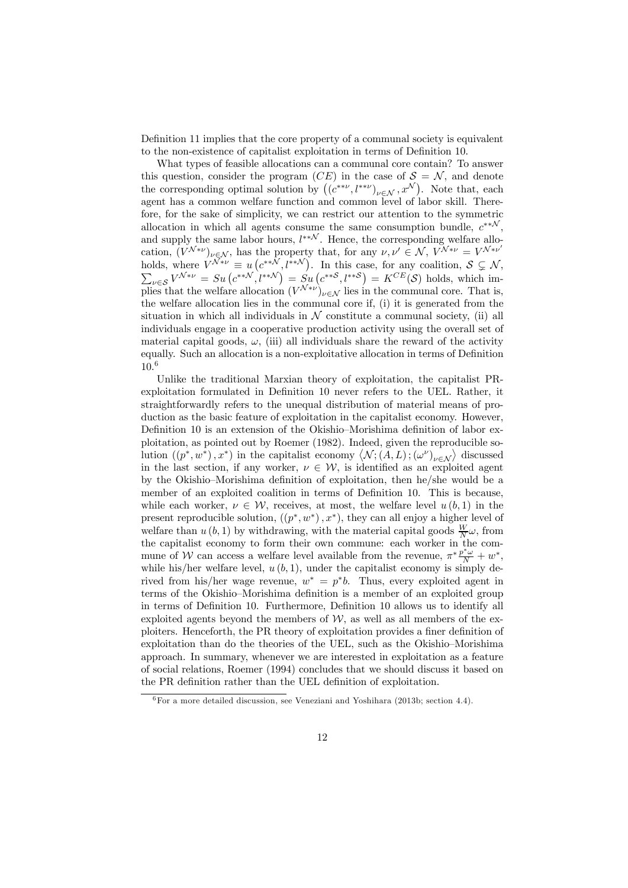Definition 11 implies that the core property of a communal society is equivalent to the non-existence of capitalist exploitation in terms of Definition 10.

What types of feasible allocations can a communal core contain? To answer this question, consider the program $(CE)$ in the case of $\mathcal{S} = \mathcal{N}$, and denote the corresponding optimal solution by $\left((c^{**\nu}, l^{**\nu})_{\nu\in\mathcal{N}}, x^{\mathcal{N}}\right)$. Note that, each agent has a common welfare function and common level of labor skill. Therefore, for the sake of simplicity, we can restrict our attention to the symmetric allocation in which all agents consume the same consumption bundle, $c^{**\mathcal{N}}$, and supply the same labor hours, $l^{**\mathcal{N}}$. Hence, the corresponding welfare allocation, $(V^{\mathcal{N}*\nu})_{\nu\in\mathcal{N}}$, has the property that, for any $\nu, \nu' \in \mathcal{N}$, $V^{\mathcal{N}*\nu} = V^{\mathcal{N}*\nu'}$ holds, where $V^{\mathcal{N}*\nu} \equiv u\left(c^{**\mathcal{N}}, l^{**\mathcal{N}}\right)$. In this case, for any coalition, $\mathcal{S} \subsetneq \mathcal{N}$, $\sum_{\nu\in\mathcal{S}} V^{\mathcal{N}*\nu} = Su\left(c^{**\mathcal{N}}, l^{**\mathcal{N}}\right) = Su\left(c^{**\mathcal{S}}, l^{**\mathcal{S}}\right) = K^{CE}(\mathcal{S})$ holds, which implies that the welfare allocation $(V^{\mathcal{N}*\nu})_{\nu\in\mathcal{N}}$ lies in the communal core. That is, the welfare allocation lies in the communal core if, (i) it is generated from the situation in which all individuals in $\mathcal{N}$ constitute a communal society, (ii) all individuals engage in a cooperative production activity using the overall set of material capital goods, $\omega$, (iii) all individuals share the reward of the activity equally. Such an allocation is a non-exploitative allocation in terms of Definition 10.[6]

Unlike the traditional Marxian theory of exploitation, the capitalist PR-exploitation formulated in Definition 10 never refers to the UEL. Rather, it straightforwardly refers to the unequal distribution of material means of production as the basic feature of exploitation in the capitalist economy. However, Definition 10 is an extension of the Okishio–Morishima definition of labor exploitation, as pointed out by Roemer (1982). Indeed, given the reproducible solution $((p^*, w^*), x^*)$ in the capitalist economy $\langle \mathcal{N}; (A, L); (\omega^\nu)_{\nu\in\mathcal{N}} \rangle$ discussed in the last section, if any worker, $\nu \in \mathcal{W}$, is identified as an exploited agent by the Okishio–Morishima definition of exploitation, then he/she would be a member of an exploited coalition in terms of Definition 10. This is because, while each worker, $\nu \in \mathcal{W}$, receives, at most, the welfare level $u(b, 1)$ in the present reproducible solution, $((p^*, w^*), x^*)$, they can all enjoy a higher level of welfare than $u(b, 1)$ by withdrawing, with the material capital goods $\frac{W}{N}\omega$, from the capitalist economy to form their own commune: each worker in the commune of $\mathcal{W}$ can access a welfare level available from the revenue, $\pi^* \frac{p^*\omega}{N} + w^*$, while his/her welfare level, $u(b, 1)$, under the capitalist economy is simply derived from his/her wage revenue, $w^* = p^*b$. Thus, every exploited agent in terms of the Okishio–Morishima definition is a member of an exploited group in terms of Definition 10. Furthermore, Definition 10 allows us to identify all exploited agents beyond the members of $\mathcal{W}$, as well as all members of the exploiters. Henceforth, the PR theory of exploitation provides a finer definition of exploitation than do the theories of the UEL, such as the Okishio–Morishima approach. In summary, whenever we are interested in exploitation as a feature of social relations, Roemer (1994) concludes that we should discuss it based on the PR definition rather than the UEL definition of exploitation.

[6] For a more detailed discussion, see Veneziani and Yoshihara (2013b; section 4.4).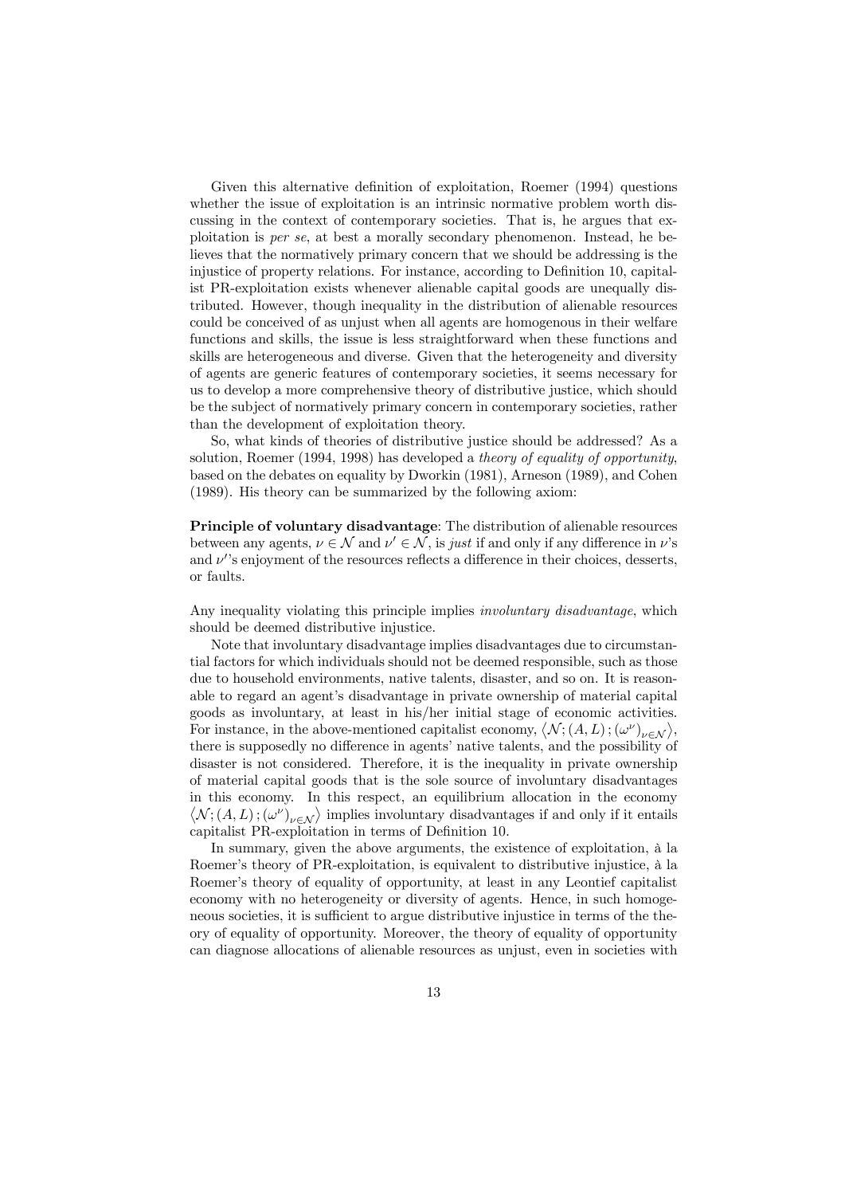Given this alternative definition of exploitation, Roemer (1994) questions whether the issue of exploitation is an intrinsic normative problem worth discussing in the context of contemporary societies. That is, he argues that exploitation is *per se*, at best a morally secondary phenomenon. Instead, he believes that the normatively primary concern that we should be addressing is the injustice of property relations. For instance, according to Definition 10, capitalist PR-exploitation exists whenever alienable capital goods are unequally distributed. However, though inequality in the distribution of alienable resources could be conceived of as unjust when all agents are homogenous in their welfare functions and skills, the issue is less straightforward when these functions and skills are heterogeneous and diverse. Given that the heterogeneity and diversity of agents are generic features of contemporary societies, it seems necessary for us to develop a more comprehensive theory of distributive justice, which should be the subject of normatively primary concern in contemporary societies, rather than the development of exploitation theory.

So, what kinds of theories of distributive justice should be addressed? As a solution, Roemer (1994, 1998) has developed a *theory of equality of opportunity*, based on the debates on equality by Dworkin (1981), Arneson (1989), and Cohen (1989). His theory can be summarized by the following axiom:

**Principle of voluntary disadvantage**: The distribution of alienable resources between any agents, $\nu \in \mathcal{N}$ and $\nu' \in \mathcal{N}$, is *just* if and only if any difference in $\nu$'s and $\nu'$'s enjoyment of the resources reflects a difference in their choices, desserts, or faults.

Any inequality violating this principle implies *involuntary disadvantage*, which should be deemed distributive injustice.

Note that involuntary disadvantage implies disadvantages due to circumstantial factors for which individuals should not be deemed responsible, such as those due to household environments, native talents, disaster, and so on. It is reasonable to regard an agent's disadvantage in private ownership of material capital goods as involuntary, at least in his/her initial stage of economic activities. For instance, in the above-mentioned capitalist economy, $\left\langle \mathcal{N}; (A, L); (\omega^{\nu})_{\nu \in \mathcal{N}} \right\rangle$, there is supposedly no difference in agents' native talents, and the possibility of disaster is not considered. Therefore, it is the inequality in private ownership of material capital goods that is the sole source of involuntary disadvantages in this economy. In this respect, an equilibrium allocation in the economy $\left\langle \mathcal{N}; (A, L); (\omega^{\nu})_{\nu \in \mathcal{N}} \right\rangle$ implies involuntary disadvantages if and only if it entails capitalist PR-exploitation in terms of Definition 10.

In summary, given the above arguments, the existence of exploitation, à la Roemer's theory of PR-exploitation, is equivalent to distributive injustice, à la Roemer's theory of equality of opportunity, at least in any Leontief capitalist economy with no heterogeneity or diversity of agents. Hence, in such homogeneous societies, it is sufficient to argue distributive injustice in terms of the theory of equality of opportunity. Moreover, the theory of equality of opportunity can diagnose allocations of alienable resources as unjust, even in societies with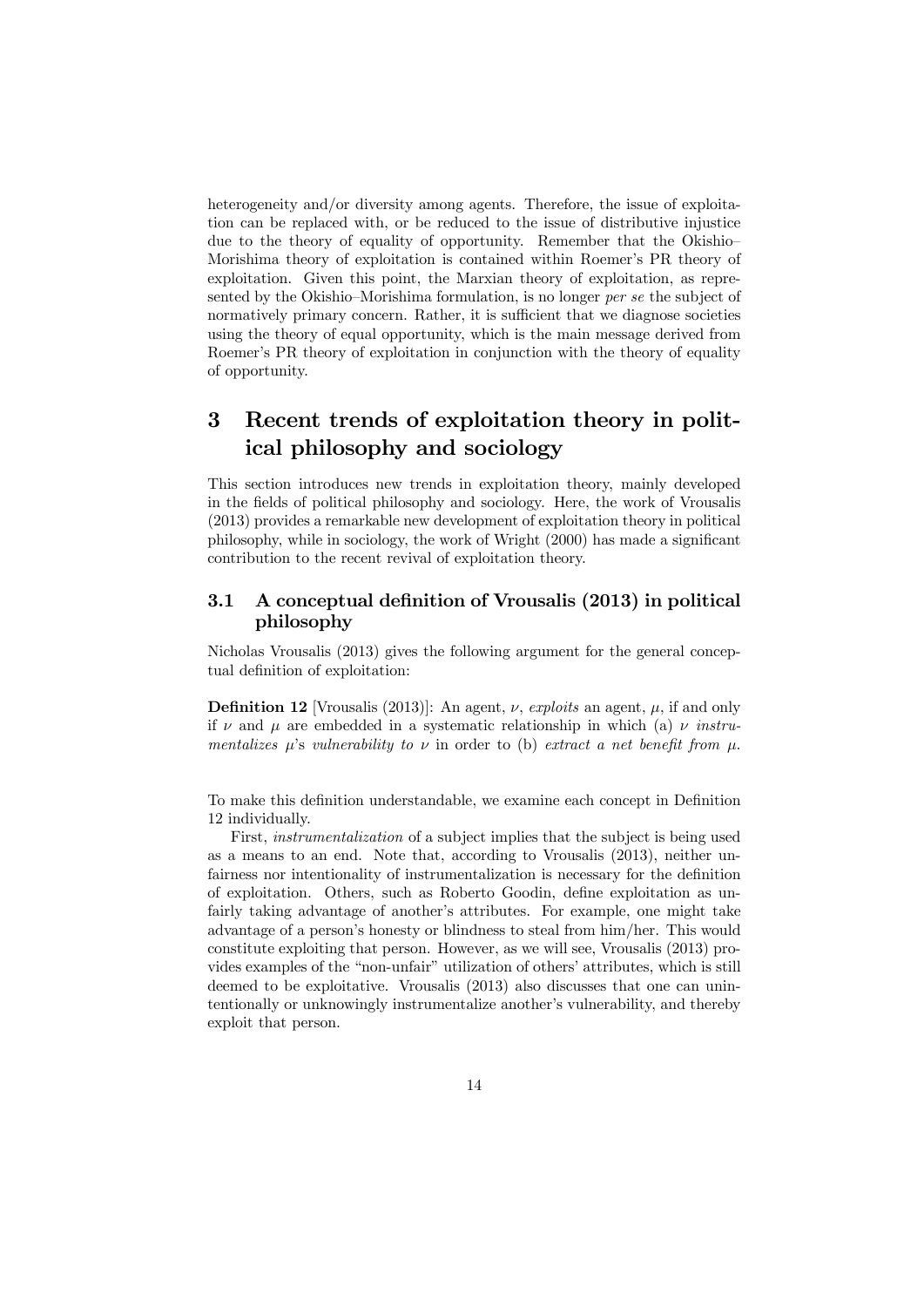heterogeneity and/or diversity among agents. Therefore, the issue of exploitation can be replaced with, or be reduced to the issue of distributive injustice due to the theory of equality of opportunity. Remember that the Okishio–Morishima theory of exploitation is contained within Roemer's PR theory of exploitation. Given this point, the Marxian theory of exploitation, as represented by the Okishio–Morishima formulation, is no longer *per se* the subject of normatively primary concern. Rather, it is sufficient that we diagnose societies using the theory of equal opportunity, which is the main message derived from Roemer's PR theory of exploitation in conjunction with the theory of equality of opportunity.

# 3 Recent trends of exploitation theory in political philosophy and sociology

This section introduces new trends in exploitation theory, mainly developed in the fields of political philosophy and sociology. Here, the work of Vrousalis (2013) provides a remarkable new development of exploitation theory in political philosophy, while in sociology, the work of Wright (2000) has made a significant contribution to the recent revival of exploitation theory.

## 3.1 A conceptual definition of Vrousalis (2013) in political philosophy

Nicholas Vrousalis (2013) gives the following argument for the general conceptual definition of exploitation:

**Definition 12** [Vrousalis (2013)]: An agent, $\nu$, *exploits* an agent, $\mu$, if and only if $\nu$ and $\mu$ are embedded in a systematic relationship in which (a) $\nu$ *instrumentalizes* $\mu$*'s vulnerability to* $\nu$ in order to (b) *extract a net benefit from* $\mu$.

To make this definition understandable, we examine each concept in Definition 12 individually.

First, *instrumentalization* of a subject implies that the subject is being used as a means to an end. Note that, according to Vrousalis (2013), neither unfairness nor intentionality of instrumentalization is necessary for the definition of exploitation. Others, such as Roberto Goodin, define exploitation as unfairly taking advantage of another's attributes. For example, one might take advantage of a person's honesty or blindness to steal from him/her. This would constitute exploiting that person. However, as we will see, Vrousalis (2013) provides examples of the "non-unfair" utilization of others' attributes, which is still deemed to be exploitative. Vrousalis (2013) also discusses that one can unintentionally or unknowingly instrumentalize another's vulnerability, and thereby exploit that person.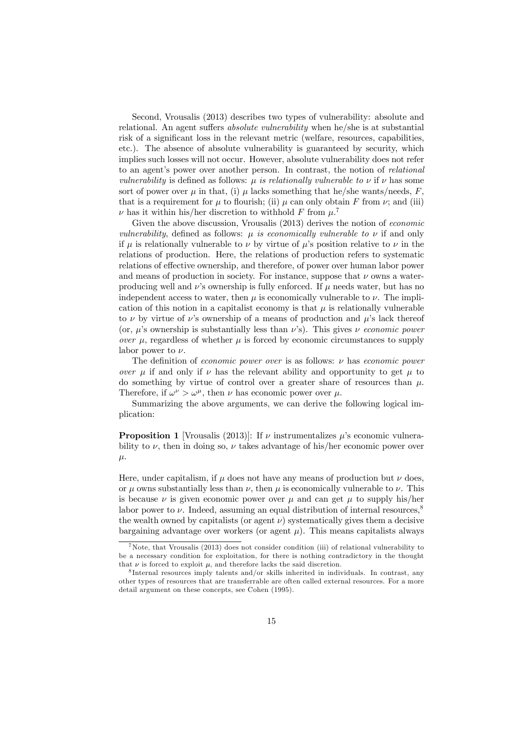Second, Vrousalis (2013) describes two types of vulnerability: absolute and relational. An agent suffers *absolute vulnerability* when he/she is at substantial risk of a significant loss in the relevant metric (welfare, resources, capabilities, etc.). The absence of absolute vulnerability is guaranteed by security, which implies such losses will not occur. However, absolute vulnerability does not refer to an agent's power over another person. In contrast, the notion of *relational vulnerability* is defined as follows: *$\mu$ is relationally vulnerable to $\nu$* if $\nu$ has some sort of power over $\mu$ in that, (i) $\mu$ lacks something that he/she wants/needs, $F$, that is a requirement for $\mu$ to flourish; (ii) $\mu$ can only obtain $F$ from $\nu$; and (iii) $\nu$ has it within his/her discretion to withhold $F$ from $\mu$.[7]

Given the above discussion, Vrousalis (2013) derives the notion of *economic vulnerability*, defined as follows: *$\mu$ is economically vulnerable to $\nu$* if and only if $\mu$ is relationally vulnerable to $\nu$ by virtue of $\mu$'s position relative to $\nu$ in the relations of production. Here, the relations of production refers to systematic relations of effective ownership, and therefore, of power over human labor power and means of production in society. For instance, suppose that $\nu$ owns a water-producing well and $\nu$'s ownership is fully enforced. If $\mu$ needs water, but has no independent access to water, then $\mu$ is economically vulnerable to $\nu$. The implication of this notion in a capitalist economy is that $\mu$ is relationally vulnerable to $\nu$ by virtue of $\nu$'s ownership of a means of production and $\mu$'s lack thereof (or, $\mu$'s ownership is substantially less than $\nu$'s). This gives *$\nu$ economic power over $\mu$*, regardless of whether $\mu$ is forced by economic circumstances to supply labor power to $\nu$.

The definition of *economic power over* is as follows: $\nu$ has *economic power over* $\mu$ if and only if $\nu$ has the relevant ability and opportunity to get $\mu$ to do something by virtue of control over a greater share of resources than $\mu$. Therefore, if $\omega^{\nu} > \omega^{\mu}$, then $\nu$ has economic power over $\mu$.

Summarizing the above arguments, we can derive the following logical implication:

**Proposition 1** [Vrousalis (2013)]: If $\nu$ instrumentalizes $\mu$'s economic vulnerability to $\nu$, then in doing so, $\nu$ takes advantage of his/her economic power over $\mu$.

Here, under capitalism, if $\mu$ does not have any means of production but $\nu$ does, or $\mu$ owns substantially less than $\nu$, then $\mu$ is economically vulnerable to $\nu$. This is because $\nu$ is given economic power over $\mu$ and can get $\mu$ to supply his/her labor power to $\nu$. Indeed, assuming an equal distribution of internal resources,[8] the wealth owned by capitalists (or agent $\nu$) systematically gives them a decisive bargaining advantage over workers (or agent $\mu$). This means capitalists always

[7] Note, that Vrousalis (2013) does not consider condition (iii) of relational vulnerability to be a necessary condition for exploitation, for there is nothing contradictory in the thought that $\nu$ is forced to exploit $\mu$, and therefore lacks the said discretion.

[8] Internal resources imply talents and/or skills inherited in individuals. In contrast, any other types of resources that are transferrable are often called external resources. For a more detail argument on these concepts, see Cohen (1995).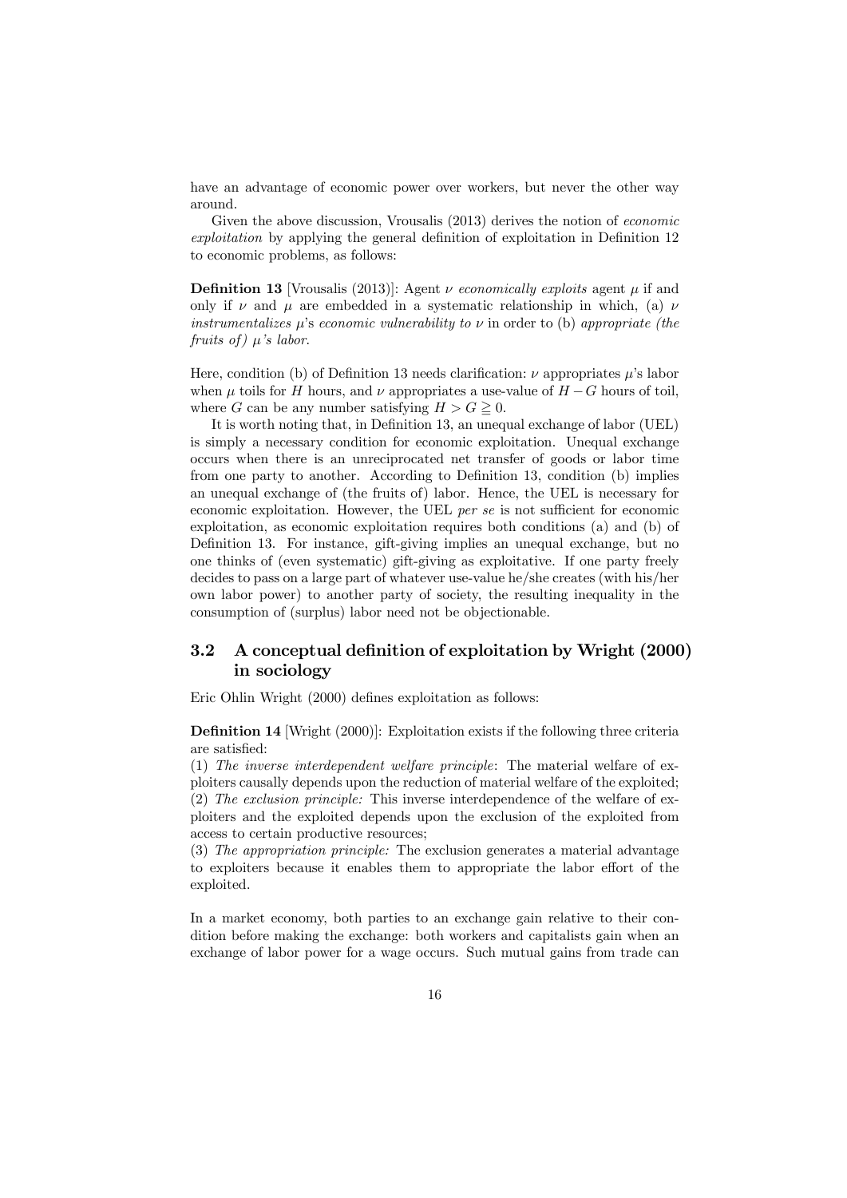have an advantage of economic power over workers, but never the other way around.

Given the above discussion, Vrousalis (2013) derives the notion of *economic exploitation* by applying the general definition of exploitation in Definition 12 to economic problems, as follows:

**Definition 13** [Vrousalis (2013)]: Agent $\nu$ *economically exploits* agent $\mu$ if and only if $\nu$ and $\mu$ are embedded in a systematic relationship in which, (a) $\nu$ *instrumentalizes* $\mu$'s *economic vulnerability to* $\nu$ in order to (b) *appropriate (the fruits of)* $\mu$*'s labor*.

Here, condition (b) of Definition 13 needs clarification: $\nu$ appropriates $\mu$'s labor when $\mu$ toils for $H$ hours, and $\nu$ appropriates a use-value of $H - G$ hours of toil, where $G$ can be any number satisfying $H > G \geqq 0$.

It is worth noting that, in Definition 13, an unequal exchange of labor (UEL) is simply a necessary condition for economic exploitation. Unequal exchange occurs when there is an unreciprocated net transfer of goods or labor time from one party to another. According to Definition 13, condition (b) implies an unequal exchange of (the fruits of) labor. Hence, the UEL is necessary for economic exploitation. However, the UEL *per se* is not sufficient for economic exploitation, as economic exploitation requires both conditions (a) and (b) of Definition 13. For instance, gift-giving implies an unequal exchange, but no one thinks of (even systematic) gift-giving as exploitative. If one party freely decides to pass on a large part of whatever use-value he/she creates (with his/her own labor power) to another party of society, the resulting inequality in the consumption of (surplus) labor need not be objectionable.

### 3.2 A conceptual definition of exploitation by Wright (2000) in sociology

Eric Ohlin Wright (2000) defines exploitation as follows:

**Definition 14** [Wright (2000)]: Exploitation exists if the following three criteria are satisfied:
(1) *The inverse interdependent welfare principle*: The material welfare of exploiters causally depends upon the reduction of material welfare of the exploited;
(2) *The exclusion principle:* This inverse interdependence of the welfare of exploiters and the exploited depends upon the exclusion of the exploited from access to certain productive resources;
(3) *The appropriation principle:* The exclusion generates a material advantage to exploiters because it enables them to appropriate the labor effort of the exploited.

In a market economy, both parties to an exchange gain relative to their condition before making the exchange: both workers and capitalists gain when an exchange of labor power for a wage occurs. Such mutual gains from trade can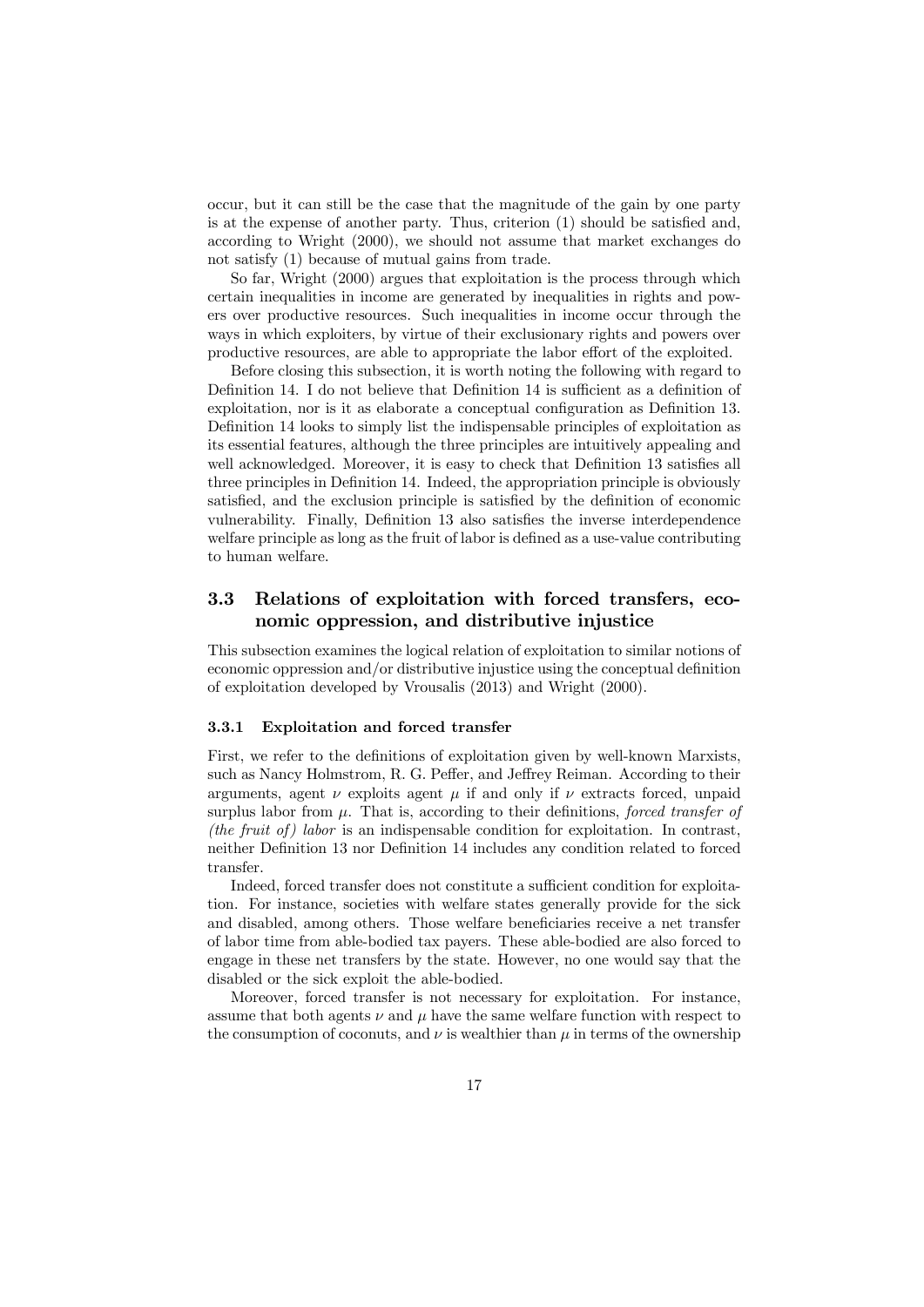occur, but it can still be the case that the magnitude of the gain by one party is at the expense of another party. Thus, criterion (1) should be satisfied and, according to Wright (2000), we should not assume that market exchanges do not satisfy (1) because of mutual gains from trade.

So far, Wright (2000) argues that exploitation is the process through which certain inequalities in income are generated by inequalities in rights and powers over productive resources. Such inequalities in income occur through the ways in which exploiters, by virtue of their exclusionary rights and powers over productive resources, are able to appropriate the labor effort of the exploited.

Before closing this subsection, it is worth noting the following with regard to Definition 14. I do not believe that Definition 14 is sufficient as a definition of exploitation, nor is it as elaborate a conceptual configuration as Definition 13. Definition 14 looks to simply list the indispensable principles of exploitation as its essential features, although the three principles are intuitively appealing and well acknowledged. Moreover, it is easy to check that Definition 13 satisfies all three principles in Definition 14. Indeed, the appropriation principle is obviously satisfied, and the exclusion principle is satisfied by the definition of economic vulnerability. Finally, Definition 13 also satisfies the inverse interdependence welfare principle as long as the fruit of labor is defined as a use-value contributing to human welfare.

## 3.3 Relations of exploitation with forced transfers, economic oppression, and distributive injustice

This subsection examines the logical relation of exploitation to similar notions of economic oppression and/or distributive injustice using the conceptual definition of exploitation developed by Vrousalis (2013) and Wright (2000).

### 3.3.1 Exploitation and forced transfer

First, we refer to the definitions of exploitation given by well-known Marxists, such as Nancy Holmstrom, R. G. Peffer, and Jeffrey Reiman. According to their arguments, agent $\nu$ exploits agent $\mu$ if and only if $\nu$ extracts forced, unpaid surplus labor from $\mu$. That is, according to their definitions, *forced transfer of (the fruit of) labor* is an indispensable condition for exploitation. In contrast, neither Definition 13 nor Definition 14 includes any condition related to forced transfer.

Indeed, forced transfer does not constitute a sufficient condition for exploitation. For instance, societies with welfare states generally provide for the sick and disabled, among others. Those welfare beneficiaries receive a net transfer of labor time from able-bodied tax payers. These able-bodied are also forced to engage in these net transfers by the state. However, no one would say that the disabled or the sick exploit the able-bodied.

Moreover, forced transfer is not necessary for exploitation. For instance, assume that both agents $\nu$ and $\mu$ have the same welfare function with respect to the consumption of coconuts, and $\nu$ is wealthier than $\mu$ in terms of the ownership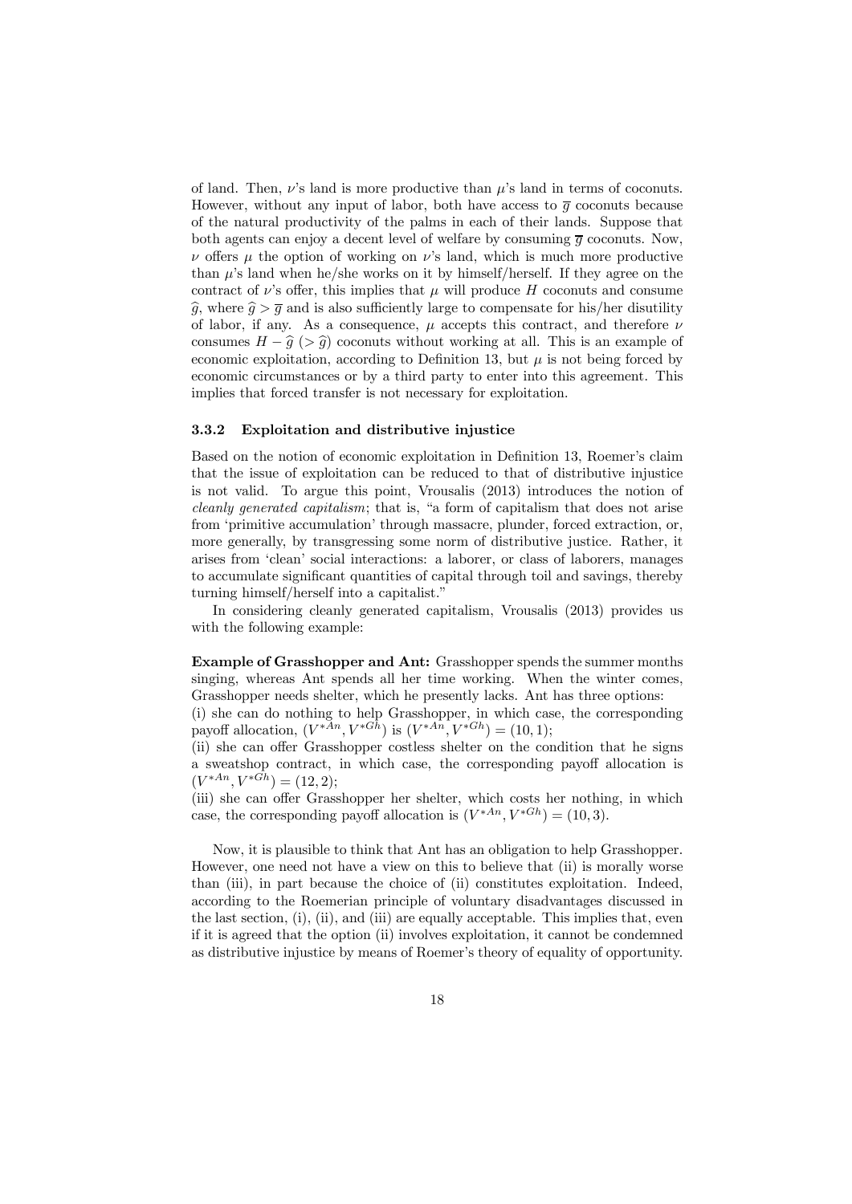of land. Then, $\nu$'s land is more productive than $\mu$'s land in terms of coconuts. However, without any input of labor, both have access to $\overline{g}$ coconuts because of the natural productivity of the palms in each of their lands. Suppose that both agents can enjoy a decent level of welfare by consuming $\overline{g}$ coconuts. Now, $\nu$ offers $\mu$ the option of working on $\nu$'s land, which is much more productive than $\mu$'s land when he/she works on it by himself/herself. If they agree on the contract of $\nu$'s offer, this implies that $\mu$ will produce $H$ coconuts and consume $\widehat{g}$, where $\widehat{g} > \overline{g}$ and is also sufficiently large to compensate for his/her disutility of labor, if any. As a consequence, $\mu$ accepts this contract, and therefore $\nu$ consumes $H - \widehat{g}$ $(> \widehat{g})$ coconuts without working at all. This is an example of economic exploitation, according to Definition 13, but $\mu$ is not being forced by economic circumstances or by a third party to enter into this agreement. This implies that forced transfer is not necessary for exploitation.

### 3.3.2 Exploitation and distributive injustice

Based on the notion of economic exploitation in Definition 13, Roemer's claim that the issue of exploitation can be reduced to that of distributive injustice is not valid. To argue this point, Vrousalis (2013) introduces the notion of *cleanly generated capitalism*; that is, "a form of capitalism that does not arise from 'primitive accumulation' through massacre, plunder, forced extraction, or, more generally, by transgressing some norm of distributive justice. Rather, it arises from 'clean' social interactions: a laborer, or class of laborers, manages to accumulate significant quantities of capital through toil and savings, thereby turning himself/herself into a capitalist."

In considering cleanly generated capitalism, Vrousalis (2013) provides us with the following example:

**Example of Grasshopper and Ant:** Grasshopper spends the summer months singing, whereas Ant spends all her time working. When the winter comes, Grasshopper needs shelter, which he presently lacks. Ant has three options:
(i) she can do nothing to help Grasshopper, in which case, the corresponding payoff allocation, $(V^{*An}, V^{*Gh})$ is $(V^{*An}, V^{*Gh}) = (10, 1)$;
(ii) she can offer Grasshopper costless shelter on the condition that he signs a sweatshop contract, in which case, the corresponding payoff allocation is $(V^{*An}, V^{*Gh}) = (12, 2)$;
(iii) she can offer Grasshopper her shelter, which costs her nothing, in which case, the corresponding payoff allocation is $(V^{*An}, V^{*Gh}) = (10, 3)$.

Now, it is plausible to think that Ant has an obligation to help Grasshopper. However, one need not have a view on this to believe that (ii) is morally worse than (iii), in part because the choice of (ii) constitutes exploitation. Indeed, according to the Roemerian principle of voluntary disadvantages discussed in the last section, (i), (ii), and (iii) are equally acceptable. This implies that, even if it is agreed that the option (ii) involves exploitation, it cannot be condemned as distributive injustice by means of Roemer's theory of equality of opportunity.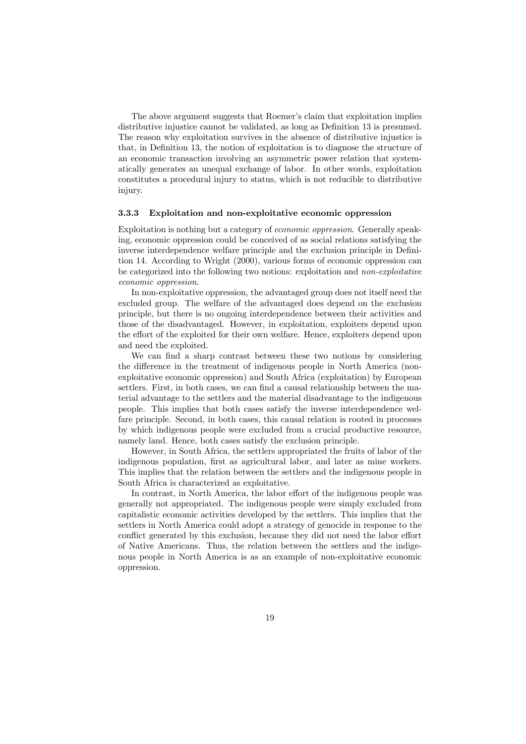The above argument suggests that Roemer's claim that exploitation implies distributive injustice cannot be validated, as long as Definition 13 is presumed. The reason why exploitation survives in the absence of distributive injustice is that, in Definition 13, the notion of exploitation is to diagnose the structure of an economic transaction involving an asymmetric power relation that systematically generates an unequal exchange of labor. In other words, exploitation constitutes a procedural injury to status, which is not reducible to distributive injury.

### 3.3.3 Exploitation and non-exploitative economic oppression

Exploitation is nothing but a category of *economic oppression*. Generally speaking, economic oppression could be conceived of as social relations satisfying the inverse interdependence welfare principle and the exclusion principle in Definition 14. According to Wright (2000), various forms of economic oppression can be categorized into the following two notions: exploitation and *non-exploitative economic oppression*.

In non-exploitative oppression, the advantaged group does not itself need the excluded group. The welfare of the advantaged does depend on the exclusion principle, but there is no ongoing interdependence between their activities and those of the disadvantaged. However, in exploitation, exploiters depend upon the effort of the exploited for their own welfare. Hence, exploiters depend upon and need the exploited.

We can find a sharp contrast between these two notions by considering the difference in the treatment of indigenous people in North America (non-exploitative economic oppression) and South Africa (exploitation) by European settlers. First, in both cases, we can find a causal relationship between the material advantage to the settlers and the material disadvantage to the indigenous people. This implies that both cases satisfy the inverse interdependence welfare principle. Second, in both cases, this causal relation is rooted in processes by which indigenous people were excluded from a crucial productive resource, namely land. Hence, both cases satisfy the exclusion principle.

However, in South Africa, the settlers appropriated the fruits of labor of the indigenous population, first as agricultural labor, and later as mine workers. This implies that the relation between the settlers and the indigenous people in South Africa is characterized as exploitative.

In contrast, in North America, the labor effort of the indigenous people was generally not appropriated. The indigenous people were simply excluded from capitalistic economic activities developed by the settlers. This implies that the settlers in North America could adopt a strategy of genocide in response to the conflict generated by this exclusion, because they did not need the labor effort of Native Americans. Thus, the relation between the settlers and the indigenous people in North America is as an example of non-exploitative economic oppression.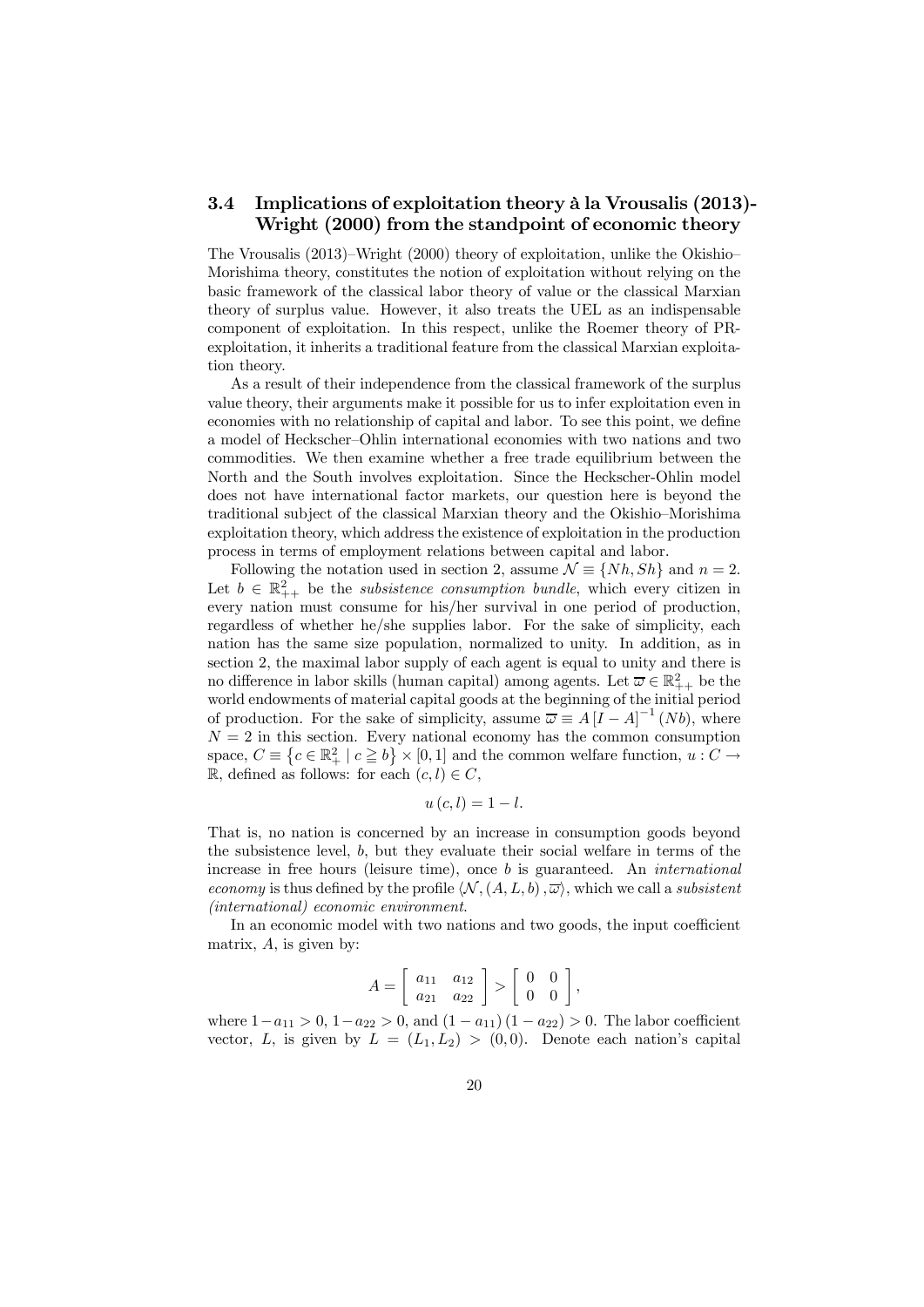### 3.4 Implications of exploitation theory à la Vrousalis (2013)-Wright (2000) from the standpoint of economic theory

The Vrousalis (2013)–Wright (2000) theory of exploitation, unlike the Okishio–Morishima theory, constitutes the notion of exploitation without relying on the basic framework of the classical labor theory of value or the classical Marxian theory of surplus value. However, it also treats the UEL as an indispensable component of exploitation. In this respect, unlike the Roemer theory of PR-exploitation, it inherits a traditional feature from the classical Marxian exploitation theory.

As a result of their independence from the classical framework of the surplus value theory, their arguments make it possible for us to infer exploitation even in economies with no relationship of capital and labor. To see this point, we define a model of Heckscher–Ohlin international economies with two nations and two commodities. We then examine whether a free trade equilibrium between the North and the South involves exploitation. Since the Heckscher-Ohlin model does not have international factor markets, our question here is beyond the traditional subject of the classical Marxian theory and the Okishio–Morishima exploitation theory, which address the existence of exploitation in the production process in terms of employment relations between capital and labor.

Following the notation used in section 2, assume $\mathcal{N} \equiv \{Nh, Sh\}$ and $n = 2$. Let $b \in \mathbb{R}^2_{++}$ be the *subsistence consumption bundle*, which every citizen in every nation must consume for his/her survival in one period of production, regardless of whether he/she supplies labor. For the sake of simplicity, each nation has the same size population, normalized to unity. In addition, as in section 2, the maximal labor supply of each agent is equal to unity and there is no difference in labor skills (human capital) among agents. Let $\overline{\omega} \in \mathbb{R}^2_{++}$ be the world endowments of material capital goods at the beginning of the initial period of production. For the sake of simplicity, assume $\overline{\omega} \equiv A\left[I - A\right]^{-1}(Nb)$, where $N = 2$ in this section. Every national economy has the common consumption space, $C \equiv \left\{c \in \mathbb{R}^2_+ \mid c \geqq b\right\} \times [0,1]$ and the common welfare function, $u : C \to \mathbb{R}$, defined as follows: for each $(c, l) \in C$,

$$u(c, l) = 1 - l.$$

That is, no nation is concerned by an increase in consumption goods beyond the subsistence level, $b$, but they evaluate their social welfare in terms of the increase in free hours (leisure time), once $b$ is guaranteed. An *international economy* is thus defined by the profile $\langle \mathcal{N}, (A, L, b), \overline{\omega} \rangle$, which we call a *subsistent (international) economic environment*.

In an economic model with two nations and two goods, the input coefficient matrix, $A$, is given by:

$$A = \begin{bmatrix} a_{11} & a_{12} \\ a_{21} & a_{22} \end{bmatrix} > \begin{bmatrix} 0 & 0 \\ 0 & 0 \end{bmatrix},$$

where $1 - a_{11} > 0$, $1 - a_{22} > 0$, and $(1 - a_{11})(1 - a_{22}) > 0$. The labor coefficient vector, $L$, is given by $L = (L_1, L_2) > (0, 0)$. Denote each nation's capital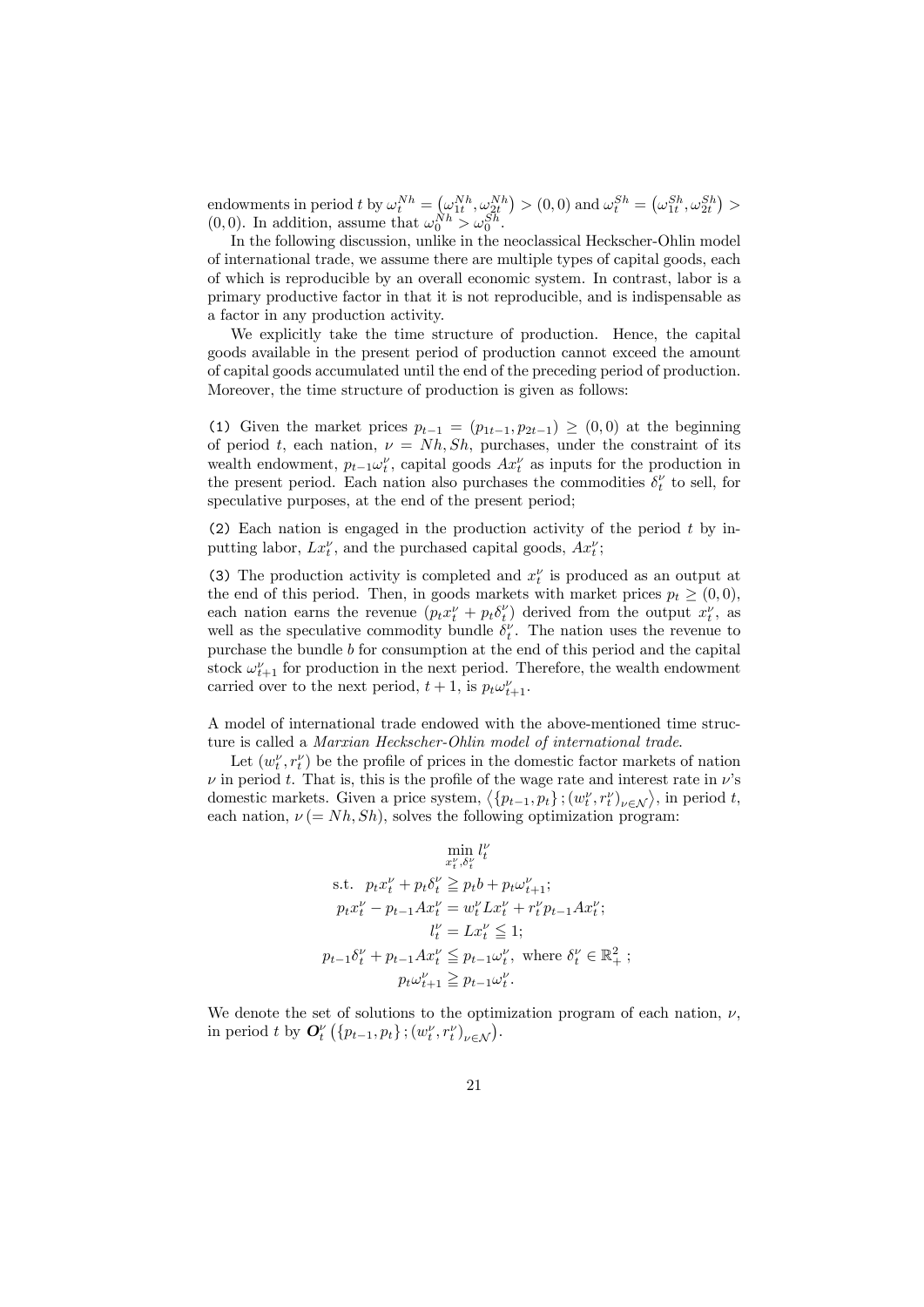endowments in period $t$ by $\omega_t^{Nh} = \left(\omega_{1t}^{Nh}, \omega_{2t}^{Nh}\right) > (0,0)$ and $\omega_t^{Sh} = \left(\omega_{1t}^{Sh}, \omega_{2t}^{Sh}\right) > (0,0)$. In addition, assume that $\omega_0^{Nh} > \omega_0^{Sh}$.

In the following discussion, unlike in the neoclassical Heckscher-Ohlin model of international trade, we assume there are multiple types of capital goods, each of which is reproducible by an overall economic system. In contrast, labor is a primary productive factor in that it is not reproducible, and is indispensable as a factor in any production activity.

We explicitly take the time structure of production. Hence, the capital goods available in the present period of production cannot exceed the amount of capital goods accumulated until the end of the preceding period of production. Moreover, the time structure of production is given as follows:

(1) Given the market prices $p_{t-1} = (p_{1t-1}, p_{2t-1}) \geq (0,0)$ at the beginning of period $t$, each nation, $\nu = Nh, Sh$, purchases, under the constraint of its wealth endowment, $p_{t-1}\omega_t^{\nu}$, capital goods $Ax_t^{\nu}$ as inputs for the production in the present period. Each nation also purchases the commodities $\delta_t^{\nu}$ to sell, for speculative purposes, at the end of the present period;

(2) Each nation is engaged in the production activity of the period $t$ by inputting labor, $Lx_t^{\nu}$, and the purchased capital goods, $Ax_t^{\nu}$;

(3) The production activity is completed and $x_t^{\nu}$ is produced as an output at the end of this period. Then, in goods markets with market prices $p_t \geq (0,0)$, each nation earns the revenue $(p_t x_t^{\nu} + p_t \delta_t^{\nu})$ derived from the output $x_t^{\nu}$, as well as the speculative commodity bundle $\delta_t^{\nu}$. The nation uses the revenue to purchase the bundle $b$ for consumption at the end of this period and the capital stock $\omega_{t+1}^{\nu}$ for production in the next period. Therefore, the wealth endowment carried over to the next period, $t+1$, is $p_t \omega_{t+1}^{\nu}$.

A model of international trade endowed with the above-mentioned time structure is called a *Marxian Heckscher-Ohlin model of international trade*.

Let $(w_t^{\nu}, r_t^{\nu})$ be the profile of prices in the domestic factor markets of nation $\nu$ in period $t$. That is, this is the profile of the wage rate and interest rate in $\nu$'s domestic markets. Given a price system, $\left\langle \{p_{t-1}, p_t\}; (w_t^{\nu}, r_t^{\nu})_{\nu \in \mathcal{N}} \right\rangle$, in period $t$, each nation, $\nu (= Nh, Sh)$, solves the following optimization program:

$$\min_{x_t^{\nu}, \delta_t^{\nu}} l_t^{\nu}$$
$$\text{s.t.} \;\; p_t x_t^{\nu} + p_t \delta_t^{\nu} \geqq p_t b + p_t \omega_{t+1}^{\nu};$$
$$p_t x_t^{\nu} - p_{t-1} A x_t^{\nu} = w_t^{\nu} L x_t^{\nu} + r_t^{\nu} p_{t-1} A x_t^{\nu};$$
$$l_t^{\nu} = L x_t^{\nu} \leqq 1;$$
$$p_{t-1} \delta_t^{\nu} + p_{t-1} A x_t^{\nu} \leqq p_{t-1} \omega_t^{\nu}, \text{ where } \delta_t^{\nu} \in \mathbb{R}_+^2;$$
$$p_t \omega_{t+1}^{\nu} \geqq p_{t-1} \omega_t^{\nu}.$$

We denote the set of solutions to the optimization program of each nation, $\nu$, in period $t$ by $\boldsymbol{O}_t^{\nu}\left(\{p_{t-1}, p_t\}; (w_t^{\nu}, r_t^{\nu})_{\nu \in \mathcal{N}}\right)$.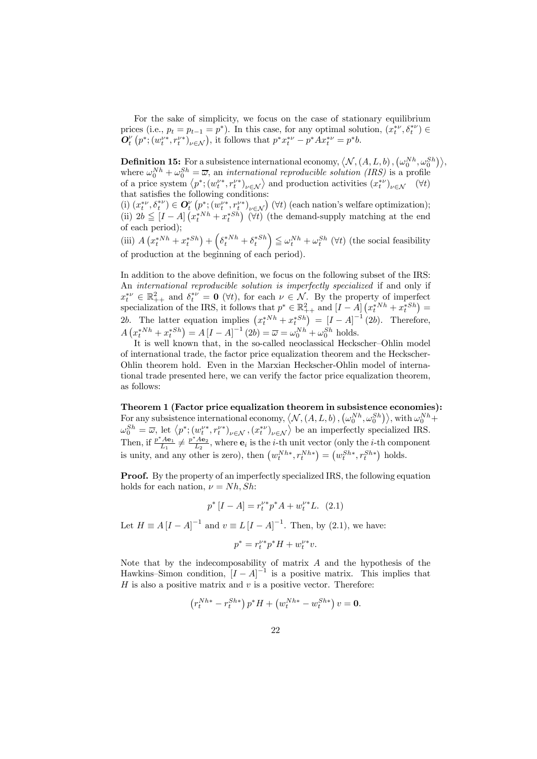For the sake of simplicity, we focus on the case of stationary equilibrium prices (i.e., $p_t = p_{t-1} = p^*$). In this case, for any optimal solution, $(x_t^{*\nu}, \delta_t^{*\nu}) \in \boldsymbol{O}_t^{\nu}\left(p^*; (w_t^{\nu*}, r_t^{\nu*})_{\nu\in\mathcal{N}}\right)$, it follows that $p^* x_t^{*\nu} - p^* A x_t^{*\nu} = p^* b$.

**Definition 15:** For a subsistence international economy, $\left\langle \mathcal{N}, (A, L, b), \left(\omega_0^{Nh}, \omega_0^{Sh}\right)\right\rangle$, where $\omega_0^{Nh} + \omega_0^{Sh} = \overline{\omega}$, an *international reproducible solution (IRS)* is a profile of a price system $\left\langle p^*; (w_t^{\nu*}, r_t^{\nu*})_{\nu\in\mathcal{N}}\right\rangle$ and production activities $(x_t^{*\nu})_{\nu\in\mathcal{N}}$ $(\forall t)$ that satisfies the following conditions:
(i) $(x_t^{*\nu}, \delta_t^{*\nu}) \in \boldsymbol{O}_t^{\nu}\left(p^*; (w_t^{\nu*}, r_t^{\nu*})_{\nu\in\mathcal{N}}\right)$ $(\forall t)$ (each nation's welfare optimization);
(ii) $2b \leqq [I - A]\left(x_t^{*Nh} + x_t^{*Sh}\right)$ $(\forall t)$ (the demand-supply matching at the end of each period);
(iii) $A\left(x_t^{*Nh} + x_t^{*Sh}\right) + \left(\delta_t^{*Nh} + \delta_t^{*Sh}\right) \leqq \omega_t^{Nh} + \omega_t^{Sh}$ $(\forall t)$ (the social feasibility of production at the beginning of each period).

In addition to the above definition, we focus on the following subset of the IRS: An *international reproducible solution is imperfectly specialized* if and only if $x_t^{*\nu} \in \mathbb{R}_{++}^2$ and $\delta_t^{*\nu} = \mathbf{0}$ $(\forall t)$, for each $\nu \in \mathcal{N}$. By the property of imperfect specialization of the IRS, it follows that $p^* \in \mathbb{R}_{++}^2$ and $[I - A]\left(x_t^{*Nh} + x_t^{*Sh}\right) = 2b$. The latter equation implies $\left(x_t^{*Nh} + x_t^{*Sh}\right) = [I - A]^{-1}(2b)$. Therefore, $A\left(x_t^{*Nh} + x_t^{*Sh}\right) = A[I - A]^{-1}(2b) = \overline{\omega} = \omega_0^{Nh} + \omega_0^{Sh}$ holds.

It is well known that, in the so-called neoclassical Heckscher–Ohlin model of international trade, the factor price equalization theorem and the Heckscher-Ohlin theorem hold. Even in the Marxian Heckscher-Ohlin model of international trade presented here, we can verify the factor price equalization theorem, as follows:

**Theorem 1 (Factor price equalization theorem in subsistence economies):** For any subsistence international economy, $\left\langle \mathcal{N}, (A, L, b), \left(\omega_0^{Nh}, \omega_0^{Sh}\right)\right\rangle$, with $\omega_0^{Nh} + \omega_0^{Sh} = \overline{\omega}$, let $\left\langle p^*; (w_t^{\nu*}, r_t^{\nu*})_{\nu\in\mathcal{N}}, (x_t^{*\nu})_{\nu\in\mathcal{N}}\right\rangle$ be an imperfectly specialized IRS. Then, if $\frac{p^* A \mathbf{e}_1}{L_1} \neq \frac{p^* A \mathbf{e}_2}{L_2}$, where $\mathbf{e}_i$ is the $i$-th unit vector (only the $i$-th component is unity, and any other is zero), then $\left(w_t^{Nh*}, r_t^{Nh*}\right) = \left(w_t^{Sh*}, r_t^{Sh*}\right)$ holds.

**Proof.** By the property of an imperfectly specialized IRS, the following equation holds for each nation, $\nu = Nh, Sh$:

$$p^*[I - A] = r_t^{\nu*} p^* A + w_t^{\nu*} L. \quad (2.1)$$

Let $H \equiv A[I - A]^{-1}$ and $v \equiv L[I - A]^{-1}$. Then, by (2.1), we have:

$$p^* = r_t^{\nu*} p^* H + w_t^{\nu*} v.$$

Note that by the indecomposability of matrix $A$ and the hypothesis of the Hawkins–Simon condition, $[I - A]^{-1}$ is a positive matrix. This implies that $H$ is also a positive matrix and $v$ is a positive vector. Therefore:

$$\left(r_t^{Nh*} - r_t^{Sh*}\right) p^* H + \left(w_t^{Nh*} - w_t^{Sh*}\right) v = \mathbf{0}.$$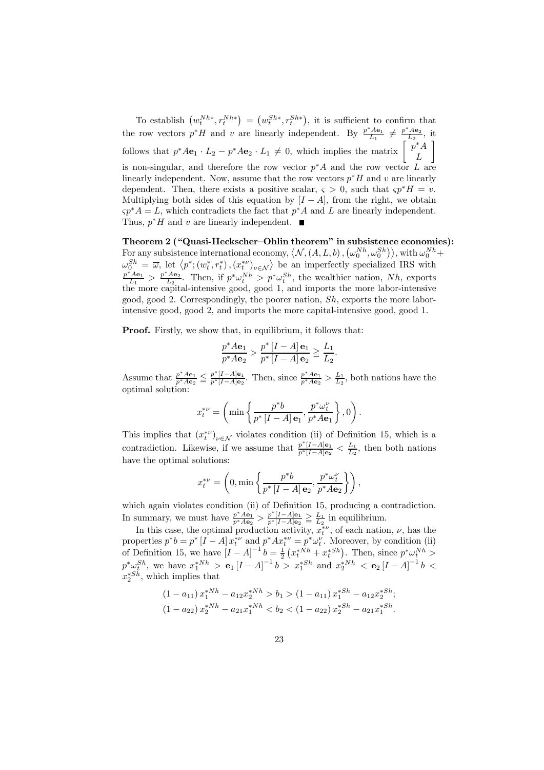To establish $\left(w_t^{Nh*}, r_t^{Nh*}\right) = \left(w_t^{Sh*}, r_t^{Sh*}\right)$, it is sufficient to confirm that the row vectors $p^*H$ and $v$ are linearly independent. By $\frac{p^*A\mathbf{e}_1}{L_1} \neq \frac{p^*A\mathbf{e}_2}{L_2}$, it follows that $p^*A\mathbf{e}_1 \cdot L_2 - p^*A\mathbf{e}_2 \cdot L_1 \neq 0$, which implies the matrix $\left[\begin{array}{c} p^*A \\ L \end{array}\right]$ is non-singular, and therefore the row vector $p^*A$ and the row vector $L$ are linearly independent. Now, assume that the row vectors $p^*H$ and $v$ are linearly dependent. Then, there exists a positive scalar, $\varsigma > 0$, such that $\varsigma p^*H = v$. Multiplying both sides of this equation by $[I - A]$, from the right, we obtain $\varsigma p^*A = L$, which contradicts the fact that $p^*A$ and $L$ are linearly independent. Thus, $p^*H$ and $v$ are linearly independent. ■

**Theorem 2 ("Quasi-Heckscher–Ohlin theorem" in subsistence economies):** For any subsistence international economy, $\left\langle \mathcal{N}, (A, L, b), \left(\omega_0^{Nh}, \omega_0^{Sh}\right)\right\rangle$, with $\omega_0^{Nh} + \omega_0^{Sh} = \overline{\omega}$, let $\left\langle p^*; (w_t^*, r_t^*), (x_t^{*\nu})_{\nu \in \mathcal{N}}\right\rangle$ be an imperfectly specialized IRS with $\frac{p^*A\mathbf{e}_1}{L_1} > \frac{p^*A\mathbf{e}_2}{L_2}$. Then, if $p^*\omega_t^{Nh} > p^*\omega_t^{Sh}$, the wealthier nation, $Nh$, exports the more capital-intensive good, good 1, and imports the more labor-intensive good, good 2. Correspondingly, the poorer nation, $Sh$, exports the more labor-intensive good, good 2, and imports the more capital-intensive good, good 1.

**Proof.** Firstly, we show that, in equilibrium, it follows that:

$$\frac{p^*A\mathbf{e}_1}{p^*A\mathbf{e}_2} > \frac{p^*\left[I - A\right]\mathbf{e}_1}{p^*\left[I - A\right]\mathbf{e}_2} \geqq \frac{L_1}{L_2}.$$

Assume that $\frac{p^*A\mathbf{e}_1}{p^*A\mathbf{e}_2} \leqq \frac{p^*[I-A]\mathbf{e}_1}{p^*[I-A]\mathbf{e}_2}$. Then, since $\frac{p^*A\mathbf{e}_1}{p^*A\mathbf{e}_2} > \frac{L_1}{L_2}$, both nations have the optimal solution:

$$x_t^{*\nu} = \left(\min\left\{\frac{p^*b}{p^*\left[I - A\right]\mathbf{e}_1}, \frac{p^*\omega_t^\nu}{p^*A\mathbf{e}_1}\right\}, 0\right).$$

This implies that $\left(x_t^{*\nu}\right)_{\nu \in \mathcal{N}}$ violates condition (ii) of Definition 15, which is a contradiction. Likewise, if we assume that $\frac{p^*[I-A]\mathbf{e}_1}{p^*[I-A]\mathbf{e}_2} < \frac{L_1}{L_2}$, then both nations have the optimal solutions:

$$x_t^{*\nu} = \left(0, \min\left\{\frac{p^*b}{p^*\left[I - A\right]\mathbf{e}_2}, \frac{p^*\omega_t^\nu}{p^*A\mathbf{e}_2}\right\}\right),$$

which again violates condition (ii) of Definition 15, producing a contradiction. In summary, we must have $\frac{p^*A\mathbf{e}_1}{p^*A\mathbf{e}_2} > \frac{p^*[I-A]\mathbf{e}_1}{p^*[I-A]\mathbf{e}_2} \geqq \frac{L_1}{L_2}$ in equilibrium.

In this case, the optimal production activity, $x_t^{*\nu}$, of each nation, $\nu$, has the properties $p^*b = p^*\left[I - A\right]x_t^{*\nu}$ and $p^*Ax_t^{*\nu} = p^*\omega_t^\nu$. Moreover, by condition (ii) of Definition 15, we have $\left[I - A\right]^{-1}b = \frac{1}{2}\left(x_t^{*Nh} + x_t^{*Sh}\right)$. Then, since $p^*\omega_t^{Nh} > p^*\omega_t^{Sh}$, we have $x_1^{*Nh} > \mathbf{e}_1\left[I - A\right]^{-1}b > x_1^{*Sh}$ and $x_2^{*Nh} < \mathbf{e}_2\left[I - A\right]^{-1}b < x_2^{*Sh}$, which implies that

$$\left(1 - a_{11}\right)x_1^{*Nh} - a_{12}x_2^{*Nh} > b_1 > \left(1 - a_{11}\right)x_1^{*Sh} - a_{12}x_2^{*Sh};$$
$$\left(1 - a_{22}\right)x_2^{*Nh} - a_{21}x_1^{*Nh} < b_2 < \left(1 - a_{22}\right)x_2^{*Sh} - a_{21}x_1^{*Sh}.$$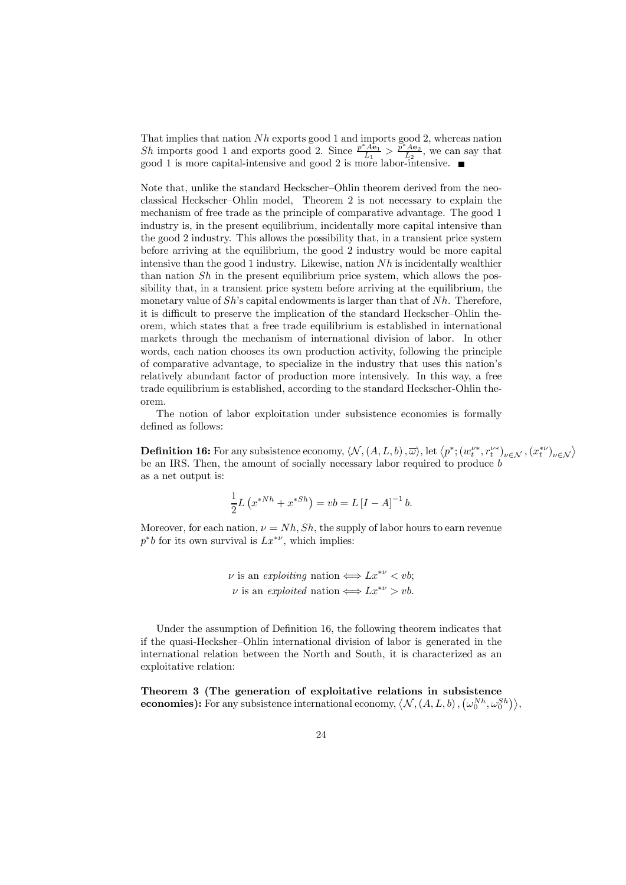That implies that nation $Nh$ exports good 1 and imports good 2, whereas nation $Sh$ imports good 1 and exports good 2. Since $\frac{p^* A \mathbf{e}_1}{L_1} > \frac{p^* A \mathbf{e}_2}{L_2}$, we can say that good 1 is more capital-intensive and good 2 is more labor-intensive. ■

Note that, unlike the standard Heckscher–Ohlin theorem derived from the neoclassical Heckscher–Ohlin model, Theorem 2 is not necessary to explain the mechanism of free trade as the principle of comparative advantage. The good 1 industry is, in the present equilibrium, incidentally more capital intensive than the good 2 industry. This allows the possibility that, in a transient price system before arriving at the equilibrium, the good 2 industry would be more capital intensive than the good 1 industry. Likewise, nation $Nh$ is incidentally wealthier than nation $Sh$ in the present equilibrium price system, which allows the possibility that, in a transient price system before arriving at the equilibrium, the monetary value of $Sh$'s capital endowments is larger than that of $Nh$. Therefore, it is difficult to preserve the implication of the standard Heckscher–Ohlin theorem, which states that a free trade equilibrium is established in international markets through the mechanism of international division of labor. In other words, each nation chooses its own production activity, following the principle of comparative advantage, to specialize in the industry that uses this nation's relatively abundant factor of production more intensively. In this way, a free trade equilibrium is established, according to the standard Heckscher-Ohlin theorem.

The notion of labor exploitation under subsistence economies is formally defined as follows:

**Definition 16:** For any subsistence economy, $\langle \mathcal{N}, (A, L, b), \overline{\omega} \rangle$, let $\langle p^*; (w_t^{\nu *}, r_t^{\nu *})_{\nu \in \mathcal{N}}, (x_t^{*\nu})_{\nu \in \mathcal{N}} \rangle$ be an IRS. Then, the amount of socially necessary labor required to produce $b$ as a net output is:

$$\frac{1}{2} L \left( x^{*Nh} + x^{*Sh} \right) = vb = L \left[ I - A \right]^{-1} b.$$

Moreover, for each nation, $\nu = Nh, Sh$, the supply of labor hours to earn revenue $p^* b$ for its own survival is $Lx^{*\nu}$, which implies:

$$\nu \text{ is an } exploiting \text{ nation} \Longleftrightarrow Lx^{*\nu} < vb;$$
$$\nu \text{ is an } exploited \text{ nation} \Longleftrightarrow Lx^{*\nu} > vb.$$

Under the assumption of Definition 16, the following theorem indicates that if the quasi-Hecksher–Ohlin international division of labor is generated in the international relation between the North and South, it is characterized as an exploitative relation:

**Theorem 3 (The generation of exploitative relations in subsistence economies):** For any subsistence international economy, $\langle \mathcal{N}, (A, L, b), \left( \omega_0^{Nh}, \omega_0^{Sh} \right) \rangle$,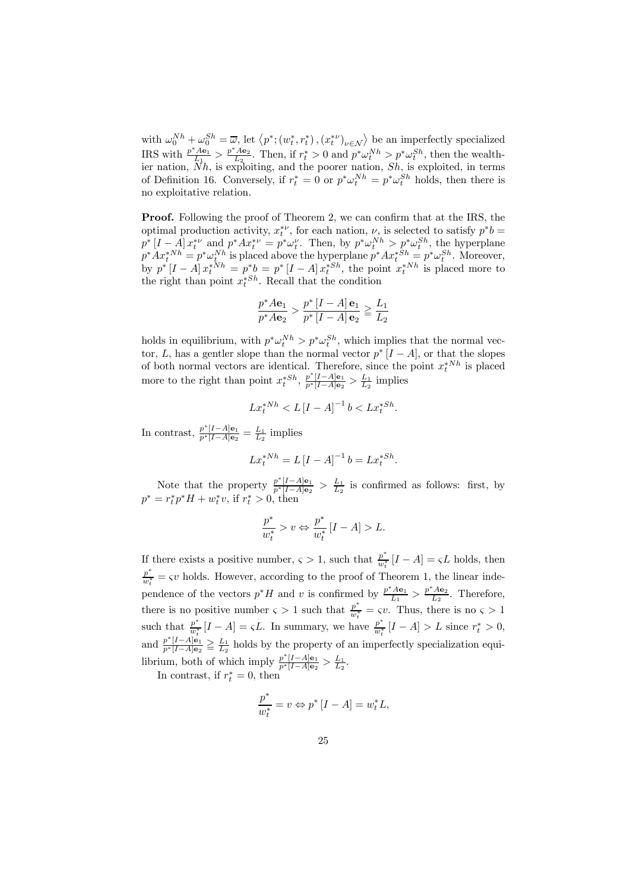with $\omega_0^{Nh} + \omega_0^{Sh} = \overline{\omega}$, let $\left\langle p^*; (w_t^*, r_t^*), (x_t^{*\nu})_{\nu \in \mathcal{N}} \right\rangle$ be an imperfectly specialized IRS with $\frac{p^* A \mathbf{e}_1}{L_1} > \frac{p^* A \mathbf{e}_2}{L_2}$. Then, if $r_t^* > 0$ and $p^* \omega_t^{Nh} > p^* \omega_t^{Sh}$, then the wealthier nation, $Nh$, is exploiting, and the poorer nation, $Sh$, is exploited, in terms of Definition 16. Conversely, if $r_t^* = 0$ or $p^* \omega_t^{Nh} = p^* \omega_t^{Sh}$ holds, then there is no exploitative relation.

**Proof.** Following the proof of Theorem 2, we can confirm that at the IRS, the optimal production activity, $x_t^{*\nu}$, for each nation, $\nu$, is selected to satisfy $p^* b = p^* [I - A] x_t^{*\nu}$ and $p^* A x_t^{*\nu} = p^* \omega_t^{\nu}$. Then, by $p^* \omega_t^{Nh} > p^* \omega_t^{Sh}$, the hyperplane $p^* A x_t^{*Nh} = p^* \omega_t^{Nh}$ is placed above the hyperplane $p^* A x_t^{*Sh} = p^* \omega_t^{Sh}$. Moreover, by $p^* [I - A] x_t^{*Nh} = p^* b = p^* [I - A] x_t^{*Sh}$, the point $x_t^{*Nh}$ is placed more to the right than point $x_t^{*Sh}$. Recall that the condition

$$\frac{p^* A \mathbf{e}_1}{p^* A \mathbf{e}_2} > \frac{p^* [I - A] \mathbf{e}_1}{p^* [I - A] \mathbf{e}_2} \geqq \frac{L_1}{L_2}$$

holds in equilibrium, with $p^* \omega_t^{Nh} > p^* \omega_t^{Sh}$, which implies that the normal vector, $L$, has a gentler slope than the normal vector $p^* [I - A]$, or that the slopes of both normal vectors are identical. Therefore, since the point $x_t^{*Nh}$ is placed more to the right than point $x_t^{*Sh}$, $\frac{p^* [I - A] \mathbf{e}_1}{p^* [I - A] \mathbf{e}_2} > \frac{L_1}{L_2}$ implies

$$L x_t^{*Nh} < L [I - A]^{-1} b < L x_t^{*Sh}.$$

In contrast, $\frac{p^* [I - A] \mathbf{e}_1}{p^* [I - A] \mathbf{e}_2} = \frac{L_1}{L_2}$ implies

$$L x_t^{*Nh} = L [I - A]^{-1} b = L x_t^{*Sh}.$$

Note that the property $\frac{p^* [I - A] \mathbf{e}_1}{p^* [I - A] \mathbf{e}_2} > \frac{L_1}{L_2}$ is confirmed as follows: first, by $p^* = r_t^* p^* H + w_t^* v$, if $r_t^* > 0$, then

$$\frac{p^*}{w_t^*} > v \Leftrightarrow \frac{p^*}{w_t^*} [I - A] > L.$$

If there exists a positive number, $\varsigma > 1$, such that $\frac{p^*}{w_t^*} [I - A] = \varsigma L$ holds, then $\frac{p^*}{w_t^*} = \varsigma v$ holds. However, according to the proof of Theorem 1, the linear independence of the vectors $p^* H$ and $v$ is confirmed by $\frac{p^* A \mathbf{e}_1}{L_1} > \frac{p^* A \mathbf{e}_2}{L_2}$. Therefore, there is no positive number $\varsigma > 1$ such that $\frac{p^*}{w_t^*} = \varsigma v$. Thus, there is no $\varsigma > 1$ such that $\frac{p^*}{w_t^*} [I - A] = \varsigma L$. In summary, we have $\frac{p^*}{w_t^*} [I - A] > L$ since $r_t^* > 0$, and $\frac{p^* [I - A] \mathbf{e}_1}{p^* [I - A] \mathbf{e}_2} \geqq \frac{L_1}{L_2}$ holds by the property of an imperfectly specialization equilibrium, both of which imply $\frac{p^* [I - A] \mathbf{e}_1}{p^* [I - A] \mathbf{e}_2} > \frac{L_1}{L_2}$.

In contrast, if $r_t^* = 0$, then

$$\frac{p^*}{w_t^*} = v \Leftrightarrow p^* [I - A] = w_t^* L,$$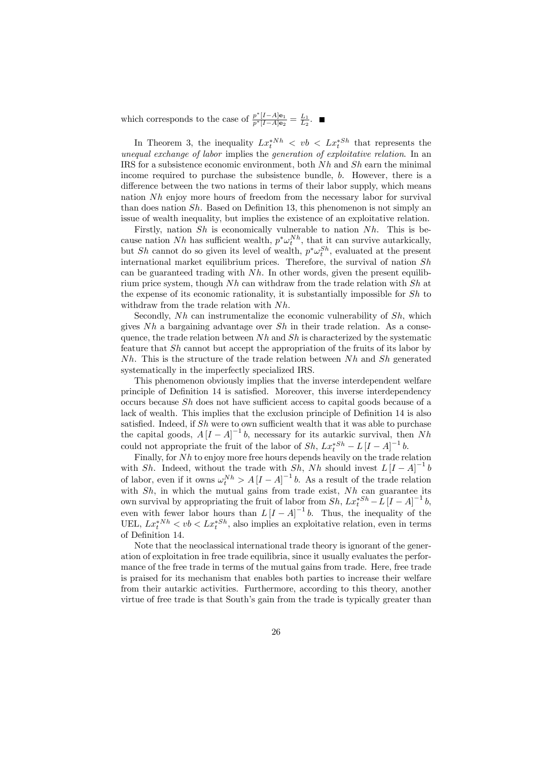which corresponds to the case of $\frac{p^*[I-A]\mathbf{e}_1}{p^*[I-A]\mathbf{e}_2} = \frac{L_1}{L_2}$. ■

In Theorem 3, the inequality $Lx_t^{*Nh} < vb < Lx_t^{*Sh}$ that represents the *unequal exchange of labor* implies the *generation of exploitative relation*. In an IRS for a subsistence economic environment, both $Nh$ and $Sh$ earn the minimal income required to purchase the subsistence bundle, $b$. However, there is a difference between the two nations in terms of their labor supply, which means nation $Nh$ enjoy more hours of freedom from the necessary labor for survival than does nation $Sh$. Based on Definition 13, this phenomenon is not simply an issue of wealth inequality, but implies the existence of an exploitative relation.

Firstly, nation $Sh$ is economically vulnerable to nation $Nh$. This is because nation $Nh$ has sufficient wealth, $p^*\omega_t^{Nh}$, that it can survive autarkically, but $Sh$ cannot do so given its level of wealth, $p^*\omega_t^{Sh}$, evaluated at the present international market equilibrium prices. Therefore, the survival of nation $Sh$ can be guaranteed trading with $Nh$. In other words, given the present equilibrium price system, though $Nh$ can withdraw from the trade relation with $Sh$ at the expense of its economic rationality, it is substantially impossible for $Sh$ to withdraw from the trade relation with $Nh$.

Secondly, $Nh$ can instrumentalize the economic vulnerability of $Sh$, which gives $Nh$ a bargaining advantage over $Sh$ in their trade relation. As a consequence, the trade relation between $Nh$ and $Sh$ is characterized by the systematic feature that $Sh$ cannot but accept the appropriation of the fruits of its labor by $Nh$. This is the structure of the trade relation between $Nh$ and $Sh$ generated systematically in the imperfectly specialized IRS.

This phenomenon obviously implies that the inverse interdependent welfare principle of Definition 14 is satisfied. Moreover, this inverse interdependency occurs because $Sh$ does not have sufficient access to capital goods because of a lack of wealth. This implies that the exclusion principle of Definition 14 is also satisfied. Indeed, if $Sh$ were to own sufficient wealth that it was able to purchase the capital goods, $A[I-A]^{-1}b$, necessary for its autarkic survival, then $Nh$ could not appropriate the fruit of the labor of $Sh$, $Lx_t^{*Sh} - L[I-A]^{-1}b$.

Finally, for $Nh$ to enjoy more free hours depends heavily on the trade relation with $Sh$. Indeed, without the trade with $Sh$, $Nh$ should invest $L[I-A]^{-1}b$ of labor, even if it owns $\omega_t^{Nh} > A[I-A]^{-1}b$. As a result of the trade relation with $Sh$, in which the mutual gains from trade exist, $Nh$ can guarantee its own survival by appropriating the fruit of labor from $Sh$, $Lx_t^{*Sh} - L[I-A]^{-1}b$, even with fewer labor hours than $L[I-A]^{-1}b$. Thus, the inequality of the UEL, $Lx_t^{*Nh} < vb < Lx_t^{*Sh}$, also implies an exploitative relation, even in terms of Definition 14.

Note that the neoclassical international trade theory is ignorant of the generation of exploitation in free trade equilibria, since it usually evaluates the performance of the free trade in terms of the mutual gains from trade. Here, free trade is praised for its mechanism that enables both parties to increase their welfare from their autarkic activities. Furthermore, according to this theory, another virtue of free trade is that South's gain from the trade is typically greater than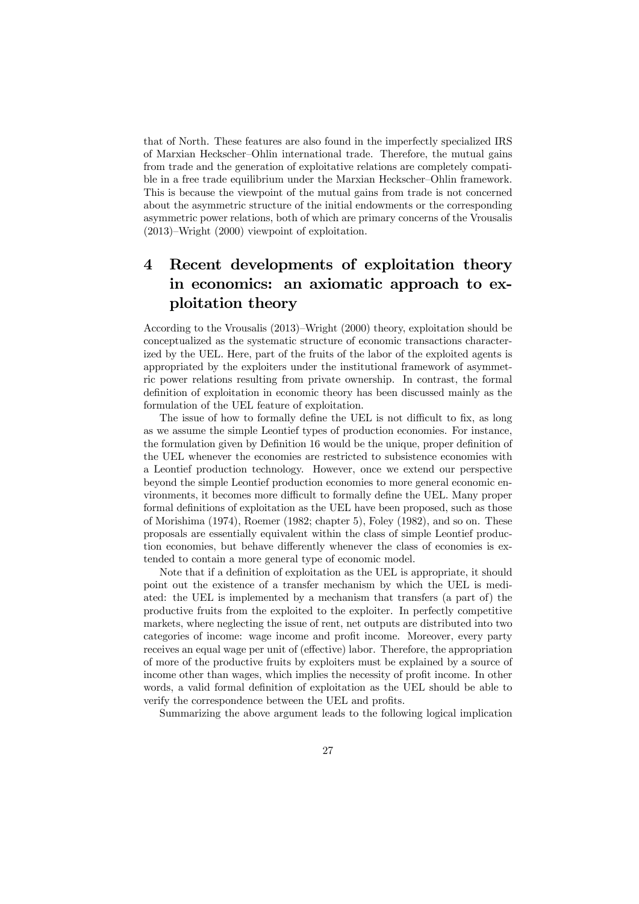that of North. These features are also found in the imperfectly specialized IRS of Marxian Heckscher–Ohlin international trade. Therefore, the mutual gains from trade and the generation of exploitative relations are completely compatible in a free trade equilibrium under the Marxian Heckscher–Ohlin framework. This is because the viewpoint of the mutual gains from trade is not concerned about the asymmetric structure of the initial endowments or the corresponding asymmetric power relations, both of which are primary concerns of the Vrousalis (2013)–Wright (2000) viewpoint of exploitation.

# 4 Recent developments of exploitation theory in economics: an axiomatic approach to exploitation theory

According to the Vrousalis (2013)–Wright (2000) theory, exploitation should be conceptualized as the systematic structure of economic transactions characterized by the UEL. Here, part of the fruits of the labor of the exploited agents is appropriated by the exploiters under the institutional framework of asymmetric power relations resulting from private ownership. In contrast, the formal definition of exploitation in economic theory has been discussed mainly as the formulation of the UEL feature of exploitation.

The issue of how to formally define the UEL is not difficult to fix, as long as we assume the simple Leontief types of production economies. For instance, the formulation given by Definition 16 would be the unique, proper definition of the UEL whenever the economies are restricted to subsistence economies with a Leontief production technology. However, once we extend our perspective beyond the simple Leontief production economies to more general economic environments, it becomes more difficult to formally define the UEL. Many proper formal definitions of exploitation as the UEL have been proposed, such as those of Morishima (1974), Roemer (1982; chapter 5), Foley (1982), and so on. These proposals are essentially equivalent within the class of simple Leontief production economies, but behave differently whenever the class of economies is extended to contain a more general type of economic model.

Note that if a definition of exploitation as the UEL is appropriate, it should point out the existence of a transfer mechanism by which the UEL is mediated: the UEL is implemented by a mechanism that transfers (a part of) the productive fruits from the exploited to the exploiter. In perfectly competitive markets, where neglecting the issue of rent, net outputs are distributed into two categories of income: wage income and profit income. Moreover, every party receives an equal wage per unit of (effective) labor. Therefore, the appropriation of more of the productive fruits by exploiters must be explained by a source of income other than wages, which implies the necessity of profit income. In other words, a valid formal definition of exploitation as the UEL should be able to verify the correspondence between the UEL and profits.

Summarizing the above argument leads to the following logical implication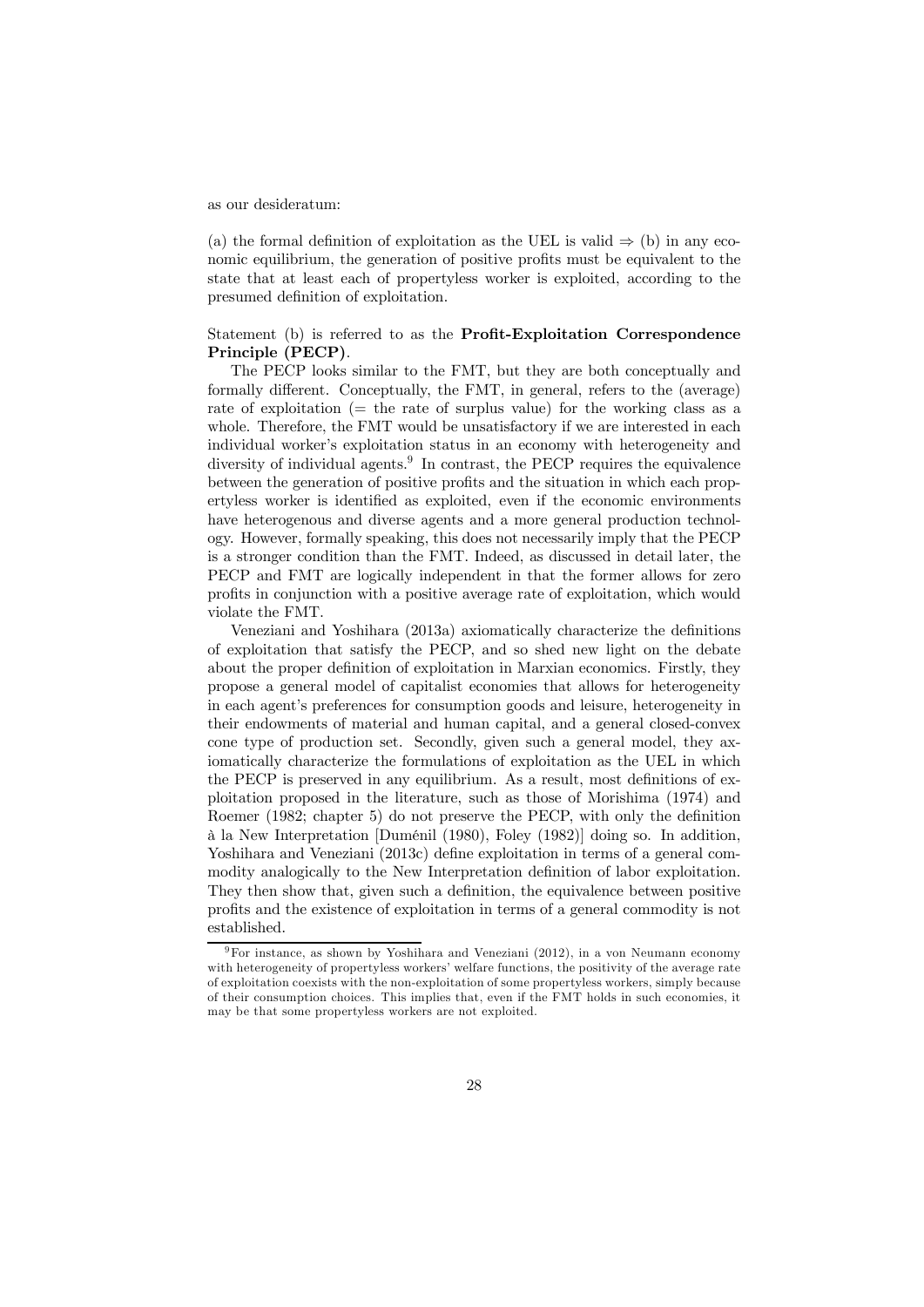as our desideratum:

(a) the formal definition of exploitation as the UEL is valid $\Rightarrow$ (b) in any economic equilibrium, the generation of positive profits must be equivalent to the state that at least each of propertyless worker is exploited, according to the presumed definition of exploitation.

Statement (b) is referred to as the **Profit-Exploitation Correspondence Principle (PECP)**.

The PECP looks similar to the FMT, but they are both conceptually and formally different. Conceptually, the FMT, in general, refers to the (average) rate of exploitation (= the rate of surplus value) for the working class as a whole. Therefore, the FMT would be unsatisfactory if we are interested in each individual worker's exploitation status in an economy with heterogeneity and diversity of individual agents.[9] In contrast, the PECP requires the equivalence between the generation of positive profits and the situation in which each propertyless worker is identified as exploited, even if the economic environments have heterogenous and diverse agents and a more general production technology. However, formally speaking, this does not necessarily imply that the PECP is a stronger condition than the FMT. Indeed, as discussed in detail later, the PECP and FMT are logically independent in that the former allows for zero profits in conjunction with a positive average rate of exploitation, which would violate the FMT.

Veneziani and Yoshihara (2013a) axiomatically characterize the definitions of exploitation that satisfy the PECP, and so shed new light on the debate about the proper definition of exploitation in Marxian economics. Firstly, they propose a general model of capitalist economies that allows for heterogeneity in each agent's preferences for consumption goods and leisure, heterogeneity in their endowments of material and human capital, and a general closed-convex cone type of production set. Secondly, given such a general model, they axiomatically characterize the formulations of exploitation as the UEL in which the PECP is preserved in any equilibrium. As a result, most definitions of exploitation proposed in the literature, such as those of Morishima (1974) and Roemer (1982; chapter 5) do not preserve the PECP, with only the definition à la New Interpretation [Duménil (1980), Foley (1982)] doing so. In addition, Yoshihara and Veneziani (2013c) define exploitation in terms of a general commodity analogically to the New Interpretation definition of labor exploitation. They then show that, given such a definition, the equivalence between positive profits and the existence of exploitation in terms of a general commodity is not established.

[9] For instance, as shown by Yoshihara and Veneziani (2012), in a von Neumann economy with heterogeneity of propertyless workers' welfare functions, the positivity of the average rate of exploitation coexists with the non-exploitation of some propertyless workers, simply because of their consumption choices. This implies that, even if the FMT holds in such economies, it may be that some propertyless workers are not exploited.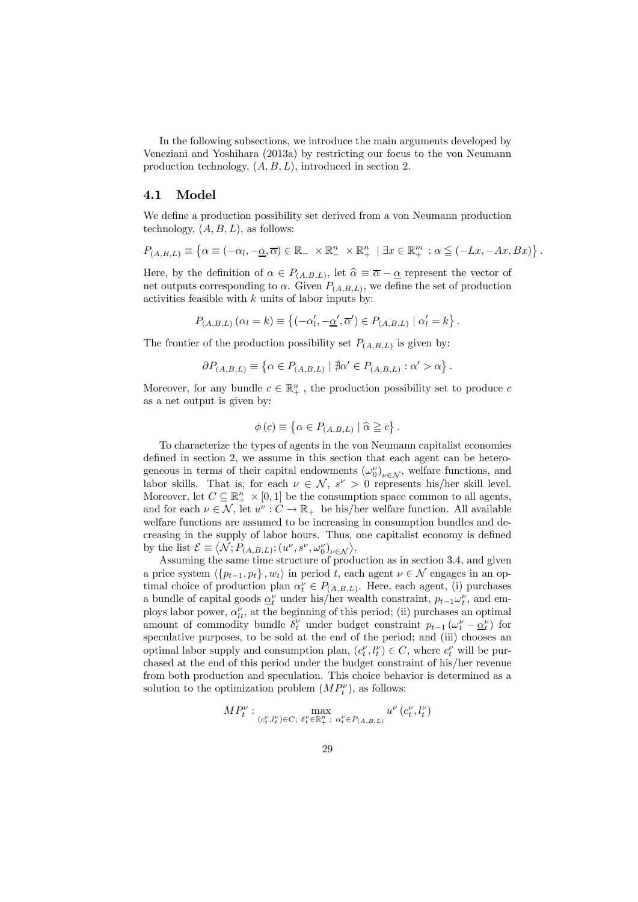In the following subsections, we introduce the main arguments developed by Veneziani and Yoshihara (2013a) by restricting our focus to the von Neumann production technology, $(A, B, L)$, introduced in section 2.

## 4.1 Model

We define a production possibility set derived from a von Neumann production technology, $(A, B, L)$, as follows:

$$P_{(A,B,L)} \equiv \left\{ \alpha \equiv (-\alpha_l, -\underline{\alpha}, \overline{\alpha}) \in \mathbb{R}_- \times \mathbb{R}^n_- \times \mathbb{R}^n_+ \mid \exists x \in \mathbb{R}^m_+ : \alpha \leqq (-Lx, -Ax, Bx) \right\}.$$

Here, by the definition of $\alpha \in P_{(A,B,L)}$, let $\widehat{\alpha} \equiv \overline{\alpha} - \underline{\alpha}$ represent the vector of net outputs corresponding to $\alpha$. Given $P_{(A,B,L)}$, we define the set of production activities feasible with $k$ units of labor inputs by:

$$P_{(A,B,L)} (\alpha_l = k) \equiv \left\{ (-\alpha'_l, -\underline{\alpha}', \overline{\alpha}') \in P_{(A,B,L)} \mid \alpha'_l = k \right\}.$$

The frontier of the production possibility set $P_{(A,B,L)}$ is given by:

$$\partial P_{(A,B,L)} \equiv \left\{ \alpha \in P_{(A,B,L)} \mid \nexists \alpha' \in P_{(A,B,L)} : \alpha' > \alpha \right\}.$$

Moreover, for any bundle $c \in \mathbb{R}^n_+$, the production possibility set to produce $c$ as a net output is given by:

$$\phi (c) \equiv \left\{ \alpha \in P_{(A,B,L)} \mid \widehat{\alpha} \geqq c \right\}.$$

To characterize the types of agents in the von Neumann capitalist economies defined in section 2, we assume in this section that each agent can be heterogeneous in terms of their capital endowments $(\omega^\nu_0)_{\nu \in \mathcal{N}}$, welfare functions, and labor skills. That is, for each $\nu \in \mathcal{N}$, $s^\nu > 0$ represents his/her skill level. Moreover, let $C \subseteq \mathbb{R}^n_+ \times [0, 1]$ be the consumption space common to all agents, and for each $\nu \in \mathcal{N}$, let $u^\nu : C \to \mathbb{R}_+$ be his/her welfare function. All available welfare functions are assumed to be increasing in consumption bundles and decreasing in the supply of labor hours. Thus, one capitalist economy is defined by the list $\mathcal{E} \equiv \left\langle \mathcal{N}; P_{(A,B,L)}; (u^\nu, s^\nu, \omega^\nu_0)_{\nu \in \mathcal{N}} \right\rangle$.

Assuming the same time structure of production as in section 3.4, and given a price system $\langle \{p_{t-1}, p_t\}, w_t \rangle$ in period $t$, each agent $\nu \in \mathcal{N}$ engages in an optimal choice of production plan $\alpha^\nu_t \in P_{(A,B,L)}$. Here, each agent, (i) purchases a bundle of capital goods $\underline{\alpha}^\nu_t$ under his/her wealth constraint, $p_{t-1}\omega^\nu_t$, and employs labor power, $\alpha^\nu_{lt}$, at the beginning of this period; (ii) purchases an optimal amount of commodity bundle $\delta^\nu_t$ under budget constraint $p_{t-1} (\omega^\nu_t - \underline{\alpha}^\nu_t)$ for speculative purposes, to be sold at the end of the period; and (iii) chooses an optimal labor supply and consumption plan, $(c^\nu_t, l^\nu_t) \in C$, where $c^\nu_t$ will be purchased at the end of this period under the budget constraint of his/her revenue from both production and speculation. This choice behavior is determined as a solution to the optimization problem $(MP^\nu_t)$, as follows:

$$MP^\nu_t : \max_{(c^\nu_t, l^\nu_t) \in C;\ \delta^\nu_t \in \mathbb{R}^n_+;\ \alpha^\nu_t \in P_{(A,B,L)}} u^\nu (c^\nu_t, l^\nu_t)$$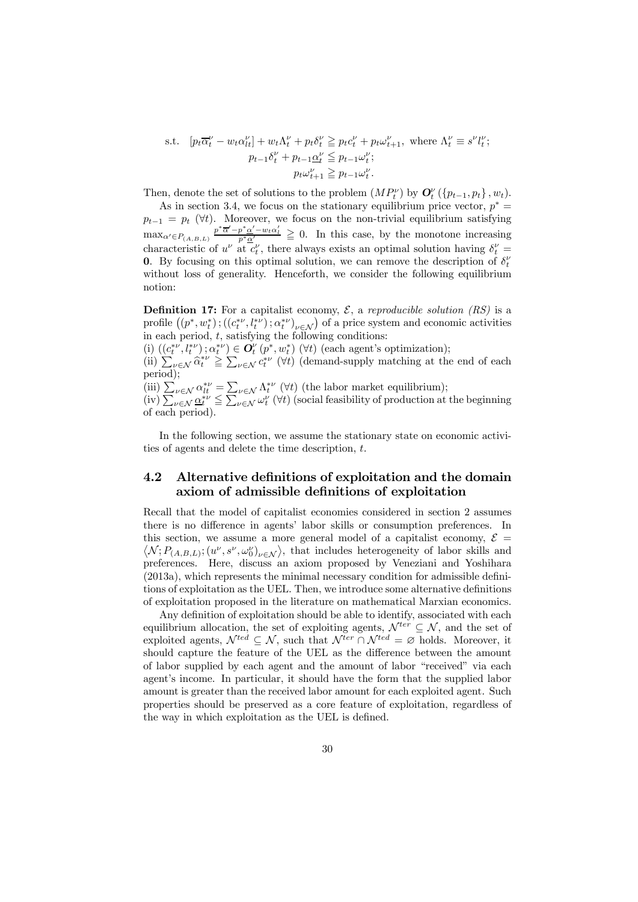$$\text{s.t.} \quad [p_t \overline{\alpha}_t^\nu - w_t \alpha_{lt}^\nu] + w_t \Lambda_t^\nu + p_t \delta_t^\nu \geqq p_t c_t^\nu + p_t \omega_{t+1}^\nu, \text{ where } \Lambda_t^\nu \equiv s^\nu l_t^\nu;$$
$$p_{t-1}\delta_t^\nu + p_{t-1}\underline{\alpha}_t^\nu \leqq p_{t-1}\omega_t^\nu;$$
$$p_t \omega_{t+1}^\nu \geqq p_{t-1}\omega_t^\nu.$$

Then, denote the set of solutions to the problem $(MP_t^\nu)$ by $\boldsymbol{O}_t^\nu(\{p_{t-1}, p_t\}, w_t)$.

As in section 3.4, we focus on the stationary equilibrium price vector, $p^* = p_{t-1} = p_t$ $(\forall t)$. Moreover, we focus on the non-trivial equilibrium satisfying $\max_{\alpha' \in P_{(A,B,L)}} \frac{p^* \overline{\alpha}' - p^* \underline{\alpha}' - w_t \alpha_l'}{p^* \underline{\alpha}'} \geqq 0$. In this case, by the monotone increasing characteristic of $u^\nu$ at $c_t^\nu$, there always exists an optimal solution having $\delta_t^\nu = \mathbf{0}$. By focusing on this optimal solution, we can remove the description of $\delta_t^\nu$ without loss of generality. Henceforth, we consider the following equilibrium notion:

**Definition 17:** For a capitalist economy, $\mathcal{E}$, a *reproducible solution (RS)* is a profile $\left((p^*, w_t^*); ((c_t^{*\nu}, l_t^{*\nu}); \alpha_t^{*\nu})_{\nu \in \mathcal{N}}\right)$ of a price system and economic activities in each period, $t$, satisfying the following conditions:
(i) $((c_t^{*\nu}, l_t^{*\nu}); \alpha_t^{*\nu}) \in \boldsymbol{O}_t^\nu(p^*, w_t^*)$ $(\forall t)$ (each agent's optimization);
(ii) $\sum_{\nu \in \mathcal{N}} \widehat{\alpha}_t^{*\nu} \geqq \sum_{\nu \in \mathcal{N}} c_t^{*\nu}$ $(\forall t)$ (demand-supply matching at the end of each period);
(iii) $\sum_{\nu \in \mathcal{N}} \alpha_{lt}^{*\nu} = \sum_{\nu \in \mathcal{N}} \Lambda_t^{*\nu}$ $(\forall t)$ (the labor market equilibrium);
(iv) $\sum_{\nu \in \mathcal{N}} \underline{\alpha}_t^{*\nu} \leqq \sum_{\nu \in \mathcal{N}} \omega_t^\nu$ $(\forall t)$ (social feasibility of production at the beginning of each period).

In the following section, we assume the stationary state on economic activities of agents and delete the time description, $t$.

## 4.2 Alternative definitions of exploitation and the domain axiom of admissible definitions of exploitation

Recall that the model of capitalist economies considered in section 2 assumes there is no difference in agents' labor skills or consumption preferences. In this section, we assume a more general model of a capitalist economy, $\mathcal{E} = \langle \mathcal{N}; P_{(A,B,L)}; (u^\nu, s^\nu, \omega_0^\nu)_{\nu \in \mathcal{N}} \rangle$, that includes heterogeneity of labor skills and preferences. Here, discuss an axiom proposed by Veneziani and Yoshihara (2013a), which represents the minimal necessary condition for admissible definitions of exploitation as the UEL. Then, we introduce some alternative definitions of exploitation proposed in the literature on mathematical Marxian economics.

Any definition of exploitation should be able to identify, associated with each equilibrium allocation, the set of exploiting agents, $\mathcal{N}^{ter} \subseteq \mathcal{N}$, and the set of exploited agents, $\mathcal{N}^{ted} \subseteq \mathcal{N}$, such that $\mathcal{N}^{ter} \cap \mathcal{N}^{ted} = \varnothing$ holds. Moreover, it should capture the feature of the UEL as the difference between the amount of labor supplied by each agent and the amount of labor "received" via each agent's income. In particular, it should have the form that the supplied labor amount is greater than the received labor amount for each exploited agent. Such properties should be preserved as a core feature of exploitation, regardless of the way in which exploitation as the UEL is defined.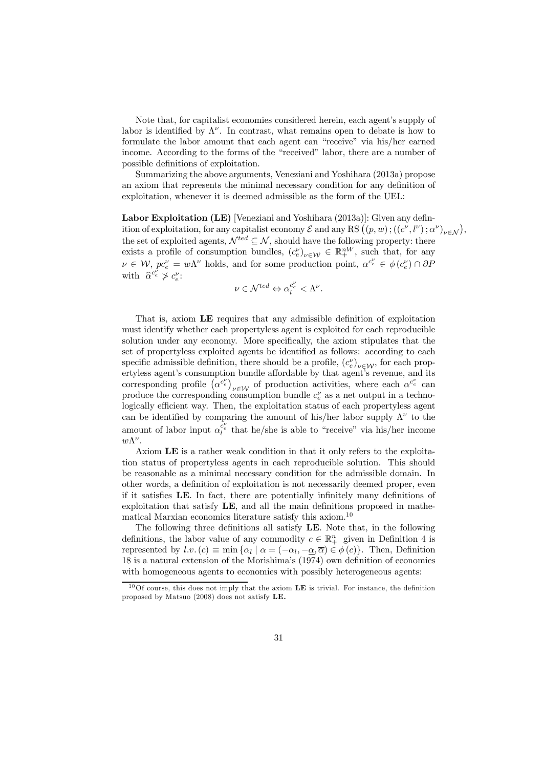Note that, for capitalist economies considered herein, each agent's supply of labor is identified by $\Lambda^\nu$. In contrast, what remains open to debate is how to formulate the labor amount that each agent can "receive" via his/her earned income. According to the forms of the "received" labor, there are a number of possible definitions of exploitation.

Summarizing the above arguments, Veneziani and Yoshihara (2013a) propose an axiom that represents the minimal necessary condition for any definition of exploitation, whenever it is deemed admissible as the form of the UEL:

**Labor Exploitation (LE)** [Veneziani and Yoshihara (2013a)]: Given any definition of exploitation, for any capitalist economy $\mathcal{E}$ and any RS $\left((p,w);((c^\nu,l^\nu);\alpha^\nu)_{\nu\in\mathcal{N}}\right)$, the set of exploited agents, $\mathcal{N}^{ted} \subseteq \mathcal{N}$, should have the following property: there exists a profile of consumption bundles, $(c_e^\nu)_{\nu\in\mathcal{W}} \in \mathbb{R}_+^{nW}$, such that, for any $\nu \in \mathcal{W}$, $pc_e^\nu = w\Lambda^\nu$ holds, and for some production point, $\alpha^{c_e^\nu} \in \phi(c_e^\nu) \cap \partial P$ with $\widehat{\alpha}^{c_e^\nu} \not> c_e^\nu$:

$$\nu \in \mathcal{N}^{ted} \Leftrightarrow \alpha_l^{c_e^\nu} < \Lambda^\nu.$$

That is, axiom **LE** requires that any admissible definition of exploitation must identify whether each propertyless agent is exploited for each reproducible solution under any economy. More specifically, the axiom stipulates that the set of propertyless exploited agents be identified as follows: according to each specific admissible definition, there should be a profile, $(c_e^\nu)_{\nu\in\mathcal{W}}$, for each propertyless agent's consumption bundle affordable by that agent's revenue, and its corresponding profile $\left(\alpha^{c_e^\nu}\right)_{\nu\in\mathcal{W}}$ of production activities, where each $\alpha^{c_e^\nu}$ can produce the corresponding consumption bundle $c_e^\nu$ as a net output in a technologically efficient way. Then, the exploitation status of each propertyless agent can be identified by comparing the amount of his/her labor supply $\Lambda^\nu$ to the amount of labor input $\alpha_l^{c_e^\nu}$ that he/she is able to "receive" via his/her income $w\Lambda^\nu$.

Axiom **LE** is a rather weak condition in that it only refers to the exploitation status of propertyless agents in each reproducible solution. This should be reasonable as a minimal necessary condition for the admissible domain. In other words, a definition of exploitation is not necessarily deemed proper, even if it satisfies **LE**. In fact, there are potentially infinitely many definitions of exploitation that satisfy **LE**, and all the main definitions proposed in mathematical Marxian economics literature satisfy this axiom.[10]

The following three definitions all satisfy **LE**. Note that, in the following definitions, the labor value of any commodity $c \in \mathbb{R}_+^n$ given in Definition 4 is represented by $l.v.(c) \equiv \min\{\alpha_l \mid \alpha = (-\alpha_l, -\underline{\alpha}, \overline{\alpha}) \in \phi(c)\}$. Then, Definition 18 is a natural extension of the Morishima's (1974) own definition of economies with homogeneous agents to economies with possibly heterogeneous agents:

[10] Of course, this does not imply that the axiom **LE** is trivial. For instance, the definition proposed by Matsuo (2008) does not satisfy **LE.**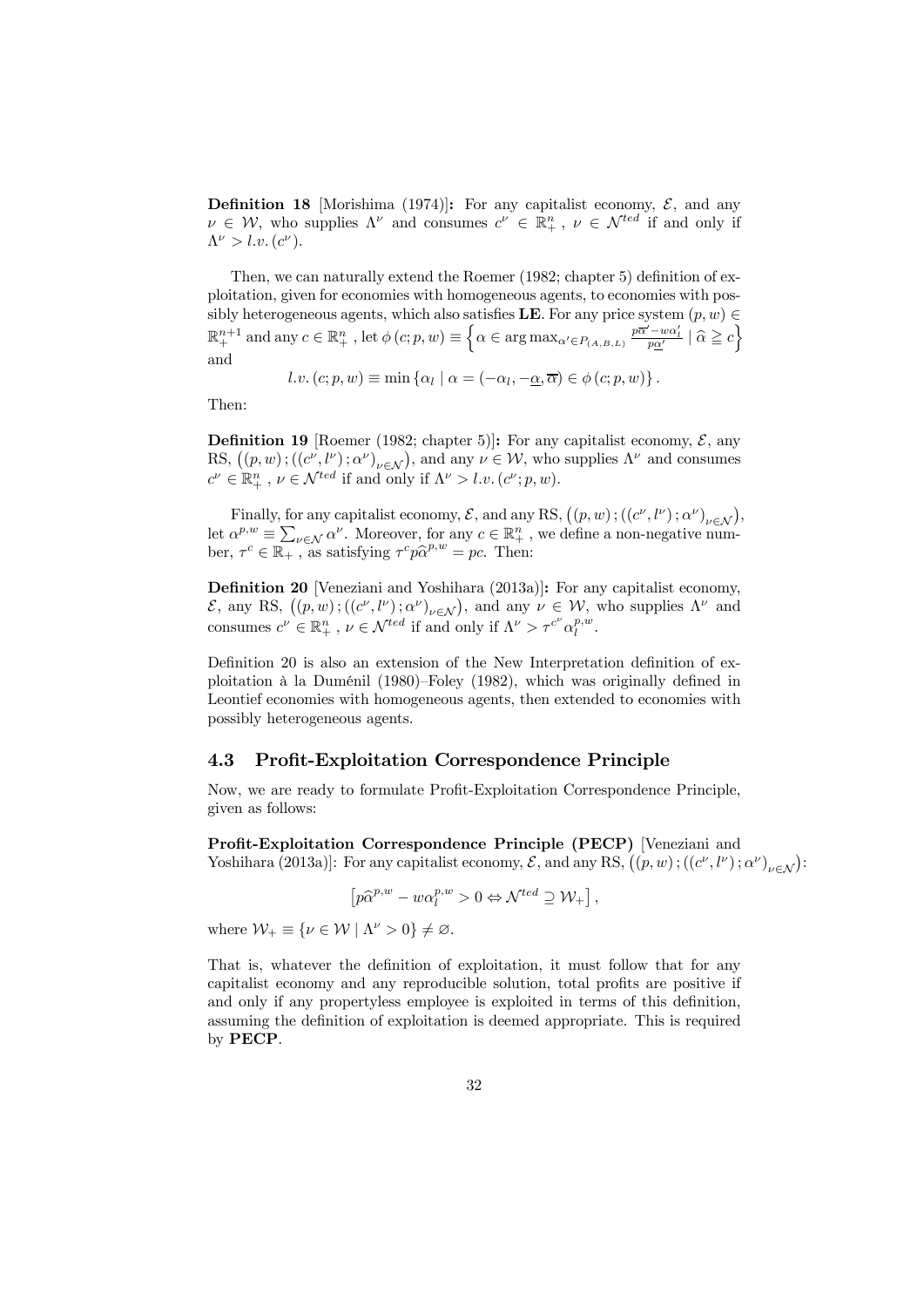**Definition 18** [Morishima (1974)]**:** For any capitalist economy, $\mathcal{E}$, and any $\nu \in \mathcal{W}$, who supplies $\Lambda^{\nu}$ and consumes $c^{\nu} \in \mathbb{R}^{n}_{+}$, $\nu \in \mathcal{N}^{ted}$ if and only if $\Lambda^{\nu} > l.v.(c^{\nu})$.

Then, we can naturally extend the Roemer (1982; chapter 5) definition of exploitation, given for economies with homogeneous agents, to economies with possibly heterogeneous agents, which also satisfies **LE**. For any price system $(p, w) \in \mathbb{R}^{n+1}_{+}$ and any $c \in \mathbb{R}^{n}_{+}$, let $\phi(c; p, w) \equiv \left\{ \alpha \in \arg\max_{\alpha' \in P_{(A,B,L)}} \frac{p\overline{\alpha}' - w\alpha'_l}{p\underline{\alpha}'} \mid \widehat{\alpha} \geqq c \right\}$ and

$$l.v.(c; p, w) \equiv \min \left\{ \alpha_l \mid \alpha = (-\alpha_l, -\underline{\alpha}, \overline{\alpha}) \in \phi(c; p, w) \right\}.$$

Then:

**Definition 19** [Roemer (1982; chapter 5)]**:** For any capitalist economy, $\mathcal{E}$, any RS, $\left((p, w); ((c^{\nu}, l^{\nu}); \alpha^{\nu})_{\nu \in \mathcal{N}}\right)$, and any $\nu \in \mathcal{W}$, who supplies $\Lambda^{\nu}$ and consumes $c^{\nu} \in \mathbb{R}^{n}_{+}$, $\nu \in \mathcal{N}^{ted}$ if and only if $\Lambda^{\nu} > l.v.(c^{\nu}; p, w)$.

Finally, for any capitalist economy, $\mathcal{E}$, and any RS, $\left((p, w); ((c^{\nu}, l^{\nu}); \alpha^{\nu})_{\nu \in \mathcal{N}}\right)$, let $\alpha^{p,w} \equiv \sum_{\nu \in \mathcal{N}} \alpha^{\nu}$. Moreover, for any $c \in \mathbb{R}^{n}_{+}$, we define a non-negative number, $\tau^{c} \in \mathbb{R}_{+}$, as satisfying $\tau^{c} p \widehat{\alpha}^{p,w} = pc$. Then:

**Definition 20** [Veneziani and Yoshihara (2013a)]**:** For any capitalist economy, $\mathcal{E}$, any RS, $\left((p, w); ((c^{\nu}, l^{\nu}); \alpha^{\nu})_{\nu \in \mathcal{N}}\right)$, and any $\nu \in \mathcal{W}$, who supplies $\Lambda^{\nu}$ and consumes $c^{\nu} \in \mathbb{R}^{n}_{+}$, $\nu \in \mathcal{N}^{ted}$ if and only if $\Lambda^{\nu} > \tau^{c^{\nu}} \alpha^{p,w}_{l}$.

Definition 20 is also an extension of the New Interpretation definition of exploitation à la Duménil (1980)–Foley (1982), which was originally defined in Leontief economies with homogeneous agents, then extended to economies with possibly heterogeneous agents.

## 4.3 Profit-Exploitation Correspondence Principle

Now, we are ready to formulate Profit-Exploitation Correspondence Principle, given as follows:

**Profit-Exploitation Correspondence Principle (PECP)** [Veneziani and Yoshihara (2013a)]: For any capitalist economy, $\mathcal{E}$, and any RS, $\left((p, w); ((c^{\nu}, l^{\nu}); \alpha^{\nu})_{\nu \in \mathcal{N}}\right)$:

$$\left[ p\widehat{\alpha}^{p,w} - w\alpha^{p,w}_{l} > 0 \Leftrightarrow \mathcal{N}^{ted} \supseteq \mathcal{W}_{+} \right],$$

where $\mathcal{W}_{+} \equiv \{\nu \in \mathcal{W} \mid \Lambda^{\nu} > 0\} \neq \varnothing$.

That is, whatever the definition of exploitation, it must follow that for any capitalist economy and any reproducible solution, total profits are positive if and only if any propertyless employee is exploited in terms of this definition, assuming the definition of exploitation is deemed appropriate. This is required by **PECP**.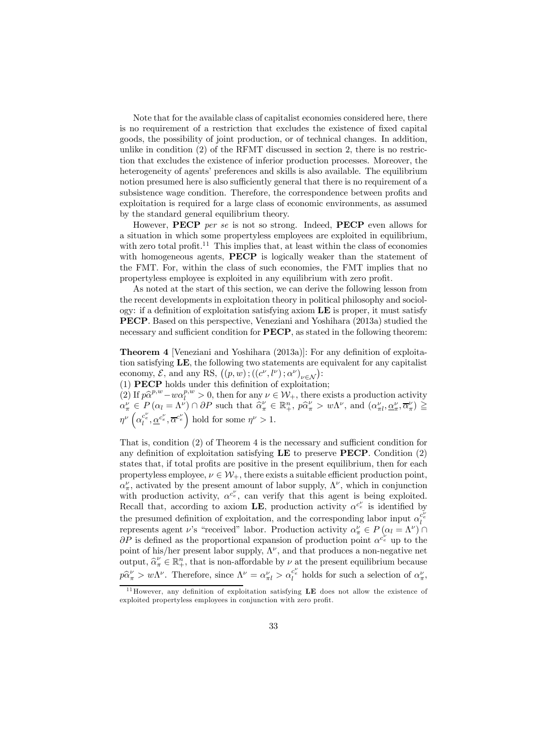Note that for the available class of capitalist economies considered here, there is no requirement of a restriction that excludes the existence of fixed capital goods, the possibility of joint production, or of technical changes. In addition, unlike in condition (2) of the RFMT discussed in section 2, there is no restriction that excludes the existence of inferior production processes. Moreover, the heterogeneity of agents' preferences and skills is also available. The equilibrium notion presumed here is also sufficiently general that there is no requirement of a subsistence wage condition. Therefore, the correspondence between profits and exploitation is required for a large class of economic environments, as assumed by the standard general equilibrium theory.

However, **PECP** *per se* is not so strong. Indeed, **PECP** even allows for a situation in which some propertyless employees are exploited in equilibrium, with zero total profit.[11] This implies that, at least within the class of economies with homogeneous agents, **PECP** is logically weaker than the statement of the FMT. For, within the class of such economies, the FMT implies that no propertyless employee is exploited in any equilibrium with zero profit.

As noted at the start of this section, we can derive the following lesson from the recent developments in exploitation theory in political philosophy and sociology: if a definition of exploitation satisfying axiom **LE** is proper, it must satisfy **PECP**. Based on this perspective, Veneziani and Yoshihara (2013a) studied the necessary and sufficient condition for **PECP**, as stated in the following theorem:

**Theorem 4** [Veneziani and Yoshihara (2013a)]: For any definition of exploitation satisfying **LE**, the following two statements are equivalent for any capitalist economy, $\mathcal{E}$, and any RS, $\left((p,w);((c^{\nu},l^{\nu});\alpha^{\nu})_{\nu\in\mathcal{N}}\right)$:

(1) **PECP** holds under this definition of exploitation;

(2) If $p\widehat{\alpha}^{p,w}-w\alpha_l^{p,w}>0$, then for any $\nu\in\mathcal{W}_+$, there exists a production activity $\alpha_\pi^{\nu}\in P\left(\alpha_l=\Lambda^{\nu}\right)\cap\partial P$ such that $\widehat{\alpha}_\pi^{\nu}\in\mathbb{R}_+^n$, $p\widehat{\alpha}_\pi^{\nu}>w\Lambda^{\nu}$, and $(\alpha_{\pi l}^{\nu},\underline{\alpha}_\pi^{\nu},\overline{\alpha}_\pi^{\nu})\geqq\eta^{\nu}\left(\alpha_l^{c_e^{\nu}},\underline{\alpha}^{c_e^{\nu}},\overline{\alpha}^{c_e^{\nu}}\right)$ hold for some $\eta^{\nu}>1$.

That is, condition (2) of Theorem 4 is the necessary and sufficient condition for any definition of exploitation satisfying **LE** to preserve **PECP**. Condition (2) states that, if total profits are positive in the present equilibrium, then for each propertyless employee, $\nu\in\mathcal{W}_+$, there exists a suitable efficient production point, $\alpha_\pi^{\nu}$, activated by the present amount of labor supply, $\Lambda^{\nu}$, which in conjunction with production activity, $\alpha^{c_e^{\nu}}$, can verify that this agent is being exploited. Recall that, according to axiom **LE**, production activity $\alpha^{c_e^{\nu}}$ is identified by the presumed definition of exploitation, and the corresponding labor input $\alpha_l^{c_e^{\nu}}$ represents agent $\nu$'s "received" labor. Production activity $\alpha_\pi^{\nu}\in P\left(\alpha_l=\Lambda^{\nu}\right)\cap\partial P$ is defined as the proportional expansion of production point $\alpha^{c_e^{\nu}}$ up to the point of his/her present labor supply, $\Lambda^{\nu}$, and that produces a non-negative net output, $\widehat{\alpha}_\pi^{\nu}\in\mathbb{R}_+^n$, that is non-affordable by $\nu$ at the present equilibrium because $p\widehat{\alpha}_\pi^{\nu}>w\Lambda^{\nu}$. Therefore, since $\Lambda^{\nu}=\alpha_{\pi l}^{\nu}>\alpha_l^{c_e^{\nu}}$ holds for such a selection of $\alpha_\pi^{\nu}$,

[11] However, any definition of exploitation satisfying **LE** does not allow the existence of exploited propertyless employees in conjunction with zero profit.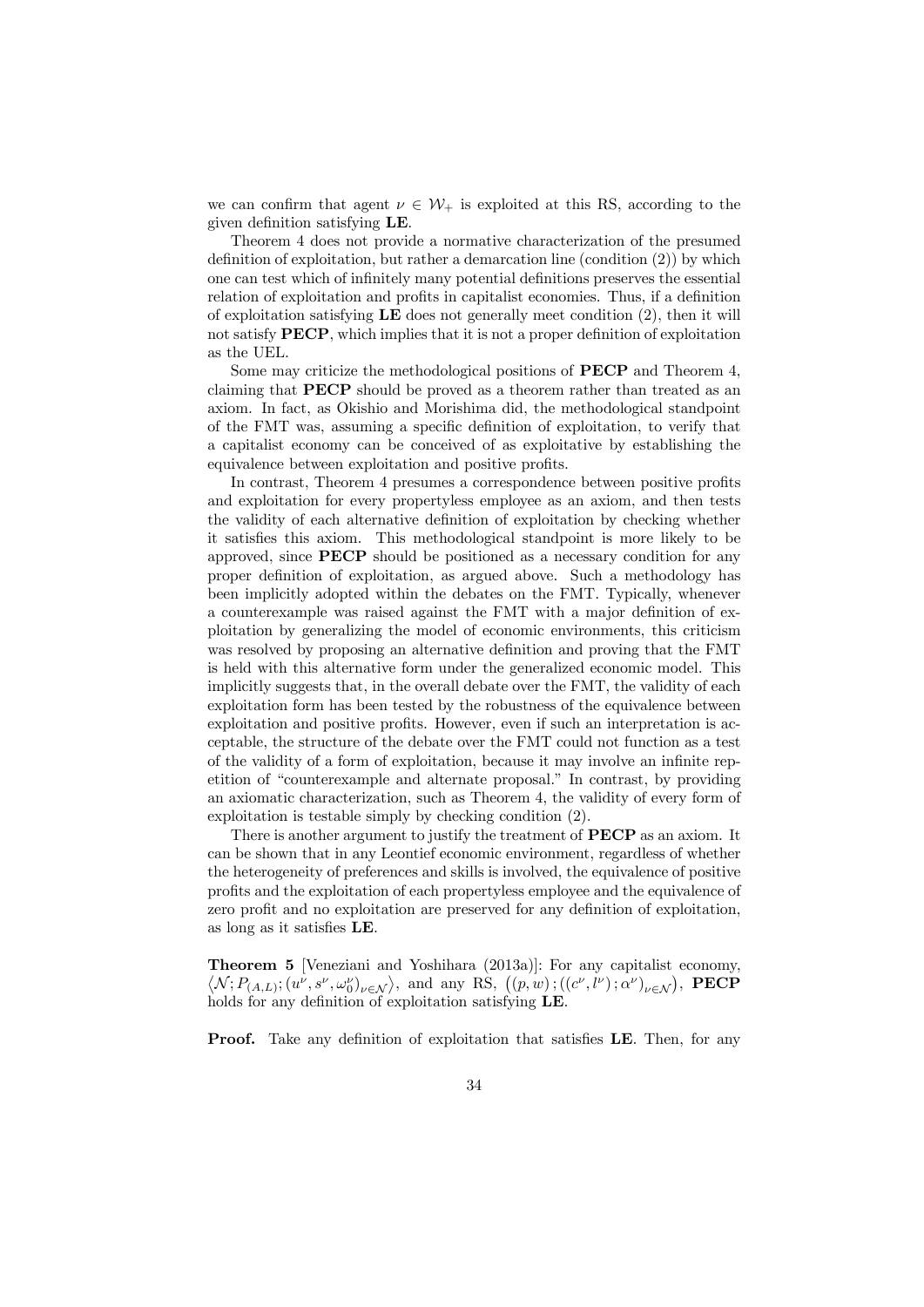we can confirm that agent $\nu \in \mathcal{W}_+$ is exploited at this RS, according to the given definition satisfying **LE**.

Theorem 4 does not provide a normative characterization of the presumed definition of exploitation, but rather a demarcation line (condition (2)) by which one can test which of infinitely many potential definitions preserves the essential relation of exploitation and profits in capitalist economies. Thus, if a definition of exploitation satisfying **LE** does not generally meet condition (2), then it will not satisfy **PECP**, which implies that it is not a proper definition of exploitation as the UEL.

Some may criticize the methodological positions of **PECP** and Theorem 4, claiming that **PECP** should be proved as a theorem rather than treated as an axiom. In fact, as Okishio and Morishima did, the methodological standpoint of the FMT was, assuming a specific definition of exploitation, to verify that a capitalist economy can be conceived of as exploitative by establishing the equivalence between exploitation and positive profits.

In contrast, Theorem 4 presumes a correspondence between positive profits and exploitation for every propertyless employee as an axiom, and then tests the validity of each alternative definition of exploitation by checking whether it satisfies this axiom. This methodological standpoint is more likely to be approved, since **PECP** should be positioned as a necessary condition for any proper definition of exploitation, as argued above. Such a methodology has been implicitly adopted within the debates on the FMT. Typically, whenever a counterexample was raised against the FMT with a major definition of exploitation by generalizing the model of economic environments, this criticism was resolved by proposing an alternative definition and proving that the FMT is held with this alternative form under the generalized economic model. This implicitly suggests that, in the overall debate over the FMT, the validity of each exploitation form has been tested by the robustness of the equivalence between exploitation and positive profits. However, even if such an interpretation is acceptable, the structure of the debate over the FMT could not function as a test of the validity of a form of exploitation, because it may involve an infinite repetition of "counterexample and alternate proposal." In contrast, by providing an axiomatic characterization, such as Theorem 4, the validity of every form of exploitation is testable simply by checking condition (2).

There is another argument to justify the treatment of **PECP** as an axiom. It can be shown that in any Leontief economic environment, regardless of whether the heterogeneity of preferences and skills is involved, the equivalence of positive profits and the exploitation of each propertyless employee and the equivalence of zero profit and no exploitation are preserved for any definition of exploitation, as long as it satisfies **LE**.

**Theorem 5** [Veneziani and Yoshihara (2013a)]: For any capitalist economy, $\left\langle \mathcal{N}; P_{(A,L)}; (u^\nu, s^\nu, \omega_0^\nu)_{\nu \in \mathcal{N}} \right\rangle$, and any RS, $\left((p,w); ((c^\nu, l^\nu); \alpha^\nu)_{\nu \in \mathcal{N}}\right)$, **PECP** holds for any definition of exploitation satisfying **LE**.

**Proof.** Take any definition of exploitation that satisfies **LE**. Then, for any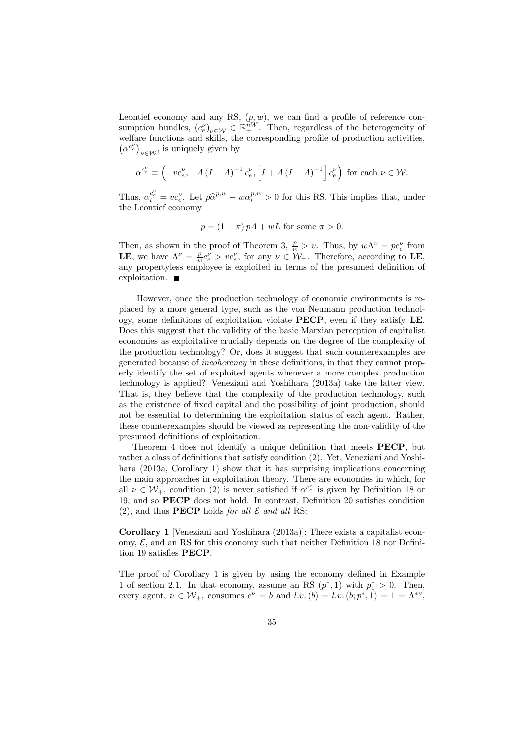Leontief economy and any RS, $(p, w)$, we can find a profile of reference consumption bundles, $(c_e^\nu)_{\nu \in \mathcal{W}} \in \mathbb{R}_+^{nW}$. Then, regardless of the heterogeneity of welfare functions and skills, the corresponding profile of production activities, $\left(\alpha^{c_e^\nu}\right)_{\nu \in \mathcal{W}}$, is uniquely given by

$$\alpha^{c_e^\nu} \equiv \left(-vc_e^\nu, -A(I-A)^{-1} c_e^\nu, \left[I + A(I-A)^{-1}\right] c_e^\nu\right) \text{ for each } \nu \in \mathcal{W}.$$

Thus, $\alpha_l^{c_e^\nu} = vc_e^\nu$. Let $p\widehat{\alpha}^{p,w} - w\alpha_l^{p,w} > 0$ for this RS. This implies that, under the Leontief economy

$$p = (1+\pi) pA + wL \text{ for some } \pi > 0.$$

Then, as shown in the proof of Theorem 3, $\frac{p}{w} > v$. Thus, by $w\Lambda^\nu = pc_e^\nu$ from **LE**, we have $\Lambda^\nu = \frac{p}{w}c_e^\nu > vc_e^\nu$, for any $\nu \in \mathcal{W}_+$. Therefore, according to **LE**, any propertyless employee is exploited in terms of the presumed definition of exploitation. ■

However, once the production technology of economic environments is replaced by a more general type, such as the von Neumann production technology, some definitions of exploitation violate **PECP**, even if they satisfy **LE**. Does this suggest that the validity of the basic Marxian perception of capitalist economies as exploitative crucially depends on the degree of the complexity of the production technology? Or, does it suggest that such counterexamples are generated because of *incoherency* in these definitions, in that they cannot properly identify the set of exploited agents whenever a more complex production technology is applied? Veneziani and Yoshihara (2013a) take the latter view. That is, they believe that the complexity of the production technology, such as the existence of fixed capital and the possibility of joint production, should not be essential to determining the exploitation status of each agent. Rather, these counterexamples should be viewed as representing the non-validity of the presumed definitions of exploitation.

Theorem 4 does not identify a unique definition that meets **PECP**, but rather a class of definitions that satisfy condition (2). Yet, Veneziani and Yoshihara (2013a, Corollary 1) show that it has surprising implications concerning the main approaches in exploitation theory. There are economies in which, for all $\nu \in \mathcal{W}_+$, condition (2) is never satisfied if $\alpha^{c_e^\nu}$ is given by Definition 18 or 19, and so **PECP** does not hold. In contrast, Definition 20 satisfies condition (2), and thus **PECP** holds *for all* $\mathcal{E}$ *and all* RS:

**Corollary 1** [Veneziani and Yoshihara (2013a)]: There exists a capitalist economy, $\mathcal{E}$, and an RS for this economy such that neither Definition 18 nor Definition 19 satisfies **PECP**.

The proof of Corollary 1 is given by using the economy defined in Example 1 of section 2.1. In that economy, assume an RS $(p^*, 1)$ with $p_1^* > 0$. Then, every agent, $\nu \in \mathcal{W}_+$, consumes $c^\nu = b$ and $l.v.(b) = l.v.(b; p^*, 1) = 1 = \Lambda^{*\nu}$,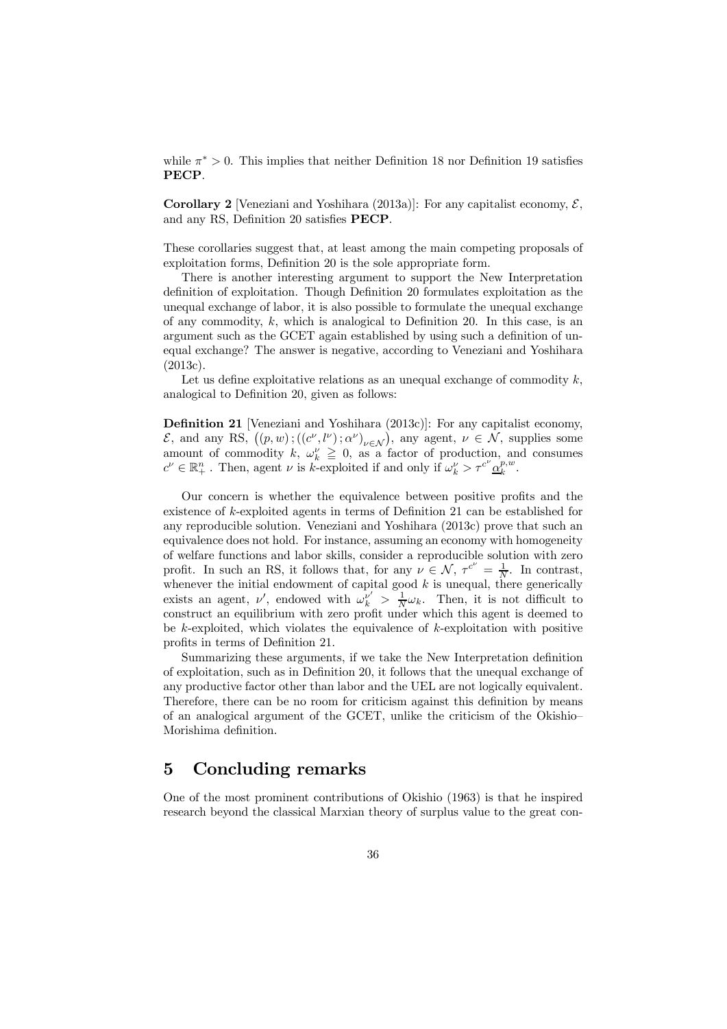while $\pi^* > 0$. This implies that neither Definition 18 nor Definition 19 satisfies **PECP**.

**Corollary 2** [Veneziani and Yoshihara (2013a)]: For any capitalist economy, $\mathcal{E}$, and any RS, Definition 20 satisfies **PECP**.

These corollaries suggest that, at least among the main competing proposals of exploitation forms, Definition 20 is the sole appropriate form.

There is another interesting argument to support the New Interpretation definition of exploitation. Though Definition 20 formulates exploitation as the unequal exchange of labor, it is also possible to formulate the unequal exchange of any commodity, $k$, which is analogical to Definition 20. In this case, is an argument such as the GCET again established by using such a definition of unequal exchange? The answer is negative, according to Veneziani and Yoshihara (2013c).

Let us define exploitative relations as an unequal exchange of commodity $k$, analogical to Definition 20, given as follows:

**Definition 21** [Veneziani and Yoshihara (2013c)]: For any capitalist economy, $\mathcal{E}$, and any RS, $\left((p,w);((c^\nu,l^\nu);\alpha^\nu)_{\nu\in\mathcal{N}}\right)$, any agent, $\nu \in \mathcal{N}$, supplies some amount of commodity $k$, $\omega_k^\nu \geqq 0$, as a factor of production, and consumes $c^\nu \in \mathbb{R}_+^n$. Then, agent $\nu$ is $k$-exploited if and only if $\omega_k^\nu > \tau^{c^\nu}\underline{\alpha}_k^{p,w}$.

Our concern is whether the equivalence between positive profits and the existence of $k$-exploited agents in terms of Definition 21 can be established for any reproducible solution. Veneziani and Yoshihara (2013c) prove that such an equivalence does not hold. For instance, assuming an economy with homogeneity of welfare functions and labor skills, consider a reproducible solution with zero profit. In such an RS, it follows that, for any $\nu \in \mathcal{N}$, $\tau^{c^\nu} = \frac{1}{N}$. In contrast, whenever the initial endowment of capital good $k$ is unequal, there generically exists an agent, $\nu'$, endowed with $\omega_k^{\nu'} > \frac{1}{N}\omega_k$. Then, it is not difficult to construct an equilibrium with zero profit under which this agent is deemed to be $k$-exploited, which violates the equivalence of $k$-exploitation with positive profits in terms of Definition 21.

Summarizing these arguments, if we take the New Interpretation definition of exploitation, such as in Definition 20, it follows that the unequal exchange of any productive factor other than labor and the UEL are not logically equivalent. Therefore, there can be no room for criticism against this definition by means of an analogical argument of the GCET, unlike the criticism of the Okishio–Morishima definition.

# 5 Concluding remarks

One of the most prominent contributions of Okishio (1963) is that he inspired research beyond the classical Marxian theory of surplus value to the great con-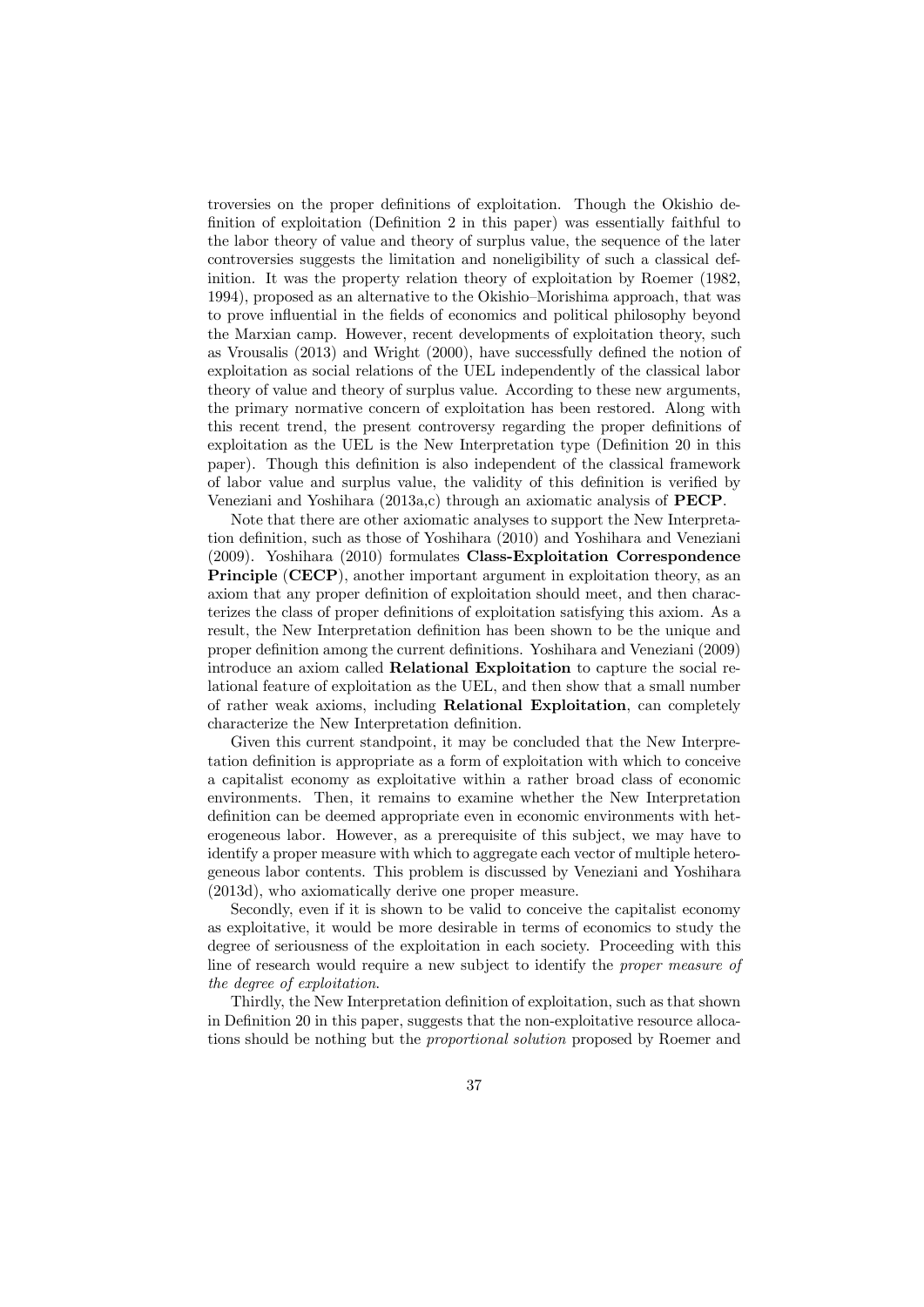troversies on the proper definitions of exploitation. Though the Okishio definition of exploitation (Definition 2 in this paper) was essentially faithful to the labor theory of value and theory of surplus value, the sequence of the later controversies suggests the limitation and noneligibility of such a classical definition. It was the property relation theory of exploitation by Roemer (1982, 1994), proposed as an alternative to the Okishio–Morishima approach, that was to prove influential in the fields of economics and political philosophy beyond the Marxian camp. However, recent developments of exploitation theory, such as Vrousalis (2013) and Wright (2000), have successfully defined the notion of exploitation as social relations of the UEL independently of the classical labor theory of value and theory of surplus value. According to these new arguments, the primary normative concern of exploitation has been restored. Along with this recent trend, the present controversy regarding the proper definitions of exploitation as the UEL is the New Interpretation type (Definition 20 in this paper). Though this definition is also independent of the classical framework of labor value and surplus value, the validity of this definition is verified by Veneziani and Yoshihara (2013a,c) through an axiomatic analysis of **PECP**.

Note that there are other axiomatic analyses to support the New Interpretation definition, such as those of Yoshihara (2010) and Yoshihara and Veneziani (2009). Yoshihara (2010) formulates **Class-Exploitation Correspondence Principle** (**CECP**), another important argument in exploitation theory, as an axiom that any proper definition of exploitation should meet, and then characterizes the class of proper definitions of exploitation satisfying this axiom. As a result, the New Interpretation definition has been shown to be the unique and proper definition among the current definitions. Yoshihara and Veneziani (2009) introduce an axiom called **Relational Exploitation** to capture the social relational feature of exploitation as the UEL, and then show that a small number of rather weak axioms, including **Relational Exploitation**, can completely characterize the New Interpretation definition.

Given this current standpoint, it may be concluded that the New Interpretation definition is appropriate as a form of exploitation with which to conceive a capitalist economy as exploitative within a rather broad class of economic environments. Then, it remains to examine whether the New Interpretation definition can be deemed appropriate even in economic environments with heterogeneous labor. However, as a prerequisite of this subject, we may have to identify a proper measure with which to aggregate each vector of multiple heterogeneous labor contents. This problem is discussed by Veneziani and Yoshihara (2013d), who axiomatically derive one proper measure.

Secondly, even if it is shown to be valid to conceive the capitalist economy as exploitative, it would be more desirable in terms of economics to study the degree of seriousness of the exploitation in each society. Proceeding with this line of research would require a new subject to identify the *proper measure of the degree of exploitation*.

Thirdly, the New Interpretation definition of exploitation, such as that shown in Definition 20 in this paper, suggests that the non-exploitative resource allocations should be nothing but the *proportional solution* proposed by Roemer and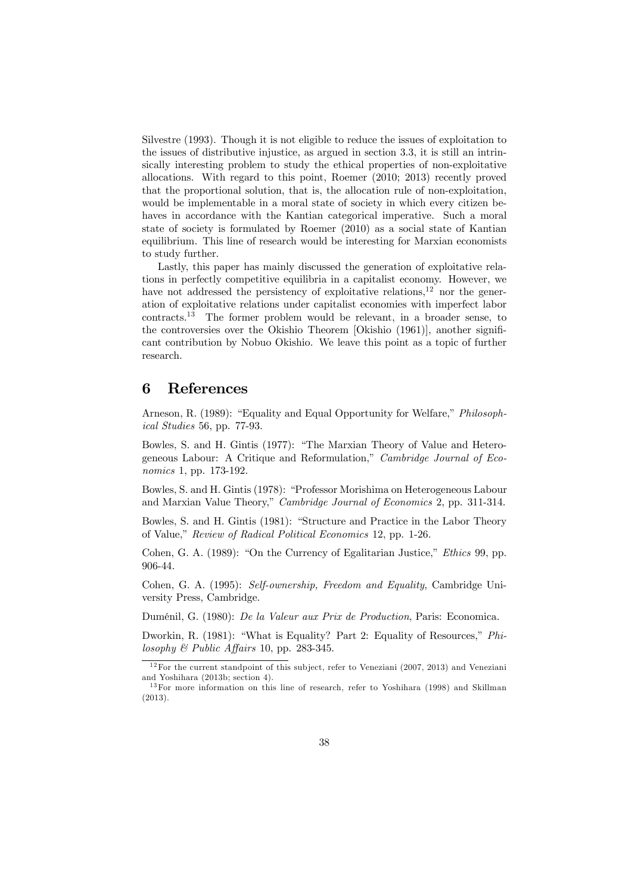Silvestre (1993). Though it is not eligible to reduce the issues of exploitation to the issues of distributive injustice, as argued in section 3.3, it is still an intrinsically interesting problem to study the ethical properties of non-exploitative allocations. With regard to this point, Roemer (2010; 2013) recently proved that the proportional solution, that is, the allocation rule of non-exploitation, would be implementable in a moral state of society in which every citizen behaves in accordance with the Kantian categorical imperative. Such a moral state of society is formulated by Roemer (2010) as a social state of Kantian equilibrium. This line of research would be interesting for Marxian economists to study further.

Lastly, this paper has mainly discussed the generation of exploitative relations in perfectly competitive equilibria in a capitalist economy. However, we have not addressed the persistency of exploitative relations,[12] nor the generation of exploitative relations under capitalist economies with imperfect labor contracts.[13] The former problem would be relevant, in a broader sense, to the controversies over the Okishio Theorem [Okishio (1961)], another significant contribution by Nobuo Okishio. We leave this point as a topic of further research.

# 6 References

Arneson, R. (1989): "Equality and Equal Opportunity for Welfare," *Philosophical Studies* 56, pp. 77-93.

Bowles, S. and H. Gintis (1977): "The Marxian Theory of Value and Heterogeneous Labour: A Critique and Reformulation," *Cambridge Journal of Economics* 1, pp. 173-192.

Bowles, S. and H. Gintis (1978): "Professor Morishima on Heterogeneous Labour and Marxian Value Theory," *Cambridge Journal of Economics* 2, pp. 311-314.

Bowles, S. and H. Gintis (1981): "Structure and Practice in the Labor Theory of Value," *Review of Radical Political Economics* 12, pp. 1-26.

Cohen, G. A. (1989): "On the Currency of Egalitarian Justice," *Ethics* 99, pp. 906-44.

Cohen, G. A. (1995): *Self-ownership, Freedom and Equality*, Cambridge University Press, Cambridge.

Duménil, G. (1980): *De la Valeur aux Prix de Production*, Paris: Economica.

Dworkin, R. (1981): "What is Equality? Part 2: Equality of Resources," *Philosophy & Public Affairs* 10, pp. 283-345.

[12] For the current standpoint of this subject, refer to Veneziani (2007, 2013) and Veneziani and Yoshihara (2013b; section 4).

[13] For more information on this line of research, refer to Yoshihara (1998) and Skillman (2013).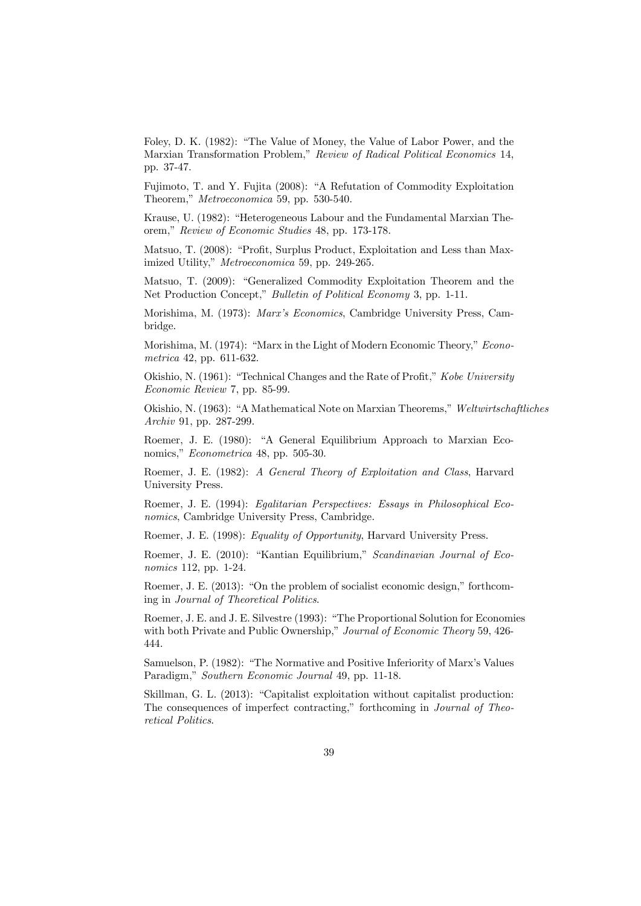Foley, D. K. (1982): "The Value of Money, the Value of Labor Power, and the Marxian Transformation Problem," *Review of Radical Political Economics* 14, pp. 37-47.

Fujimoto, T. and Y. Fujita (2008): "A Refutation of Commodity Exploitation Theorem," *Metroeconomica* 59, pp. 530-540.

Krause, U. (1982): "Heterogeneous Labour and the Fundamental Marxian Theorem," *Review of Economic Studies* 48, pp. 173-178.

Matsuo, T. (2008): "Profit, Surplus Product, Exploitation and Less than Maximized Utility," *Metroeconomica* 59, pp. 249-265.

Matsuo, T. (2009): "Generalized Commodity Exploitation Theorem and the Net Production Concept," *Bulletin of Political Economy* 3, pp. 1-11.

Morishima, M. (1973): *Marx's Economics*, Cambridge University Press, Cambridge.

Morishima, M. (1974): "Marx in the Light of Modern Economic Theory," *Econometrica* 42, pp. 611-632.

Okishio, N. (1961): "Technical Changes and the Rate of Profit," *Kobe University Economic Review* 7, pp. 85-99.

Okishio, N. (1963): "A Mathematical Note on Marxian Theorems," *Weltwirtschaftliches Archiv* 91, pp. 287-299.

Roemer, J. E. (1980): "A General Equilibrium Approach to Marxian Economics," *Econometrica* 48, pp. 505-30.

Roemer, J. E. (1982): *A General Theory of Exploitation and Class*, Harvard University Press.

Roemer, J. E. (1994): *Egalitarian Perspectives: Essays in Philosophical Economics*, Cambridge University Press, Cambridge.

Roemer, J. E. (1998): *Equality of Opportunity*, Harvard University Press.

Roemer, J. E. (2010): "Kantian Equilibrium," *Scandinavian Journal of Economics* 112, pp. 1-24.

Roemer, J. E. (2013): "On the problem of socialist economic design," forthcoming in *Journal of Theoretical Politics*.

Roemer, J. E. and J. E. Silvestre (1993): "The Proportional Solution for Economies with both Private and Public Ownership," *Journal of Economic Theory* 59, 426-444.

Samuelson, P. (1982): "The Normative and Positive Inferiority of Marx's Values Paradigm," *Southern Economic Journal* 49, pp. 11-18.

Skillman, G. L. (2013): "Capitalist exploitation without capitalist production: The consequences of imperfect contracting," forthcoming in *Journal of Theoretical Politics*.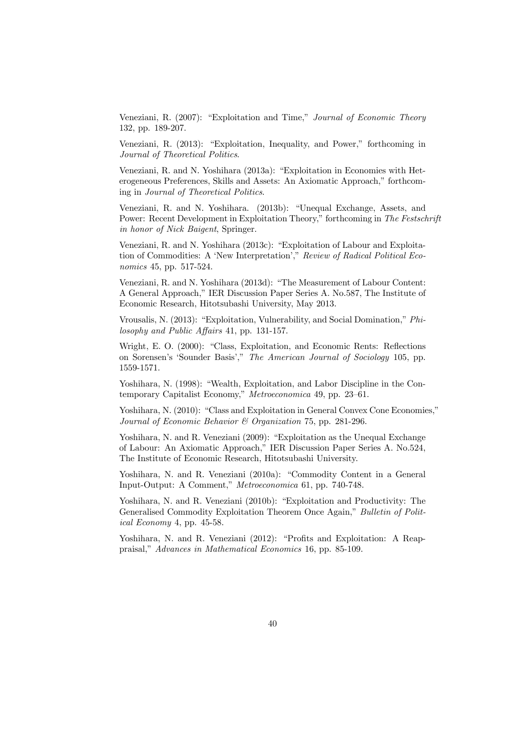Veneziani, R. (2007): "Exploitation and Time," *Journal of Economic Theory* 132, pp. 189-207.

Veneziani, R. (2013): "Exploitation, Inequality, and Power," forthcoming in *Journal of Theoretical Politics*.

Veneziani, R. and N. Yoshihara (2013a): "Exploitation in Economies with Heterogeneous Preferences, Skills and Assets: An Axiomatic Approach," forthcoming in *Journal of Theoretical Politics*.

Veneziani, R. and N. Yoshihara. (2013b): "Unequal Exchange, Assets, and Power: Recent Development in Exploitation Theory," forthcoming in *The Festschrift in honor of Nick Baigent*, Springer.

Veneziani, R. and N. Yoshihara (2013c): "Exploitation of Labour and Exploitation of Commodities: A 'New Interpretation'," *Review of Radical Political Economics* 45, pp. 517-524.

Veneziani, R. and N. Yoshihara (2013d): "The Measurement of Labour Content: A General Approach," IER Discussion Paper Series A. No.587, The Institute of Economic Research, Hitotsubashi University, May 2013.

Vrousalis, N. (2013): "Exploitation, Vulnerability, and Social Domination," *Philosophy and Public Affairs* 41, pp. 131-157.

Wright, E. O. (2000): "Class, Exploitation, and Economic Rents: Reflections on Sorensen's 'Sounder Basis'," *The American Journal of Sociology* 105, pp. 1559-1571.

Yoshihara, N. (1998): "Wealth, Exploitation, and Labor Discipline in the Contemporary Capitalist Economy," *Metroeconomica* 49, pp. 23–61.

Yoshihara, N. (2010): "Class and Exploitation in General Convex Cone Economies," *Journal of Economic Behavior & Organization* 75, pp. 281-296.

Yoshihara, N. and R. Veneziani (2009): "Exploitation as the Unequal Exchange of Labour: An Axiomatic Approach," IER Discussion Paper Series A. No.524, The Institute of Economic Research, Hitotsubashi University.

Yoshihara, N. and R. Veneziani (2010a): "Commodity Content in a General Input-Output: A Comment," *Metroeconomica* 61, pp. 740-748.

Yoshihara, N. and R. Veneziani (2010b): "Exploitation and Productivity: The Generalised Commodity Exploitation Theorem Once Again," *Bulletin of Political Economy* 4, pp. 45-58.

Yoshihara, N. and R. Veneziani (2012): "Profits and Exploitation: A Reappraisal," *Advances in Mathematical Economics* 16, pp. 85-109.